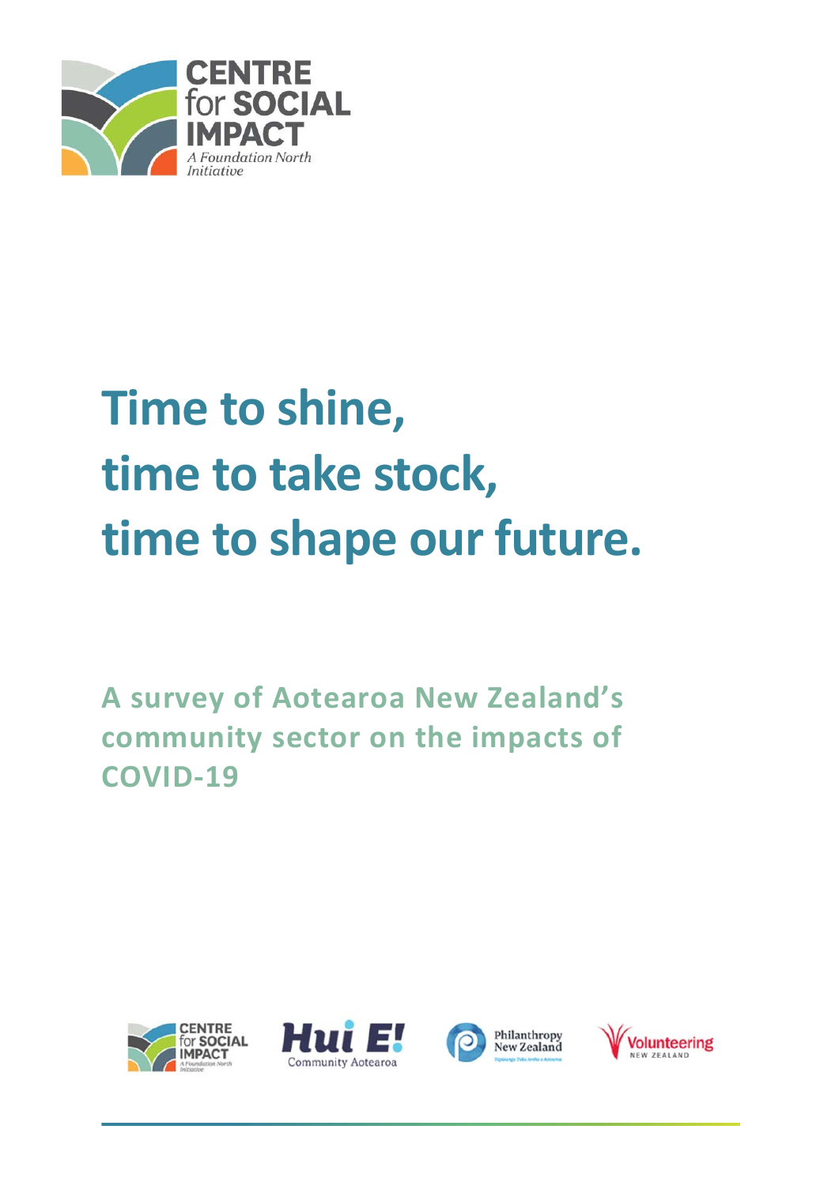CENTRE for SOCIAL IMPACT

*A Foundation North Initiative*

# Time to shine, time to take stock, time to shape our future.

## A survey of Aotearoa New Zealand's community sector on the impacts of COVID-19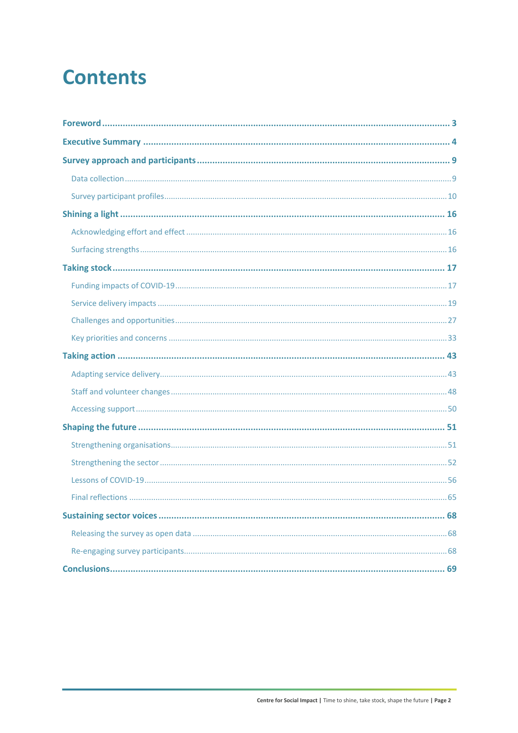# Contents

**Foreword** ..... **3**

**Executive Summary** ..... **4**

**Survey approach and participants** ..... **9**

- Data collection ..... 9
- Survey participant profiles ..... 10

**Shining a light** ..... **16**

- Acknowledging effort and effect ..... 16
- Surfacing strengths ..... 16

**Taking stock** ..... **17**

- Funding impacts of COVID-19 ..... 17
- Service delivery impacts ..... 19
- Challenges and opportunities ..... 27
- Key priorities and concerns ..... 33

**Taking action** ..... **43**

- Adapting service delivery ..... 43
- Staff and volunteer changes ..... 48
- Accessing support ..... 50

**Shaping the future** ..... **51**

- Strengthening organisations ..... 51
- Strengthening the sector ..... 52
- Lessons of COVID-19 ..... 56
- Final reflections ..... 65

**Sustaining sector voices** ..... **68**

- Releasing the survey as open data ..... 68
- Re-engaging survey participants ..... 68

**Conclusions** ..... **69**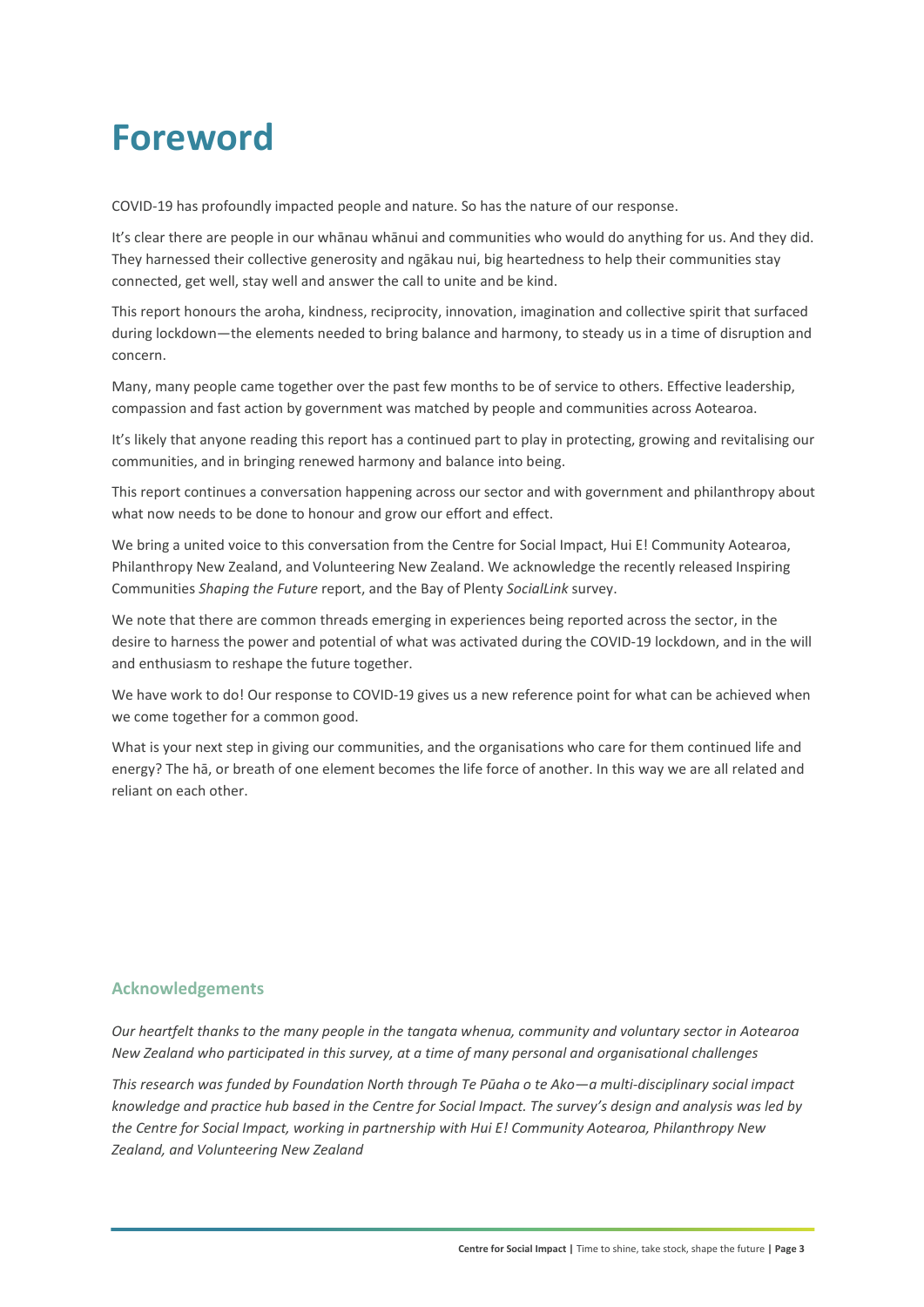# Foreword

COVID-19 has profoundly impacted people and nature. So has the nature of our response.

It's clear there are people in our whānau whānui and communities who would do anything for us. And they did. They harnessed their collective generosity and ngākau nui, big heartedness to help their communities stay connected, get well, stay well and answer the call to unite and be kind.

This report honours the aroha, kindness, reciprocity, innovation, imagination and collective spirit that surfaced during lockdown—the elements needed to bring balance and harmony, to steady us in a time of disruption and concern.

Many, many people came together over the past few months to be of service to others. Effective leadership, compassion and fast action by government was matched by people and communities across Aotearoa.

It's likely that anyone reading this report has a continued part to play in protecting, growing and revitalising our communities, and in bringing renewed harmony and balance into being.

This report continues a conversation happening across our sector and with government and philanthropy about what now needs to be done to honour and grow our effort and effect.

We bring a united voice to this conversation from the Centre for Social Impact, Hui E! Community Aotearoa, Philanthropy New Zealand, and Volunteering New Zealand. We acknowledge the recently released Inspiring Communities *Shaping the Future* report, and the Bay of Plenty *SocialLink* survey.

We note that there are common threads emerging in experiences being reported across the sector, in the desire to harness the power and potential of what was activated during the COVID-19 lockdown, and in the will and enthusiasm to reshape the future together.

We have work to do! Our response to COVID-19 gives us a new reference point for what can be achieved when we come together for a common good.

What is your next step in giving our communities, and the organisations who care for them continued life and energy? The hā, or breath of one element becomes the life force of another. In this way we are all related and reliant on each other.

### Acknowledgements

*Our heartfelt thanks to the many people in the tangata whenua, community and voluntary sector in Aotearoa New Zealand who participated in this survey, at a time of many personal and organisational challenges*

*This research was funded by Foundation North through Te Pūaha o te Ako—a multi-disciplinary social impact knowledge and practice hub based in the Centre for Social Impact. The survey's design and analysis was led by the Centre for Social Impact, working in partnership with Hui E! Community Aotearoa, Philanthropy New Zealand, and Volunteering New Zealand*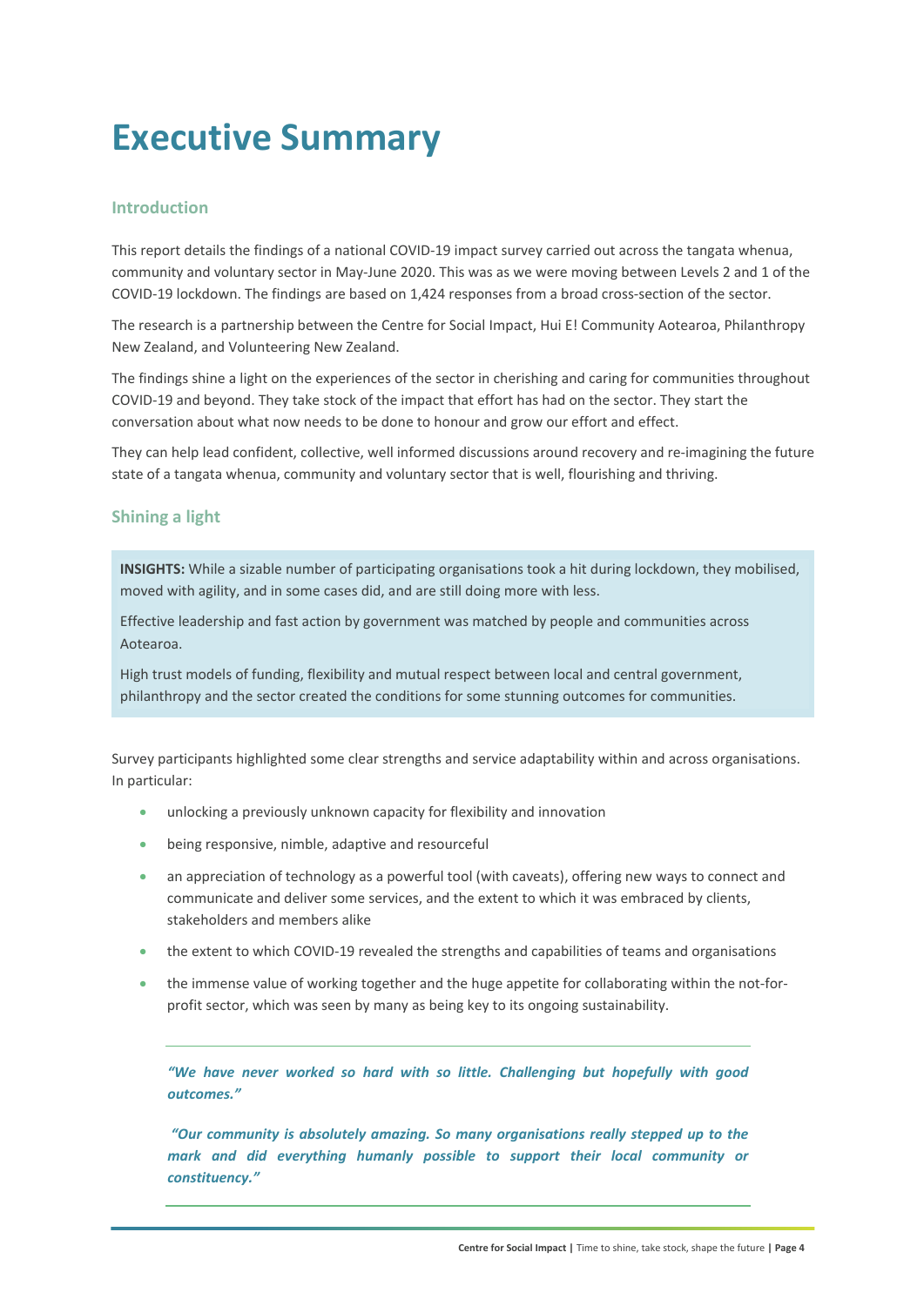# Executive Summary

## Introduction

This report details the findings of a national COVID-19 impact survey carried out across the tangata whenua, community and voluntary sector in May-June 2020. This was as we were moving between Levels 2 and 1 of the COVID-19 lockdown. The findings are based on 1,424 responses from a broad cross-section of the sector.

The research is a partnership between the Centre for Social Impact, Hui E! Community Aotearoa, Philanthropy New Zealand, and Volunteering New Zealand.

The findings shine a light on the experiences of the sector in cherishing and caring for communities throughout COVID-19 and beyond. They take stock of the impact that effort has had on the sector. They start the conversation about what now needs to be done to honour and grow our effort and effect.

They can help lead confident, collective, well informed discussions around recovery and re-imagining the future state of a tangata whenua, community and voluntary sector that is well, flourishing and thriving.

## Shining a light

> **INSIGHTS:** While a sizable number of participating organisations took a hit during lockdown, they mobilised, moved with agility, and in some cases did, and are still doing more with less.
>
> Effective leadership and fast action by government was matched by people and communities across Aotearoa.
>
> High trust models of funding, flexibility and mutual respect between local and central government, philanthropy and the sector created the conditions for some stunning outcomes for communities.

Survey participants highlighted some clear strengths and service adaptability within and across organisations. In particular:

- unlocking a previously unknown capacity for flexibility and innovation
- being responsive, nimble, adaptive and resourceful
- an appreciation of technology as a powerful tool (with caveats), offering new ways to connect and communicate and deliver some services, and the extent to which it was embraced by clients, stakeholders and members alike
- the extent to which COVID-19 revealed the strengths and capabilities of teams and organisations
- the immense value of working together and the huge appetite for collaborating within the not-for-profit sector, which was seen by many as being key to its ongoing sustainability.

***"We have never worked so hard with so little. Challenging but hopefully with good outcomes."***

***"Our community is absolutely amazing. So many organisations really stepped up to the mark and did everything humanly possible to support their local community or constituency."***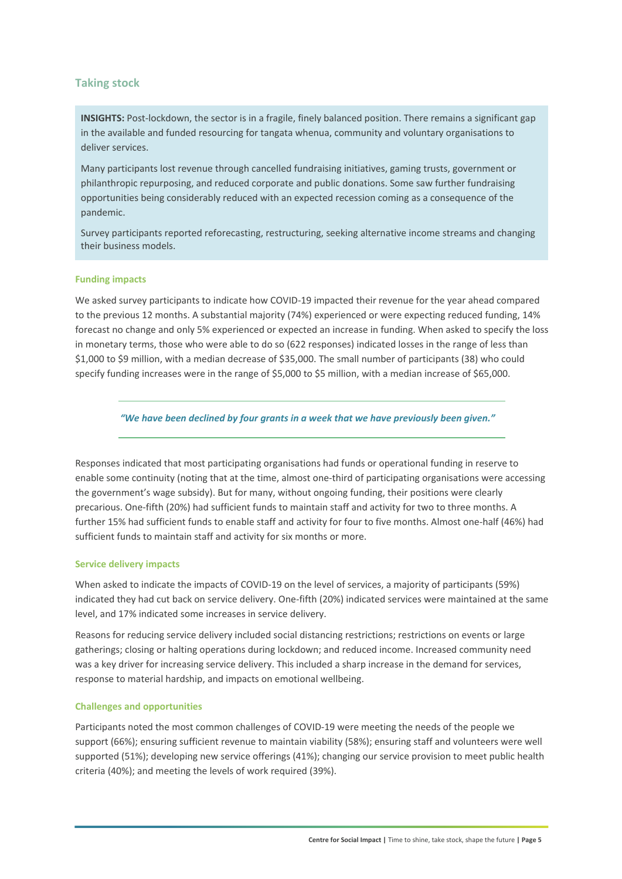## Taking stock

> **INSIGHTS:** Post-lockdown, the sector is in a fragile, finely balanced position. There remains a significant gap in the available and funded resourcing for tangata whenua, community and voluntary organisations to deliver services.
>
> Many participants lost revenue through cancelled fundraising initiatives, gaming trusts, government or philanthropic repurposing, and reduced corporate and public donations. Some saw further fundraising opportunities being considerably reduced with an expected recession coming as a consequence of the pandemic.
>
> Survey participants reported reforecasting, restructuring, seeking alternative income streams and changing their business models.

### Funding impacts

We asked survey participants to indicate how COVID-19 impacted their revenue for the year ahead compared to the previous 12 months. A substantial majority (74%) experienced or were expecting reduced funding, 14% forecast no change and only 5% experienced or expected an increase in funding. When asked to specify the loss in monetary terms, those who were able to do so (622 responses) indicated losses in the range of less than $1,000 to $9 million, with a median decrease of $35,000. The small number of participants (38) who could specify funding increases were in the range of $5,000 to $5 million, with a median increase of $65,000.

---

***"We have been declined by four grants in a week that we have previously been given."***

---

Responses indicated that most participating organisations had funds or operational funding in reserve to enable some continuity (noting that at the time, almost one-third of participating organisations were accessing the government's wage subsidy). But for many, without ongoing funding, their positions were clearly precarious. One-fifth (20%) had sufficient funds to maintain staff and activity for two to three months. A further 15% had sufficient funds to enable staff and activity for four to five months. Almost one-half (46%) had sufficient funds to maintain staff and activity for six months or more.

### Service delivery impacts

When asked to indicate the impacts of COVID-19 on the level of services, a majority of participants (59%) indicated they had cut back on service delivery. One-fifth (20%) indicated services were maintained at the same level, and 17% indicated some increases in service delivery.

Reasons for reducing service delivery included social distancing restrictions; restrictions on events or large gatherings; closing or halting operations during lockdown; and reduced income. Increased community need was a key driver for increasing service delivery. This included a sharp increase in the demand for services, response to material hardship, and impacts on emotional wellbeing.

### Challenges and opportunities

Participants noted the most common challenges of COVID-19 were meeting the needs of the people we support (66%); ensuring sufficient revenue to maintain viability (58%); ensuring staff and volunteers were well supported (51%); developing new service offerings (41%); changing our service provision to meet public health criteria (40%); and meeting the levels of work required (39%).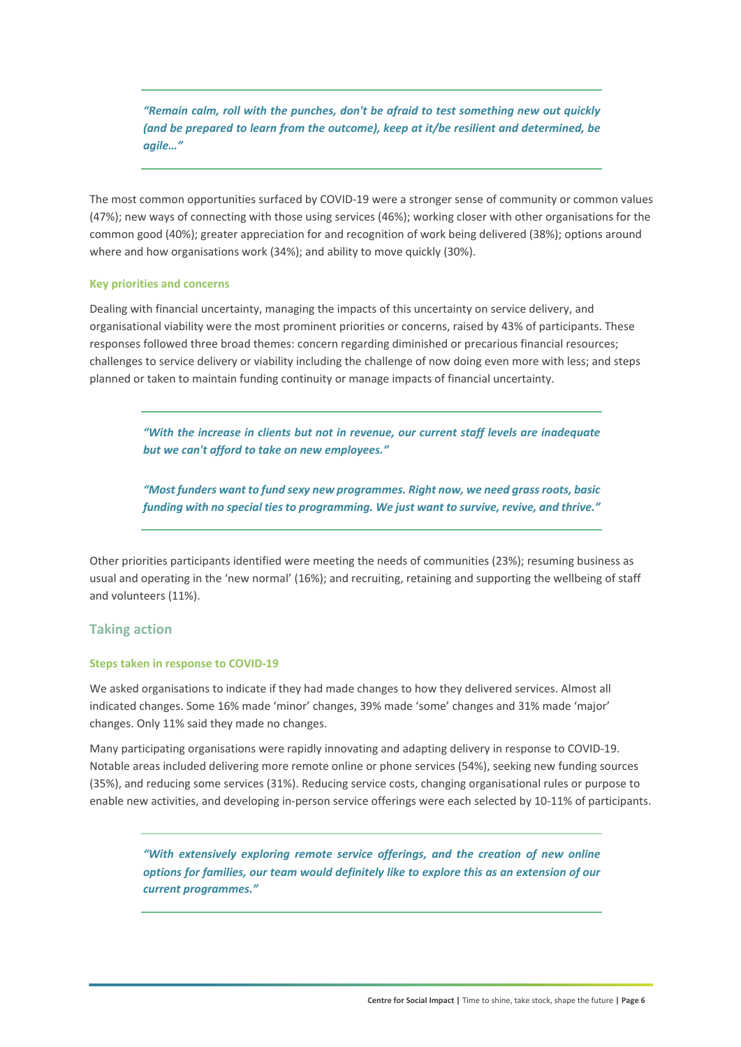> *"Remain calm, roll with the punches, don't be afraid to test something new out quickly (and be prepared to learn from the outcome), keep at it/be resilient and determined, be agile…"*

The most common opportunities surfaced by COVID-19 were a stronger sense of community or common values (47%); new ways of connecting with those using services (46%); working closer with other organisations for the common good (40%); greater appreciation for and recognition of work being delivered (38%); options around where and how organisations work (34%); and ability to move quickly (30%).

#### Key priorities and concerns

Dealing with financial uncertainty, managing the impacts of this uncertainty on service delivery, and organisational viability were the most prominent priorities or concerns, raised by 43% of participants. These responses followed three broad themes: concern regarding diminished or precarious financial resources; challenges to service delivery or viability including the challenge of now doing even more with less; and steps planned or taken to maintain funding continuity or manage impacts of financial uncertainty.

> *"With the increase in clients but not in revenue, our current staff levels are inadequate but we can't afford to take on new employees."*
>
> *"Most funders want to fund sexy new programmes. Right now, we need grass roots, basic funding with no special ties to programming. We just want to survive, revive, and thrive."*

Other priorities participants identified were meeting the needs of communities (23%); resuming business as usual and operating in the 'new normal' (16%); and recruiting, retaining and supporting the wellbeing of staff and volunteers (11%).

### Taking action

#### Steps taken in response to COVID-19

We asked organisations to indicate if they had made changes to how they delivered services. Almost all indicated changes. Some 16% made 'minor' changes, 39% made 'some' changes and 31% made 'major' changes. Only 11% said they made no changes.

Many participating organisations were rapidly innovating and adapting delivery in response to COVID-19. Notable areas included delivering more remote online or phone services (54%), seeking new funding sources (35%), and reducing some services (31%). Reducing service costs, changing organisational rules or purpose to enable new activities, and developing in-person service offerings were each selected by 10-11% of participants.

> *"With extensively exploring remote service offerings, and the creation of new online options for families, our team would definitely like to explore this as an extension of our current programmes."*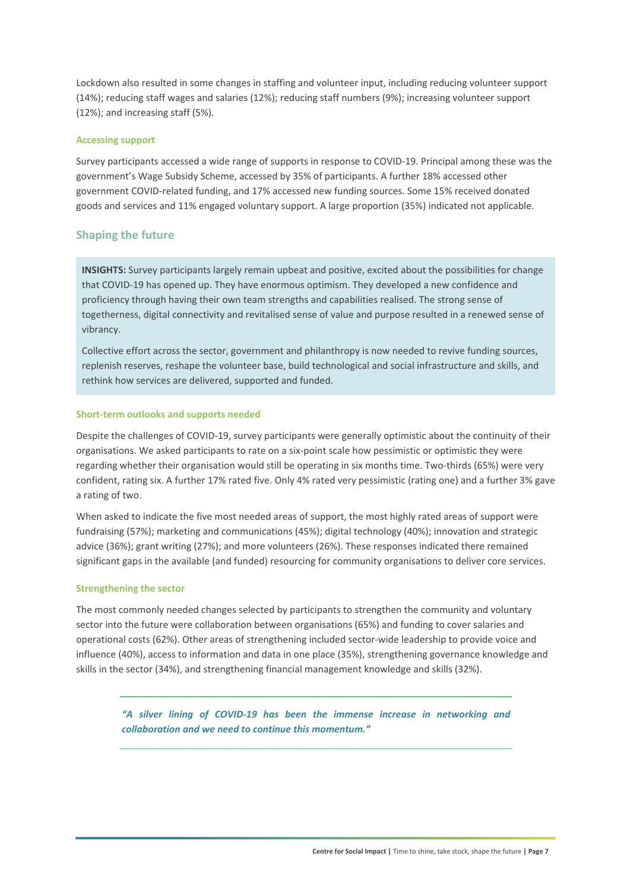Lockdown also resulted in some changes in staffing and volunteer input, including reducing volunteer support (14%); reducing staff wages and salaries (12%); reducing staff numbers (9%); increasing volunteer support (12%); and increasing staff (5%).

#### Accessing support

Survey participants accessed a wide range of supports in response to COVID-19. Principal among these was the government's Wage Subsidy Scheme, accessed by 35% of participants. A further 18% accessed other government COVID-related funding, and 17% accessed new funding sources. Some 15% received donated goods and services and 11% engaged voluntary support. A large proportion (35%) indicated not applicable.

### Shaping the future

> **INSIGHTS:** Survey participants largely remain upbeat and positive, excited about the possibilities for change that COVID-19 has opened up. They have enormous optimism. They developed a new confidence and proficiency through having their own team strengths and capabilities realised. The strong sense of togetherness, digital connectivity and revitalised sense of value and purpose resulted in a renewed sense of vibrancy.
>
> Collective effort across the sector, government and philanthropy is now needed to revive funding sources, replenish reserves, reshape the volunteer base, build technological and social infrastructure and skills, and rethink how services are delivered, supported and funded.

#### Short-term outlooks and supports needed

Despite the challenges of COVID-19, survey participants were generally optimistic about the continuity of their organisations. We asked participants to rate on a six-point scale how pessimistic or optimistic they were regarding whether their organisation would still be operating in six months time. Two-thirds (65%) were very confident, rating six. A further 17% rated five. Only 4% rated very pessimistic (rating one) and a further 3% gave a rating of two.

When asked to indicate the five most needed areas of support, the most highly rated areas of support were fundraising (57%); marketing and communications (45%); digital technology (40%); innovation and strategic advice (36%); grant writing (27%); and more volunteers (26%). These responses indicated there remained significant gaps in the available (and funded) resourcing for community organisations to deliver core services.

#### Strengthening the sector

The most commonly needed changes selected by participants to strengthen the community and voluntary sector into the future were collaboration between organisations (65%) and funding to cover salaries and operational costs (62%). Other areas of strengthening included sector-wide leadership to provide voice and influence (40%), access to information and data in one place (35%), strengthening governance knowledge and skills in the sector (34%), and strengthening financial management knowledge and skills (32%).

> ***"A silver lining of COVID-19 has been the immense increase in networking and collaboration and we need to continue this momentum."***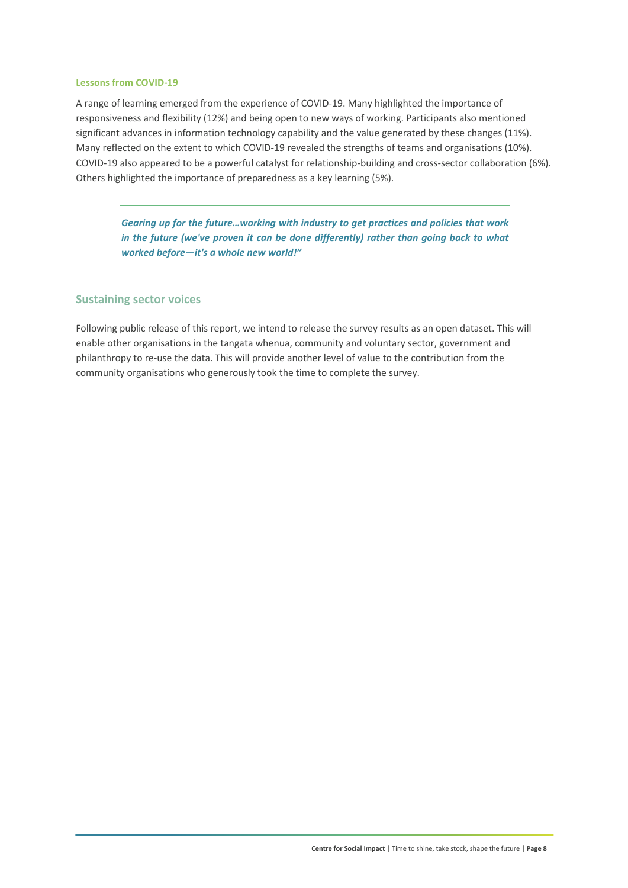### Lessons from COVID-19

A range of learning emerged from the experience of COVID-19. Many highlighted the importance of responsiveness and flexibility (12%) and being open to new ways of working. Participants also mentioned significant advances in information technology capability and the value generated by these changes (11%). Many reflected on the extent to which COVID-19 revealed the strengths of teams and organisations (10%). COVID-19 also appeared to be a powerful catalyst for relationship-building and cross-sector collaboration (6%). Others highlighted the importance of preparedness as a key learning (5%).

> ***Gearing up for the future…working with industry to get practices and policies that work in the future (we've proven it can be done differently) rather than going back to what worked before—it's a whole new world!"***

## Sustaining sector voices

Following public release of this report, we intend to release the survey results as an open dataset. This will enable other organisations in the tangata whenua, community and voluntary sector, government and philanthropy to re-use the data. This will provide another level of value to the contribution from the community organisations who generously took the time to complete the survey.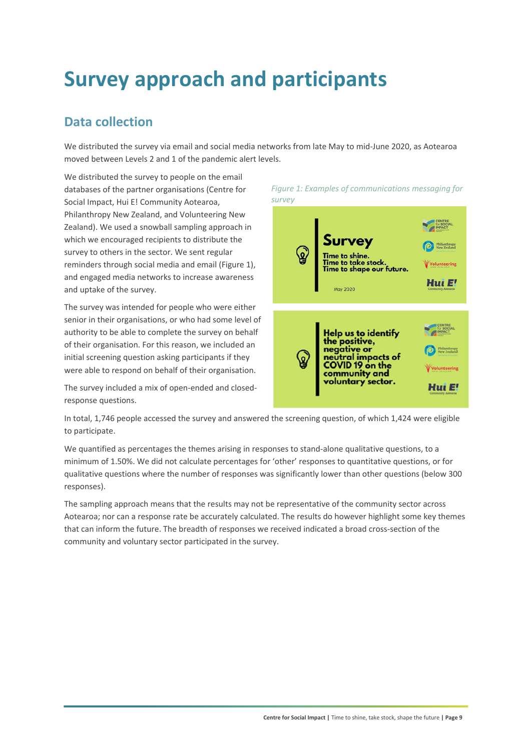# Survey approach and participants

## Data collection

We distributed the survey via email and social media networks from late May to mid-June 2020, as Aotearoa moved between Levels 2 and 1 of the pandemic alert levels.

We distributed the survey to people on the email databases of the partner organisations (Centre for Social Impact, Hui E! Community Aotearoa, Philanthropy New Zealand, and Volunteering New Zealand). We used a snowball sampling approach in which we encouraged recipients to distribute the survey to others in the sector. We sent regular reminders through social media and email (Figure 1), and engaged media networks to increase awareness and uptake of the survey.

*Figure 1: Examples of communications messaging for survey*

The survey was intended for people who were either senior in their organisations, or who had some level of authority to be able to complete the survey on behalf of their organisation. For this reason, we included an initial screening question asking participants if they were able to respond on behalf of their organisation.

The survey included a mix of open-ended and closed-response questions.

In total, 1,746 people accessed the survey and answered the screening question, of which 1,424 were eligible to participate.

We quantified as percentages the themes arising in responses to stand-alone qualitative questions, to a minimum of 1.50%. We did not calculate percentages for 'other' responses to quantitative questions, or for qualitative questions where the number of responses was significantly lower than other questions (below 300 responses).

The sampling approach means that the results may not be representative of the community sector across Aotearoa; nor can a response rate be accurately calculated. The results do however highlight some key themes that can inform the future. The breadth of responses we received indicated a broad cross-section of the community and voluntary sector participated in the survey.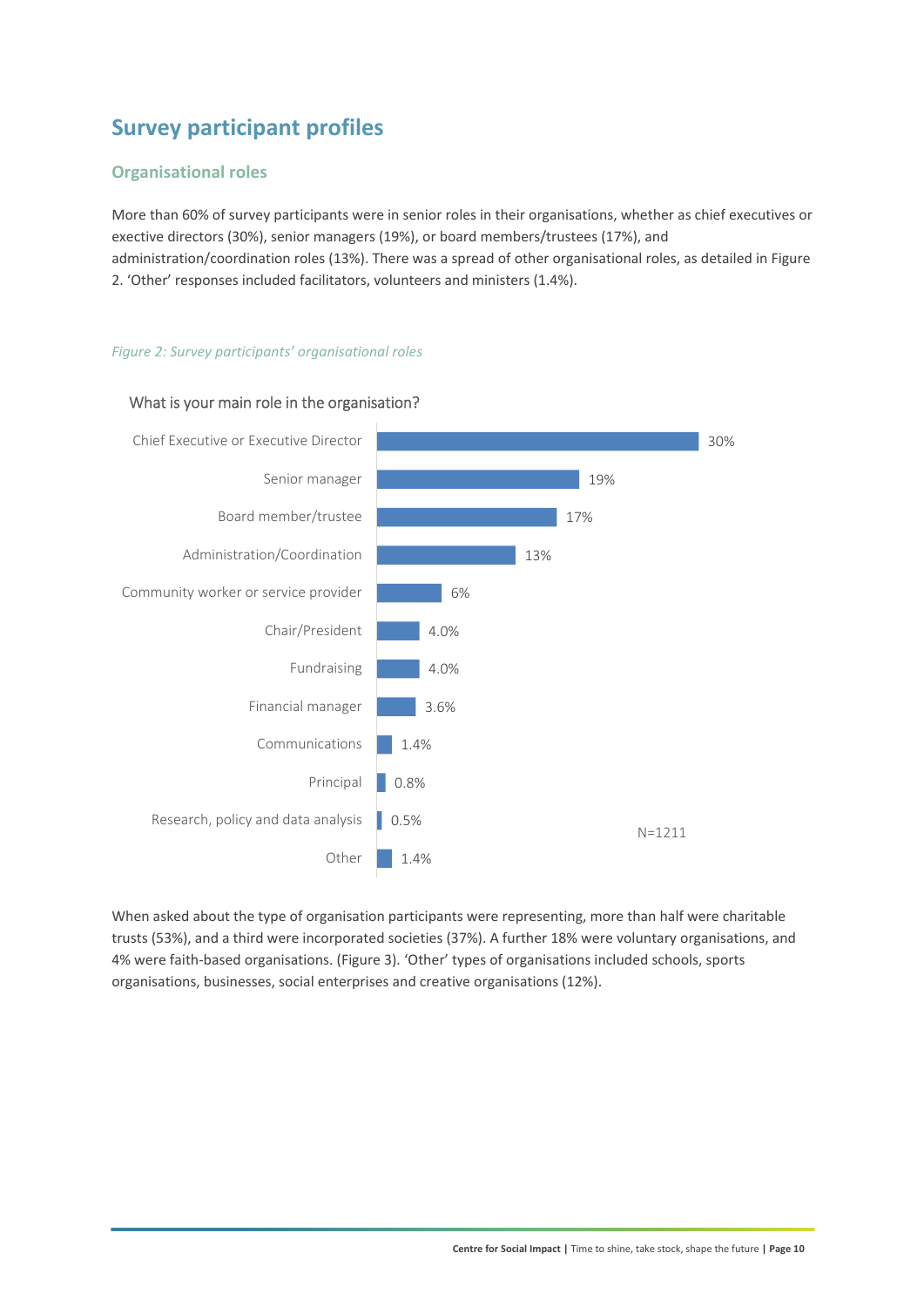## Survey participant profiles

### Organisational roles

More than 60% of survey participants were in senior roles in their organisations, whether as chief executives or exective directors (30%), senior managers (19%), or board members/trustees (17%), and administration/coordination roles (13%). There was a spread of other organisational roles, as detailed in Figure 2. 'Other' responses included facilitators, volunteers and ministers (1.4%).

*Figure 2: Survey participants' organisational roles*

What is your main role in the organisation?

| Role | Percentage |
| --- | --- |
| Chief Executive or Executive Director | 30% |
| Senior manager | 19% |
| Board member/trustee | 17% |
| Administration/Coordination | 13% |
| Community worker or service provider | 6% |
| Chair/President | 4.0% |
| Fundraising | 4.0% |
| Financial manager | 3.6% |
| Communications | 1.4% |
| Principal | 0.8% |
| Research, policy and data analysis | 0.5% |
| Other | 1.4% |

N=1211

When asked about the type of organisation participants were representing, more than half were charitable trusts (53%), and a third were incorporated societies (37%). A further 18% were voluntary organisations, and 4% were faith-based organisations. (Figure 3). 'Other' types of organisations included schools, sports organisations, businesses, social enterprises and creative organisations (12%).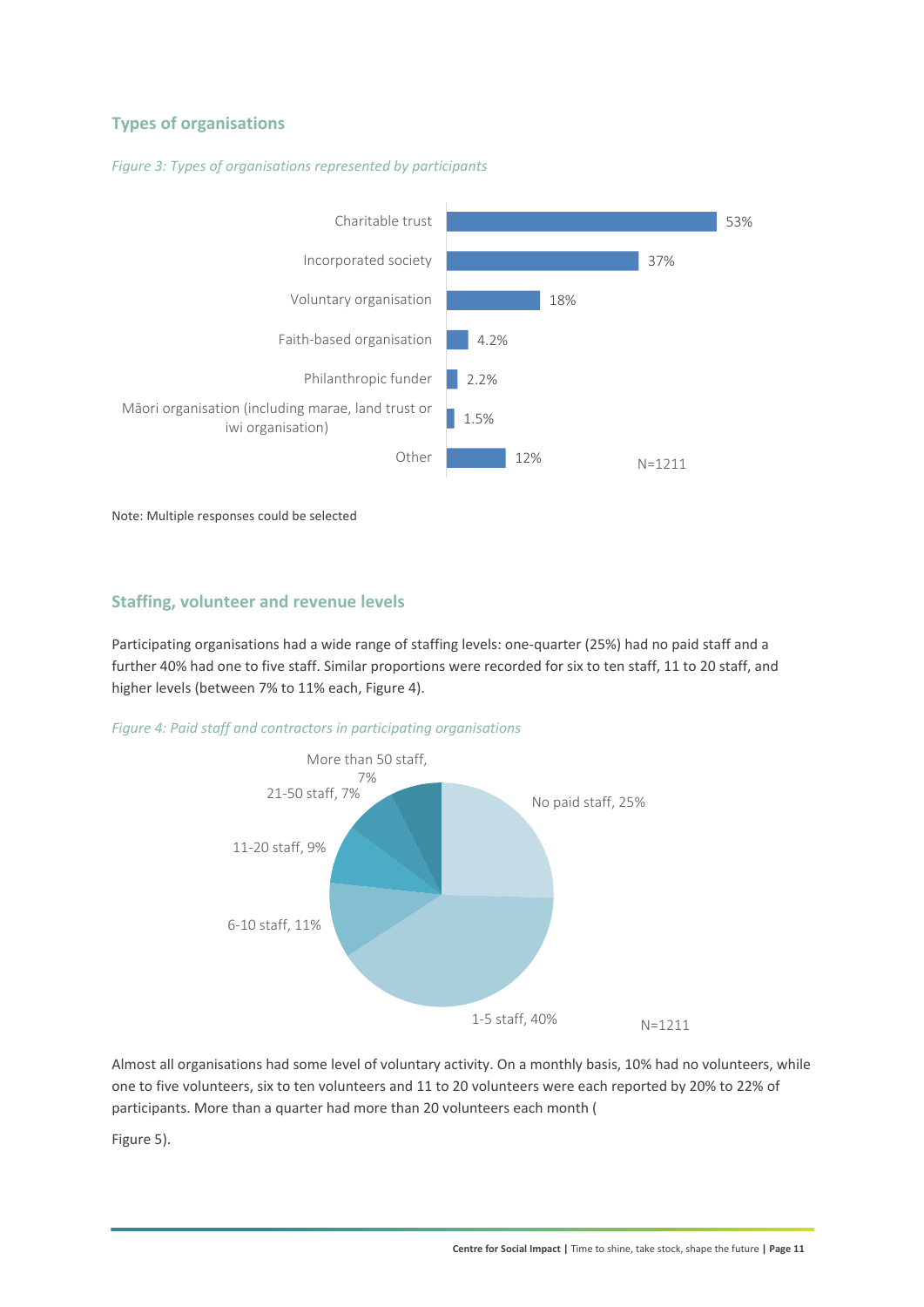## Types of organisations

*Figure 3: Types of organisations represented by participants*

| Type | % |
|---|---|
| Charitable trust | 53% |
| Incorporated society | 37% |
| Voluntary organisation | 18% |
| Faith-based organisation | 4.2% |
| Philanthropic funder | 2.2% |
| Māori organisation (including marae, land trust or iwi organisation) | 1.5% |
| Other | 12% |

N=1211

Note: Multiple responses could be selected

## Staffing, volunteer and revenue levels

Participating organisations had a wide range of staffing levels: one-quarter (25%) had no paid staff and a further 40% had one to five staff. Similar proportions were recorded for six to ten staff, 11 to 20 staff, and higher levels (between 7% to 11% each, Figure 4).

*Figure 4: Paid staff and contractors in participating organisations*

| Staff | % |
|---|---|
| No paid staff | 25% |
| 1-5 staff | 40% |
| 6-10 staff | 11% |
| 11-20 staff | 9% |
| 21-50 staff | 7% |
| More than 50 staff | 7% |

N=1211

Almost all organisations had some level of voluntary activity. On a monthly basis, 10% had no volunteers, while one to five volunteers, six to ten volunteers and 11 to 20 volunteers were each reported by 20% to 22% of participants. More than a quarter had more than 20 volunteers each month (

Figure 5).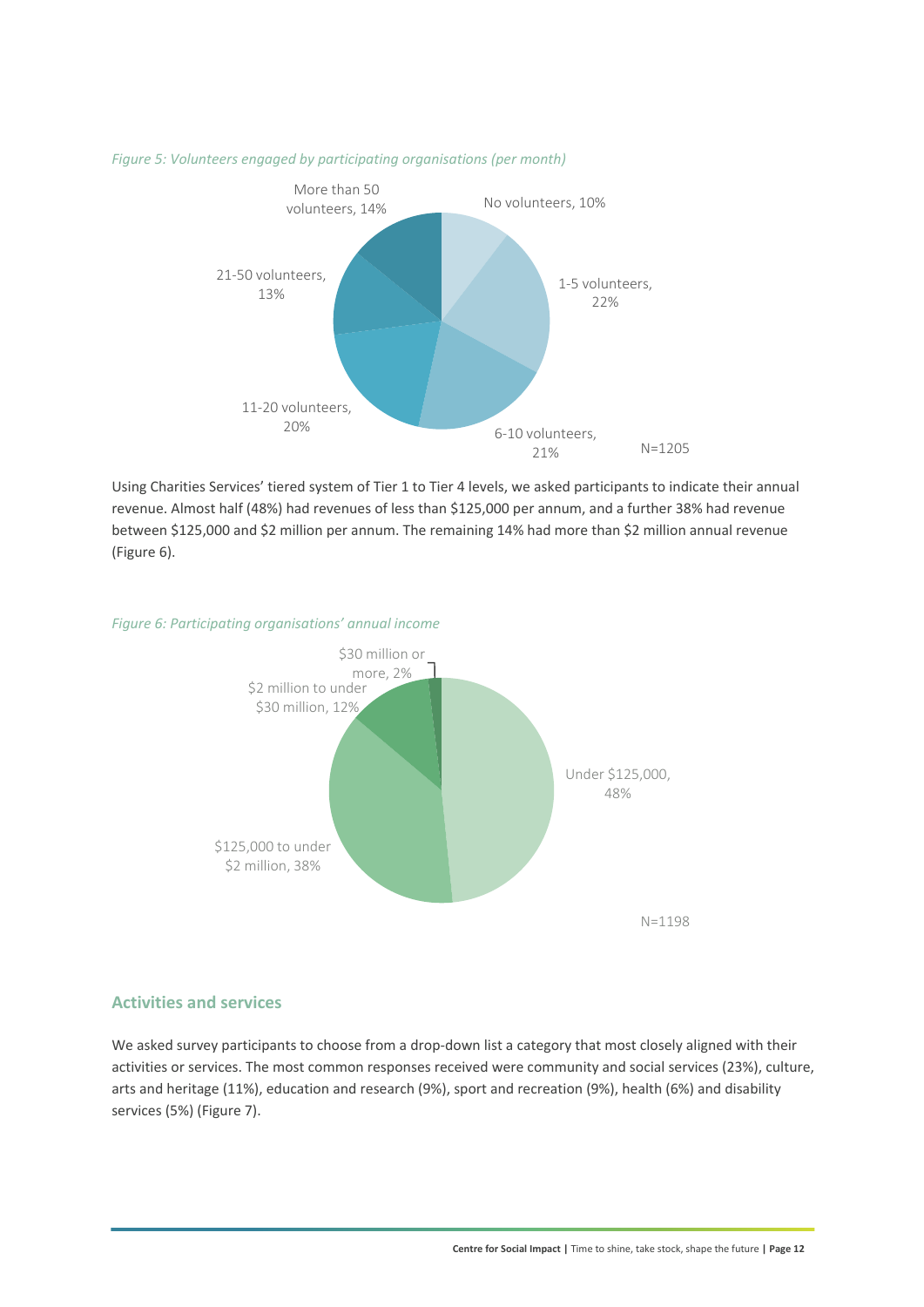*Figure 5: Volunteers engaged by participating organisations (per month)*

No volunteers, 10%
1-5 volunteers, 22%
6-10 volunteers, 21%
11-20 volunteers, 20%
21-50 volunteers, 13%
More than 50 volunteers, 14%

N=1205

Using Charities Services' tiered system of Tier 1 to Tier 4 levels, we asked participants to indicate their annual revenue. Almost half (48%) had revenues of less than $125,000 per annum, and a further 38% had revenue between $125,000 and $2 million per annum. The remaining 14% had more than $2 million annual revenue (Figure 6).

*Figure 6: Participating organisations' annual income*

Under $125,000, 48%
$125,000 to under $2 million, 38%
$2 million to under $30 million, 12%
$30 million or more, 2%

N=1198

## Activities and services

We asked survey participants to choose from a drop-down list a category that most closely aligned with their activities or services. The most common responses received were community and social services (23%), culture, arts and heritage (11%), education and research (9%), sport and recreation (9%), health (6%) and disability services (5%) (Figure 7).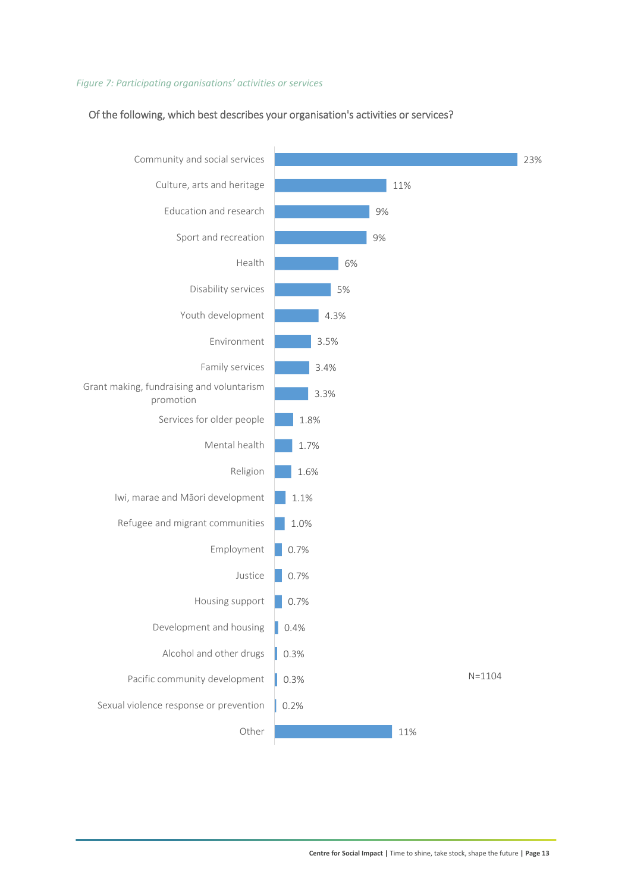*Figure 7: Participating organisations' activities or services*

Of the following, which best describes your organisation's activities or services?

| Activity or service | % |
|---|---|
| Community and social services | 23% |
| Culture, arts and heritage | 11% |
| Education and research | 9% |
| Sport and recreation | 9% |
| Health | 6% |
| Disability services | 5% |
| Youth development | 4.3% |
| Environment | 3.5% |
| Family services | 3.4% |
| Grant making, fundraising and voluntarism promotion | 3.3% |
| Services for older people | 1.8% |
| Mental health | 1.7% |
| Religion | 1.6% |
| Iwi, marae and Māori development | 1.1% |
| Refugee and migrant communities | 1.0% |
| Employment | 0.7% |
| Justice | 0.7% |
| Housing support | 0.7% |
| Development and housing | 0.4% |
| Alcohol and other drugs | 0.3% |
| Pacific community development | 0.3% |
| Sexual violence response or prevention | 0.2% |
| Other | 11% |

N=1104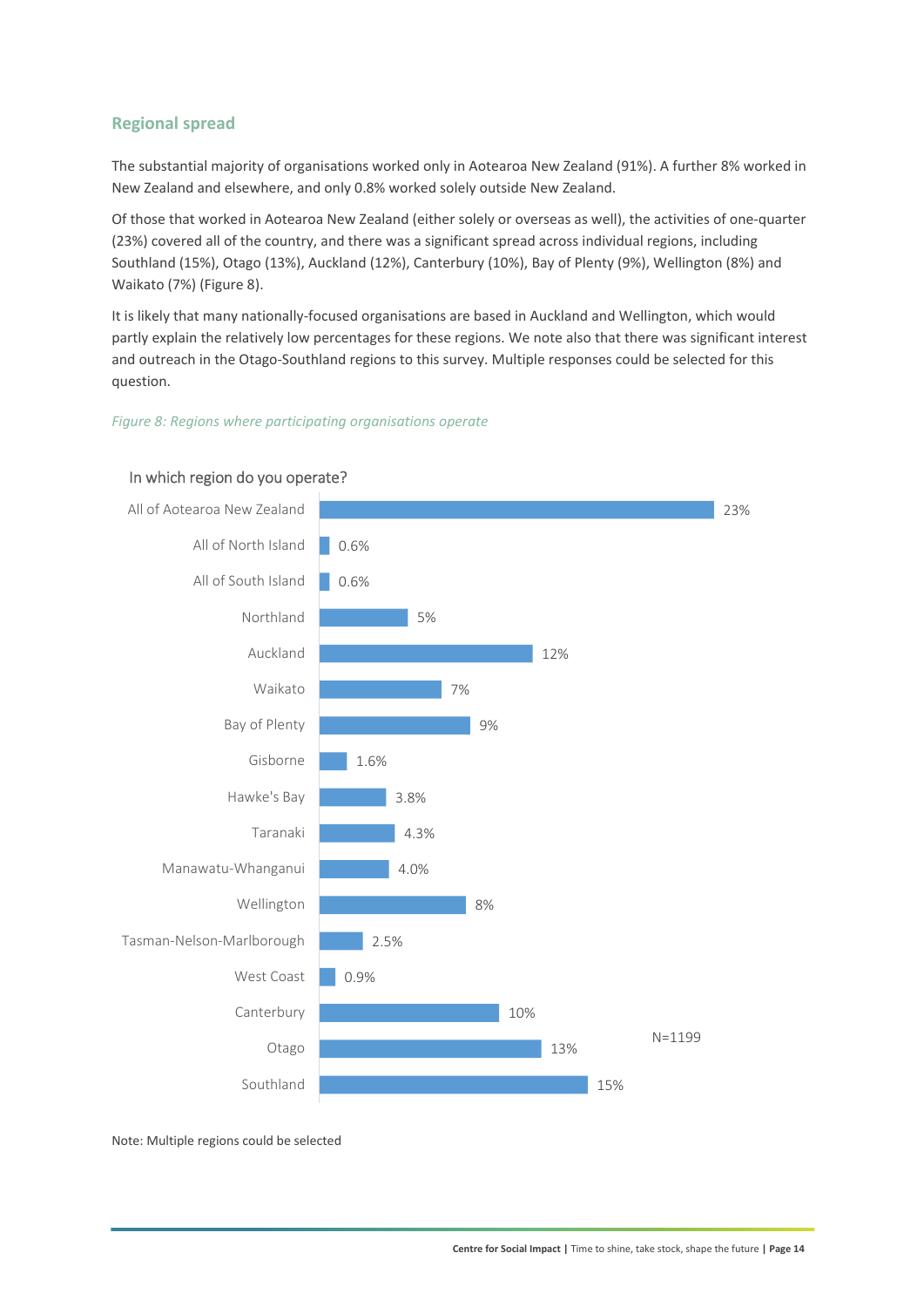## Regional spread

The substantial majority of organisations worked only in Aotearoa New Zealand (91%). A further 8% worked in New Zealand and elsewhere, and only 0.8% worked solely outside New Zealand.

Of those that worked in Aotearoa New Zealand (either solely or overseas as well), the activities of one-quarter (23%) covered all of the country, and there was a significant spread across individual regions, including Southland (15%), Otago (13%), Auckland (12%), Canterbury (10%), Bay of Plenty (9%), Wellington (8%) and Waikato (7%) (Figure 8).

It is likely that many nationally-focused organisations are based in Auckland and Wellington, which would partly explain the relatively low percentages for these regions. We note also that there was significant interest and outreach in the Otago-Southland regions to this survey. Multiple responses could be selected for this question.

*Figure 8: Regions where participating organisations operate*

In which region do you operate?

| Region | % |
|---|---|
| All of Aotearoa New Zealand | 23% |
| All of North Island | 0.6% |
| All of South Island | 0.6% |
| Northland | 5% |
| Auckland | 12% |
| Waikato | 7% |
| Bay of Plenty | 9% |
| Gisborne | 1.6% |
| Hawke's Bay | 3.8% |
| Taranaki | 4.3% |
| Manawatu-Whanganui | 4.0% |
| Wellington | 8% |
| Tasman-Nelson-Marlborough | 2.5% |
| West Coast | 0.9% |
| Canterbury | 10% |
| Otago | 13% |
| Southland | 15% |

N=1199

Note: Multiple regions could be selected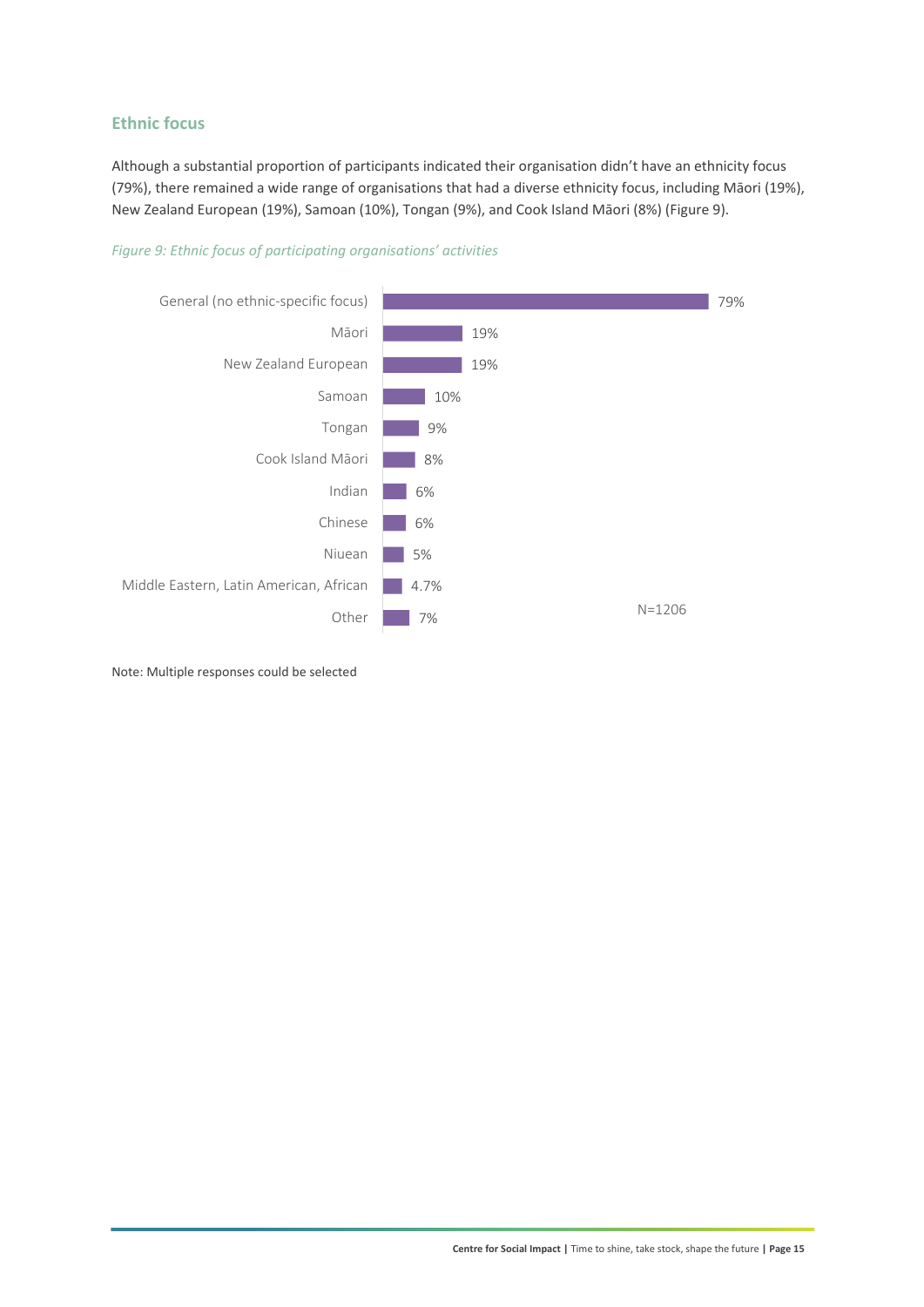## Ethnic focus

Although a substantial proportion of participants indicated their organisation didn't have an ethnicity focus (79%), there remained a wide range of organisations that had a diverse ethnicity focus, including Māori (19%), New Zealand European (19%), Samoan (10%), Tongan (9%), and Cook Island Māori (8%) (Figure 9).

*Figure 9: Ethnic focus of participating organisations' activities*

| Ethnic focus | % |
|---|---|
| General (no ethnic-specific focus) | 79% |
| Māori | 19% |
| New Zealand European | 19% |
| Samoan | 10% |
| Tongan | 9% |
| Cook Island Māori | 8% |
| Indian | 6% |
| Chinese | 6% |
| Niuean | 5% |
| Middle Eastern, Latin American, African | 4.7% |
| Other | 7% |

N=1206

Note: Multiple responses could be selected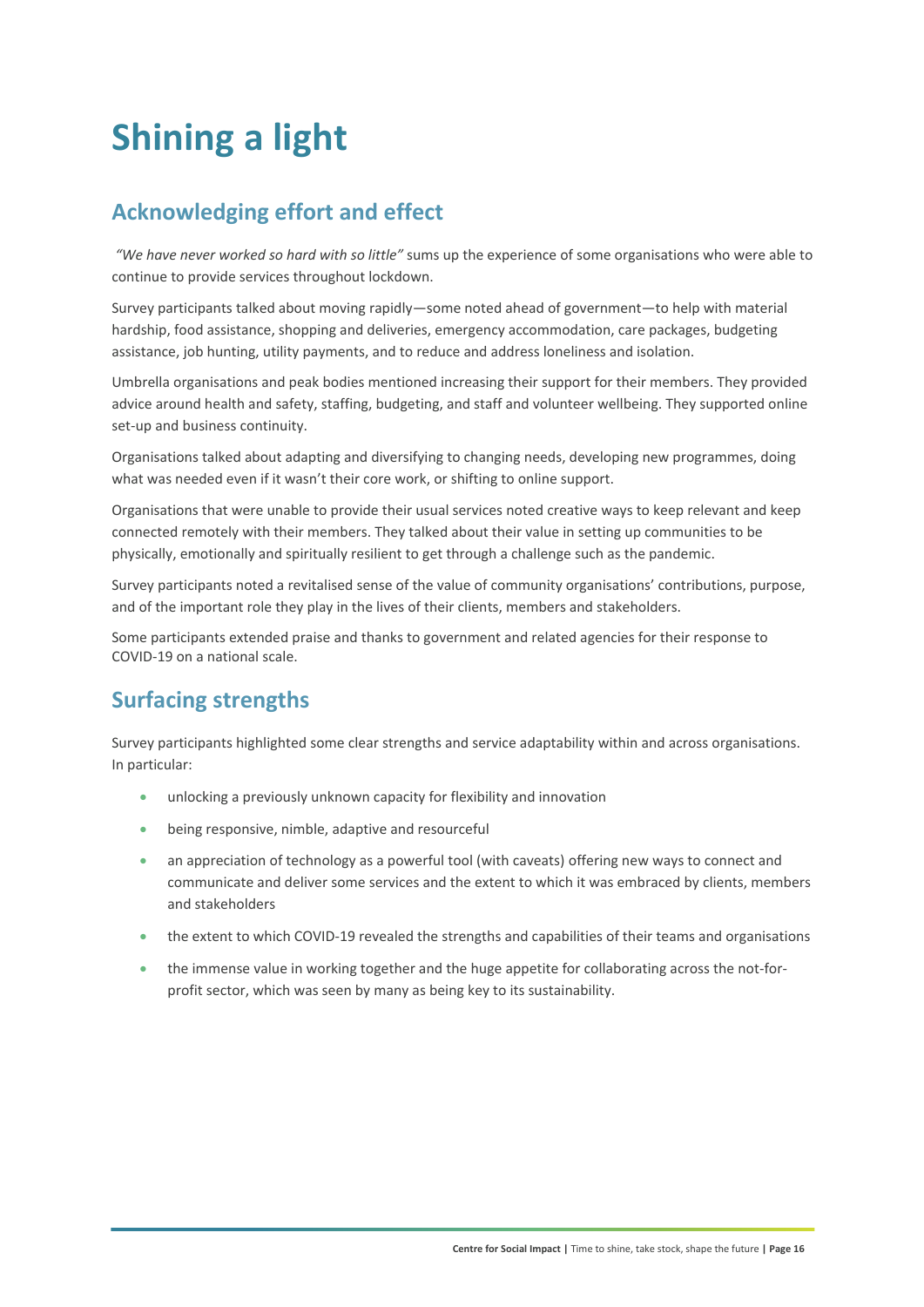# Shining a light

## Acknowledging effort and effect

*"We have never worked so hard with so little"* sums up the experience of some organisations who were able to continue to provide services throughout lockdown.

Survey participants talked about moving rapidly—some noted ahead of government—to help with material hardship, food assistance, shopping and deliveries, emergency accommodation, care packages, budgeting assistance, job hunting, utility payments, and to reduce and address loneliness and isolation.

Umbrella organisations and peak bodies mentioned increasing their support for their members. They provided advice around health and safety, staffing, budgeting, and staff and volunteer wellbeing. They supported online set-up and business continuity.

Organisations talked about adapting and diversifying to changing needs, developing new programmes, doing what was needed even if it wasn't their core work, or shifting to online support.

Organisations that were unable to provide their usual services noted creative ways to keep relevant and keep connected remotely with their members. They talked about their value in setting up communities to be physically, emotionally and spiritually resilient to get through a challenge such as the pandemic.

Survey participants noted a revitalised sense of the value of community organisations' contributions, purpose, and of the important role they play in the lives of their clients, members and stakeholders.

Some participants extended praise and thanks to government and related agencies for their response to COVID-19 on a national scale.

## Surfacing strengths

Survey participants highlighted some clear strengths and service adaptability within and across organisations. In particular:

- unlocking a previously unknown capacity for flexibility and innovation
- being responsive, nimble, adaptive and resourceful
- an appreciation of technology as a powerful tool (with caveats) offering new ways to connect and communicate and deliver some services and the extent to which it was embraced by clients, members and stakeholders
- the extent to which COVID-19 revealed the strengths and capabilities of their teams and organisations
- the immense value in working together and the huge appetite for collaborating across the not-for-profit sector, which was seen by many as being key to its sustainability.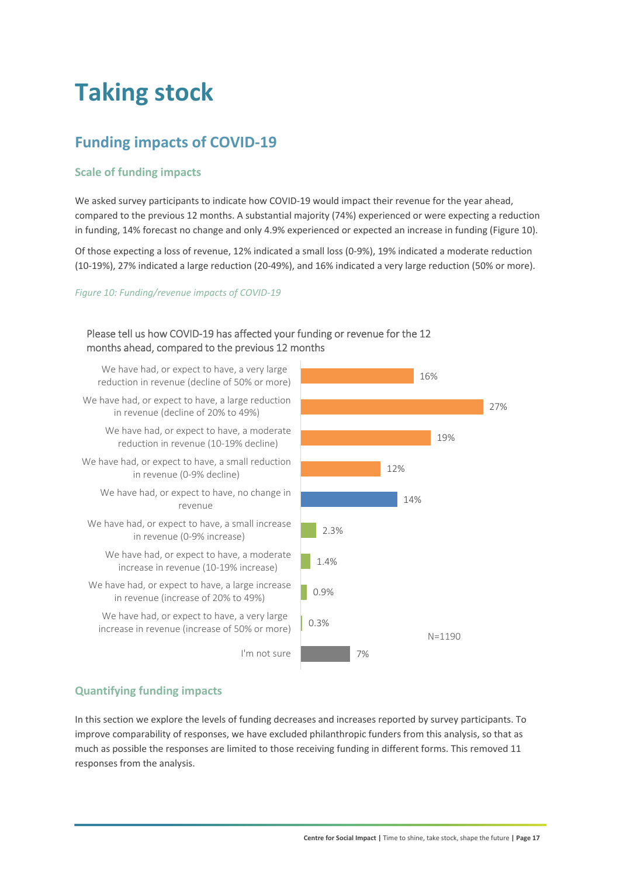# Taking stock

## Funding impacts of COVID-19

### Scale of funding impacts

We asked survey participants to indicate how COVID-19 would impact their revenue for the year ahead, compared to the previous 12 months. A substantial majority (74%) experienced or were expecting a reduction in funding, 14% forecast no change and only 4.9% experienced or expected an increase in funding (Figure 10).

Of those expecting a loss of revenue, 12% indicated a small loss (0-9%), 19% indicated a moderate reduction (10-19%), 27% indicated a large reduction (20-49%), and 16% indicated a very large reduction (50% or more).

*Figure 10: Funding/revenue impacts of COVID-19*

Please tell us how COVID-19 has affected your funding or revenue for the 12 months ahead, compared to the previous 12 months

| Response | % |
| --- | --- |
| We have had, or expect to have, a very large reduction in revenue (decline of 50% or more) | 16% |
| We have had, or expect to have, a large reduction in revenue (decline of 20% to 49%) | 27% |
| We have had, or expect to have, a moderate reduction in revenue (10-19% decline) | 19% |
| We have had, or expect to have, a small reduction in revenue (0-9% decline) | 12% |
| We have had, or expect to have, no change in revenue | 14% |
| We have had, or expect to have, a small increase in revenue (0-9% increase) | 2.3% |
| We have had, or expect to have, a moderate increase in revenue (10-19% increase) | 1.4% |
| We have had, or expect to have, a large increase in revenue (increase of 20% to 49%) | 0.9% |
| We have had, or expect to have, a very large increase in revenue (increase of 50% or more) | 0.3% |
| I'm not sure | 7% |

N=1190

### Quantifying funding impacts

In this section we explore the levels of funding decreases and increases reported by survey participants. To improve comparability of responses, we have excluded philanthropic funders from this analysis, so that as much as possible the responses are limited to those receiving funding in different forms. This removed 11 responses from the analysis.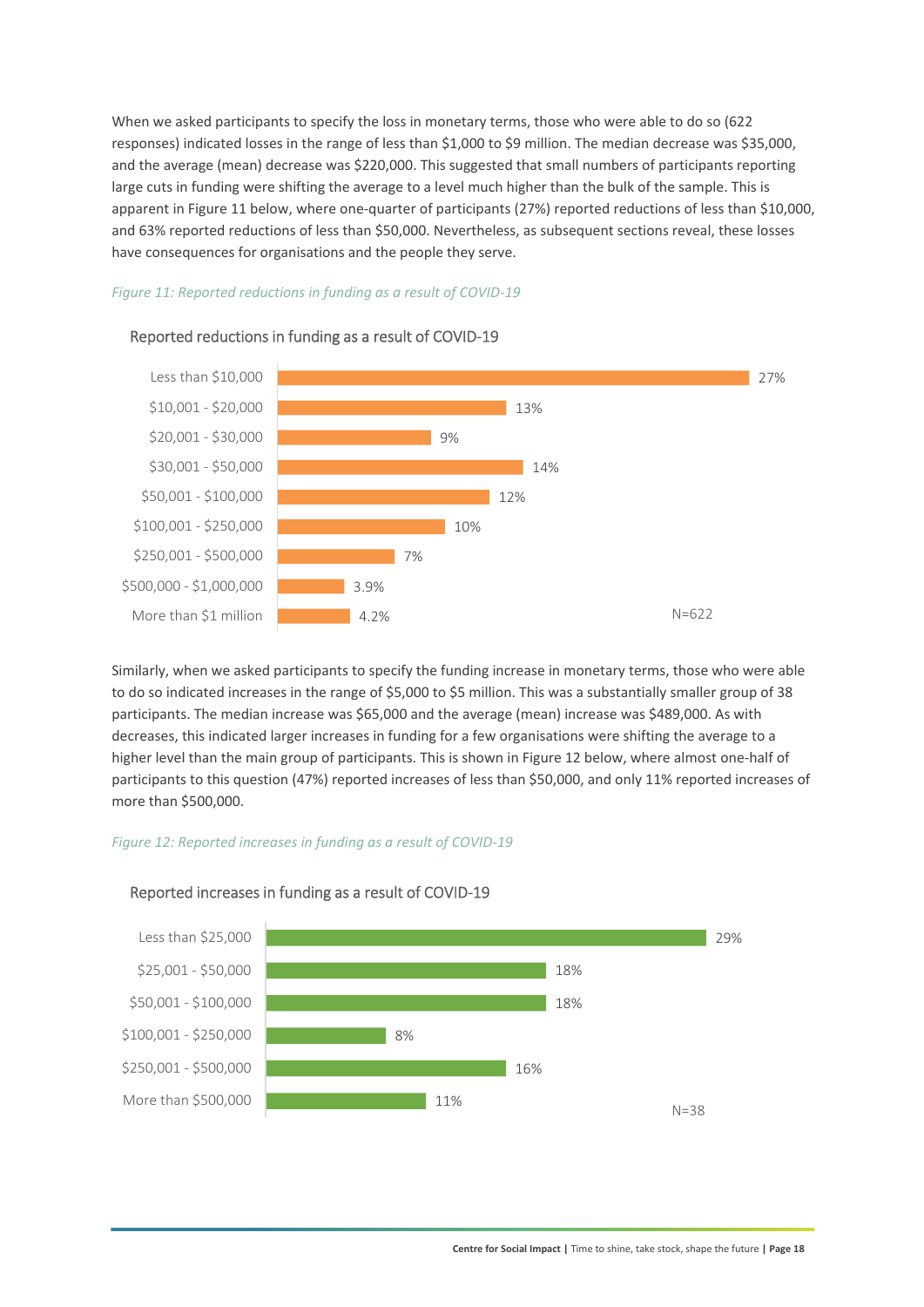When we asked participants to specify the loss in monetary terms, those who were able to do so (622 responses) indicated losses in the range of less than $1,000 to $9 million. The median decrease was $35,000, and the average (mean) decrease was $220,000. This suggested that small numbers of participants reporting large cuts in funding were shifting the average to a level much higher than the bulk of the sample. This is apparent in Figure 11 below, where one-quarter of participants (27%) reported reductions of less than $10,000, and 63% reported reductions of less than $50,000. Nevertheless, as subsequent sections reveal, these losses have consequences for organisations and the people they serve.

*Figure 11: Reported reductions in funding as a result of COVID-19*

Reported reductions in funding as a result of COVID-19

| Reduction | Percentage |
|---|---|
| Less than $10,000 | 27% |
| $10,001 - $20,000 | 13% |
| $20,001 - $30,000 | 9% |
| $30,001 - $50,000 | 14% |
| $50,001 - $100,000 | 12% |
| $100,001 - $250,000 | 10% |
| $250,001 - $500,000 | 7% |
| $500,000 - $1,000,000 | 3.9% |
| More than $1 million | 4.2% |

N=622

Similarly, when we asked participants to specify the funding increase in monetary terms, those who were able to do so indicated increases in the range of $5,000 to $5 million. This was a substantially smaller group of 38 participants. The median increase was $65,000 and the average (mean) increase was $489,000. As with decreases, this indicated larger increases in funding for a few organisations were shifting the average to a higher level than the main group of participants. This is shown in Figure 12 below, where almost one-half of participants to this question (47%) reported increases of less than $50,000, and only 11% reported increases of more than $500,000.

*Figure 12: Reported increases in funding as a result of COVID-19*

Reported increases in funding as a result of COVID-19

| Increase | Percentage |
|---|---|
| Less than $25,000 | 29% |
| $25,001 - $50,000 | 18% |
| $50,001 - $100,000 | 18% |
| $100,001 - $250,000 | 8% |
| $250,001 - $500,000 | 16% |
| More than $500,000 | 11% |

N=38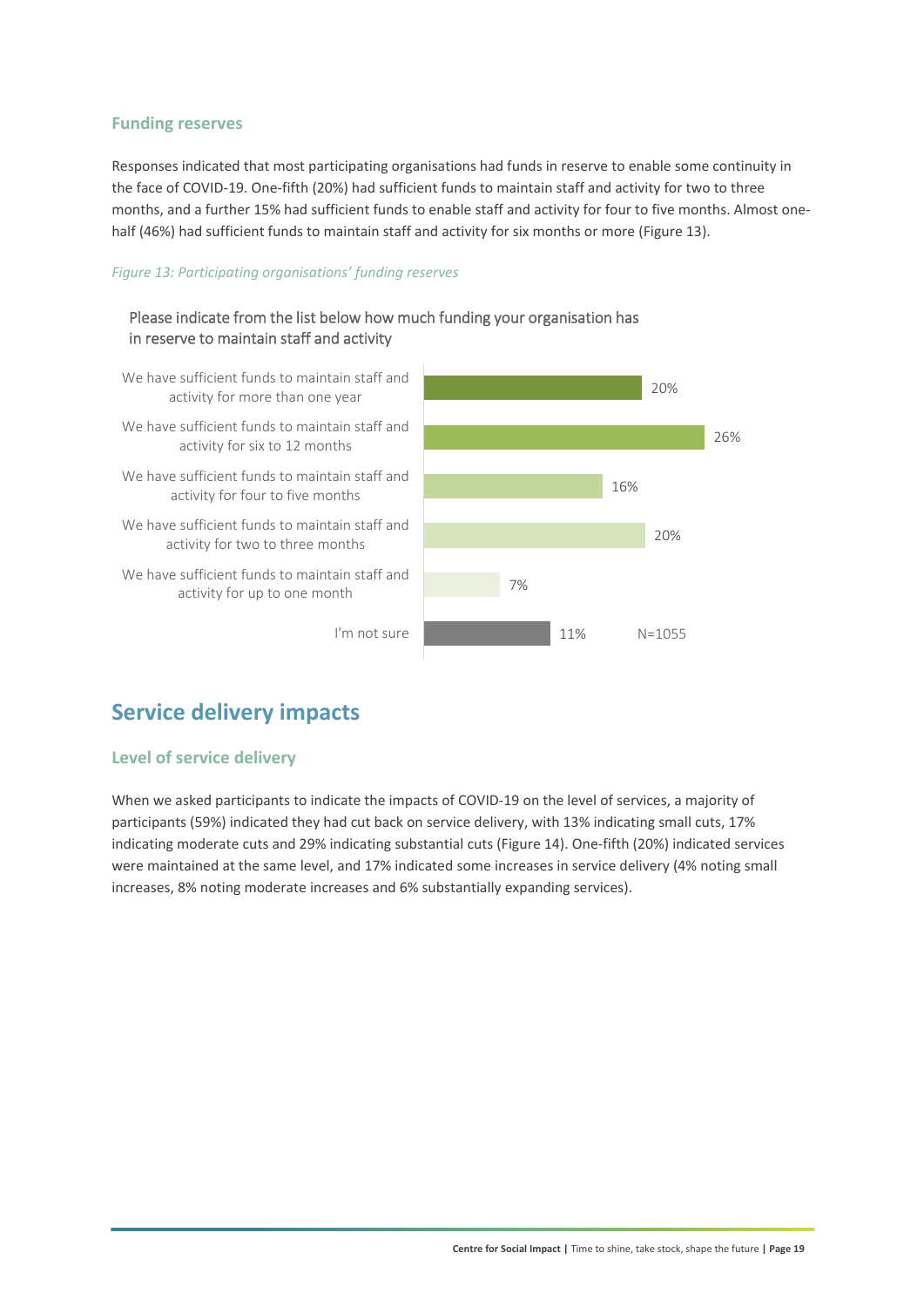### Funding reserves

Responses indicated that most participating organisations had funds in reserve to enable some continuity in the face of COVID-19. One-fifth (20%) had sufficient funds to maintain staff and activity for two to three months, and a further 15% had sufficient funds to enable staff and activity for four to five months. Almost one-half (46%) had sufficient funds to maintain staff and activity for six months or more (Figure 13).

*Figure 13: Participating organisations' funding reserves*

Please indicate from the list below how much funding your organisation has in reserve to maintain staff and activity

| Response | % |
|---|---|
| We have sufficient funds to maintain staff and activity for more than one year | 20% |
| We have sufficient funds to maintain staff and activity for six to 12 months | 26% |
| We have sufficient funds to maintain staff and activity for four to five months | 16% |
| We have sufficient funds to maintain staff and activity for two to three months | 20% |
| We have sufficient funds to maintain staff and activity for up to one month | 7% |
| I'm not sure | 11% |

N=1055

## Service delivery impacts

### Level of service delivery

When we asked participants to indicate the impacts of COVID-19 on the level of services, a majority of participants (59%) indicated they had cut back on service delivery, with 13% indicating small cuts, 17% indicating moderate cuts and 29% indicating substantial cuts (Figure 14). One-fifth (20%) indicated services were maintained at the same level, and 17% indicated some increases in service delivery (4% noting small increases, 8% noting moderate increases and 6% substantially expanding services).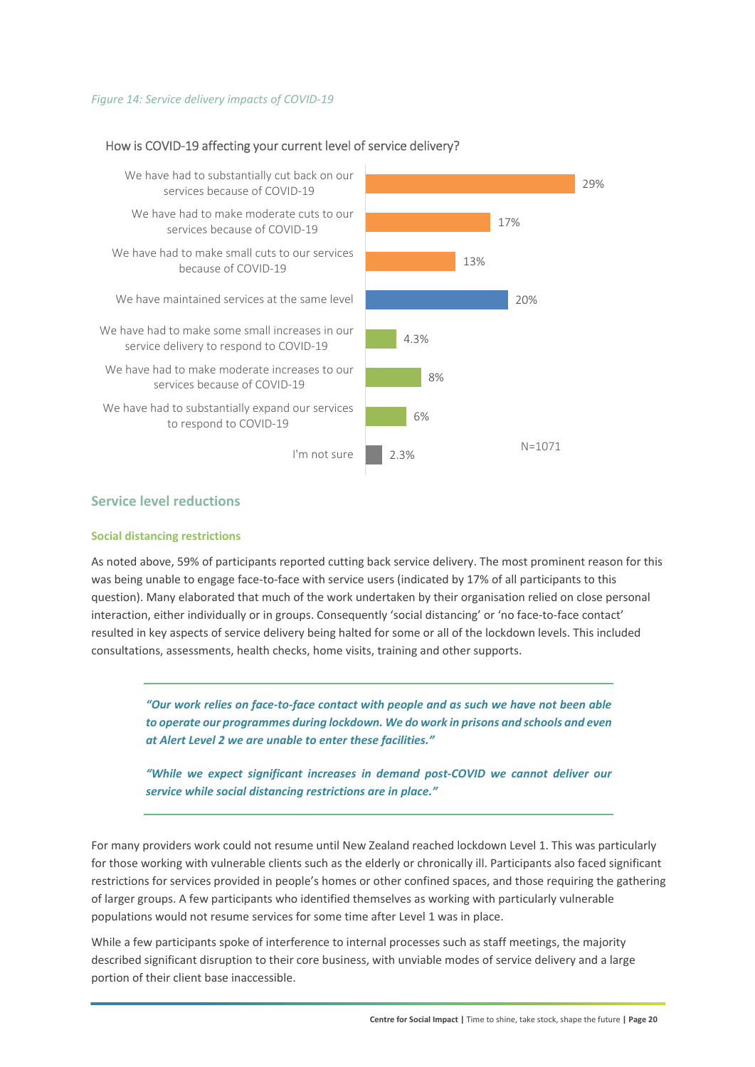*Figure 14: Service delivery impacts of COVID-19*

How is COVID-19 affecting your current level of service delivery?

| Response | % |
|---|---|
| We have had to substantially cut back on our services because of COVID-19 | 29% |
| We have had to make moderate cuts to our services because of COVID-19 | 17% |
| We have had to make small cuts to our services because of COVID-19 | 13% |
| We have maintained services at the same level | 20% |
| We have had to make some small increases in our service delivery to respond to COVID-19 | 4.3% |
| We have had to make moderate increases to our services because of COVID-19 | 8% |
| We have had to substantially expand our services to respond to COVID-19 | 6% |
| I'm not sure | 2.3% |

N=1071

## Service level reductions

### Social distancing restrictions

As noted above, 59% of participants reported cutting back service delivery. The most prominent reason for this was being unable to engage face-to-face with service users (indicated by 17% of all participants to this question). Many elaborated that much of the work undertaken by their organisation relied on close personal interaction, either individually or in groups. Consequently 'social distancing' or 'no face-to-face contact' resulted in key aspects of service delivery being halted for some or all of the lockdown levels. This included consultations, assessments, health checks, home visits, training and other supports.

> ***"Our work relies on face-to-face contact with people and as such we have not been able to operate our programmes during lockdown. We do work in prisons and schools and even at Alert Level 2 we are unable to enter these facilities."***
>
> ***"While we expect significant increases in demand post-COVID we cannot deliver our service while social distancing restrictions are in place."***

For many providers work could not resume until New Zealand reached lockdown Level 1. This was particularly for those working with vulnerable clients such as the elderly or chronically ill. Participants also faced significant restrictions for services provided in people's homes or other confined spaces, and those requiring the gathering of larger groups. A few participants who identified themselves as working with particularly vulnerable populations would not resume services for some time after Level 1 was in place.

While a few participants spoke of interference to internal processes such as staff meetings, the majority described significant disruption to their core business, with unviable modes of service delivery and a large portion of their client base inaccessible.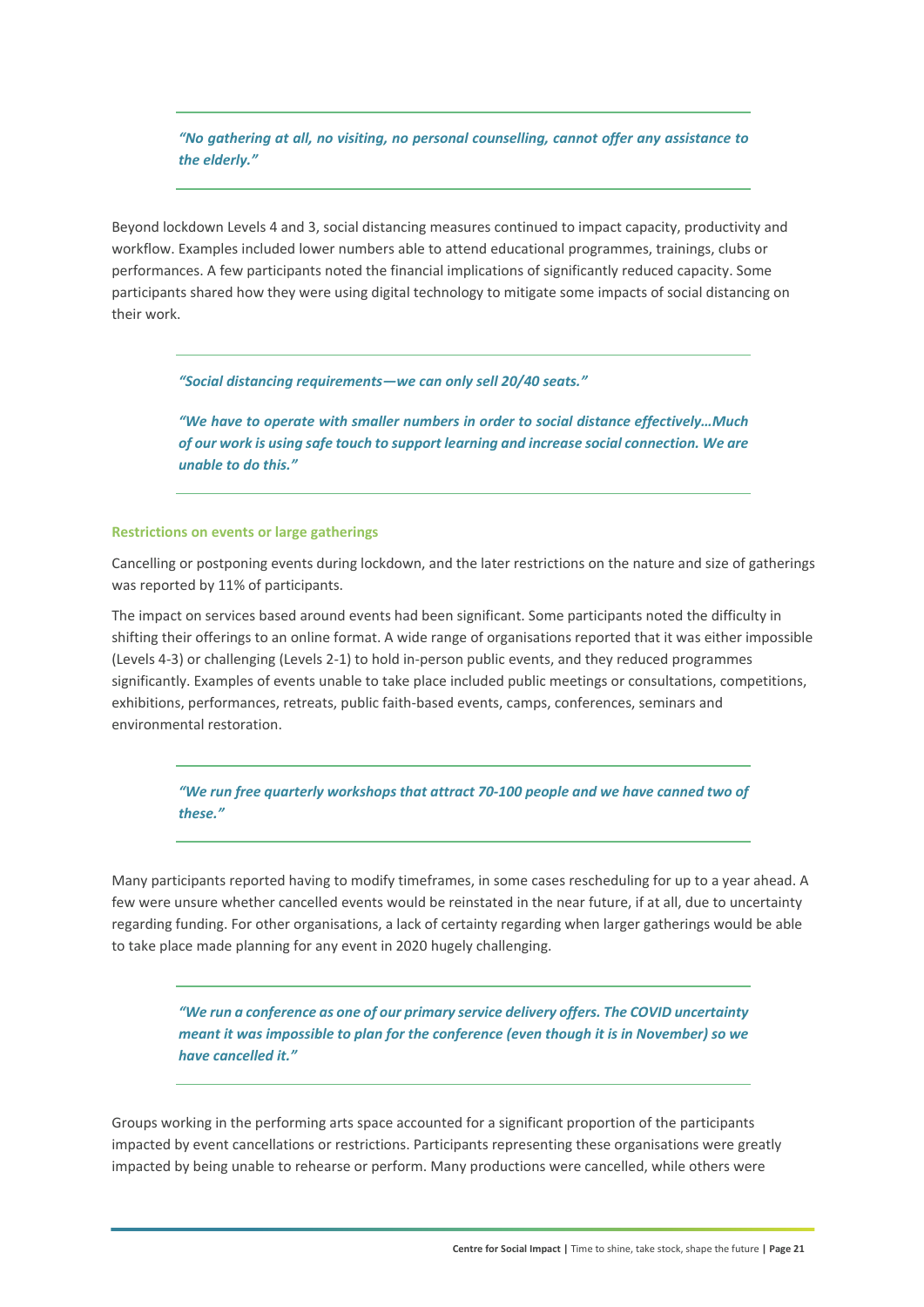*"No gathering at all, no visiting, no personal counselling, cannot offer any assistance to the elderly."*

Beyond lockdown Levels 4 and 3, social distancing measures continued to impact capacity, productivity and workflow. Examples included lower numbers able to attend educational programmes, trainings, clubs or performances. A few participants noted the financial implications of significantly reduced capacity. Some participants shared how they were using digital technology to mitigate some impacts of social distancing on their work.

*"Social distancing requirements—we can only sell 20/40 seats."*

*"We have to operate with smaller numbers in order to social distance effectively…Much of our work is using safe touch to support learning and increase social connection. We are unable to do this."*

#### Restrictions on events or large gatherings

Cancelling or postponing events during lockdown, and the later restrictions on the nature and size of gatherings was reported by 11% of participants.

The impact on services based around events had been significant. Some participants noted the difficulty in shifting their offerings to an online format. A wide range of organisations reported that it was either impossible (Levels 4-3) or challenging (Levels 2-1) to hold in-person public events, and they reduced programmes significantly. Examples of events unable to take place included public meetings or consultations, competitions, exhibitions, performances, retreats, public faith-based events, camps, conferences, seminars and environmental restoration.

*"We run free quarterly workshops that attract 70-100 people and we have canned two of these."*

Many participants reported having to modify timeframes, in some cases rescheduling for up to a year ahead. A few were unsure whether cancelled events would be reinstated in the near future, if at all, due to uncertainty regarding funding. For other organisations, a lack of certainty regarding when larger gatherings would be able to take place made planning for any event in 2020 hugely challenging.

*"We run a conference as one of our primary service delivery offers. The COVID uncertainty meant it was impossible to plan for the conference (even though it is in November) so we have cancelled it."*

Groups working in the performing arts space accounted for a significant proportion of the participants impacted by event cancellations or restrictions. Participants representing these organisations were greatly impacted by being unable to rehearse or perform. Many productions were cancelled, while others were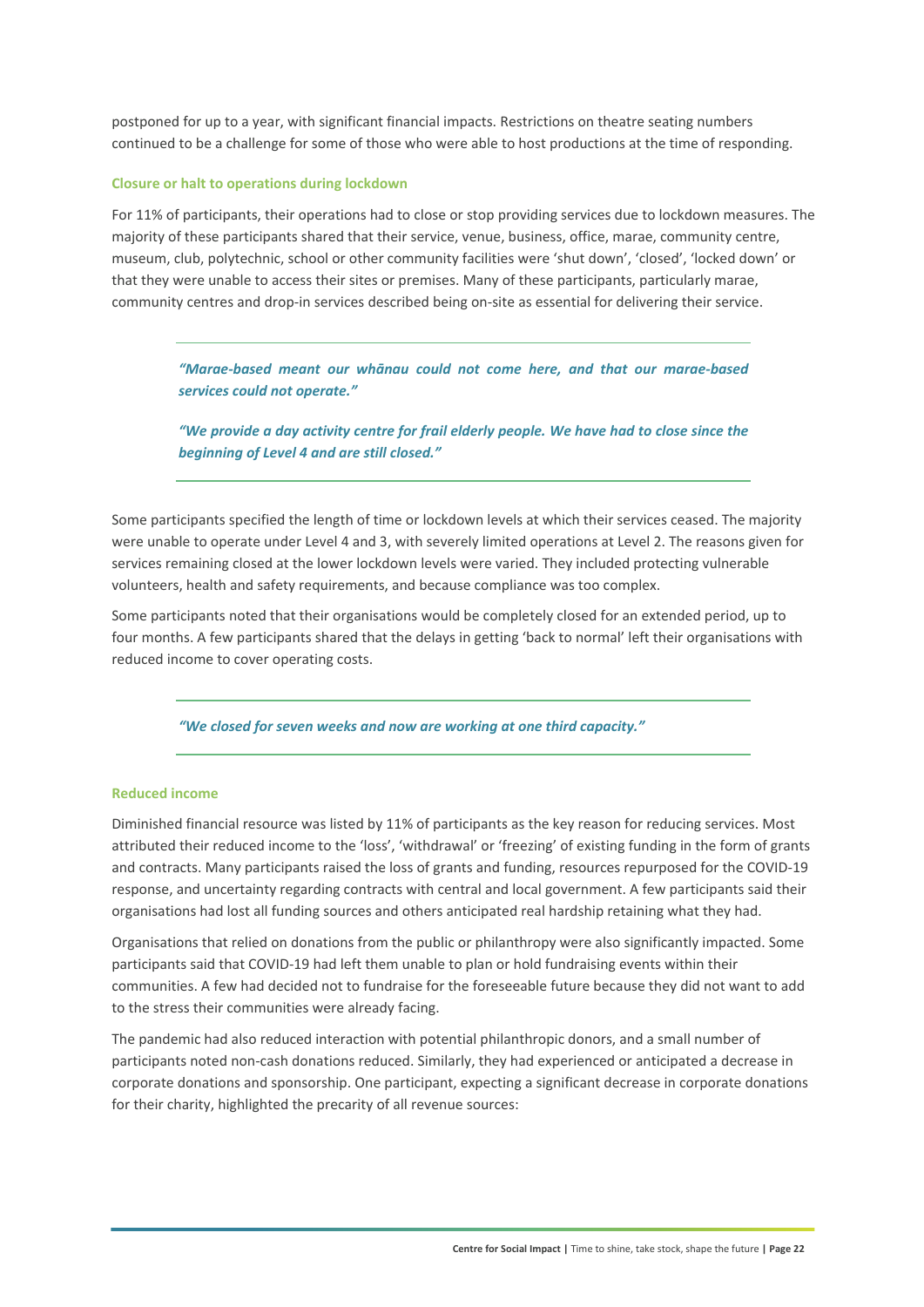postponed for up to a year, with significant financial impacts. Restrictions on theatre seating numbers continued to be a challenge for some of those who were able to host productions at the time of responding.

### Closure or halt to operations during lockdown

For 11% of participants, their operations had to close or stop providing services due to lockdown measures. The majority of these participants shared that their service, venue, business, office, marae, community centre, museum, club, polytechnic, school or other community facilities were 'shut down', 'closed', 'locked down' or that they were unable to access their sites or premises. Many of these participants, particularly marae, community centres and drop-in services described being on-site as essential for delivering their service.

> ***"Marae-based meant our whānau could not come here, and that our marae-based services could not operate."***
>
> ***"We provide a day activity centre for frail elderly people. We have had to close since the beginning of Level 4 and are still closed."***

Some participants specified the length of time or lockdown levels at which their services ceased. The majority were unable to operate under Level 4 and 3, with severely limited operations at Level 2. The reasons given for services remaining closed at the lower lockdown levels were varied. They included protecting vulnerable volunteers, health and safety requirements, and because compliance was too complex.

Some participants noted that their organisations would be completely closed for an extended period, up to four months. A few participants shared that the delays in getting 'back to normal' left their organisations with reduced income to cover operating costs.

> ***"We closed for seven weeks and now are working at one third capacity."***

### Reduced income

Diminished financial resource was listed by 11% of participants as the key reason for reducing services. Most attributed their reduced income to the 'loss', 'withdrawal' or 'freezing' of existing funding in the form of grants and contracts. Many participants raised the loss of grants and funding, resources repurposed for the COVID-19 response, and uncertainty regarding contracts with central and local government. A few participants said their organisations had lost all funding sources and others anticipated real hardship retaining what they had.

Organisations that relied on donations from the public or philanthropy were also significantly impacted. Some participants said that COVID-19 had left them unable to plan or hold fundraising events within their communities. A few had decided not to fundraise for the foreseeable future because they did not want to add to the stress their communities were already facing.

The pandemic had also reduced interaction with potential philanthropic donors, and a small number of participants noted non-cash donations reduced. Similarly, they had experienced or anticipated a decrease in corporate donations and sponsorship. One participant, expecting a significant decrease in corporate donations for their charity, highlighted the precarity of all revenue sources: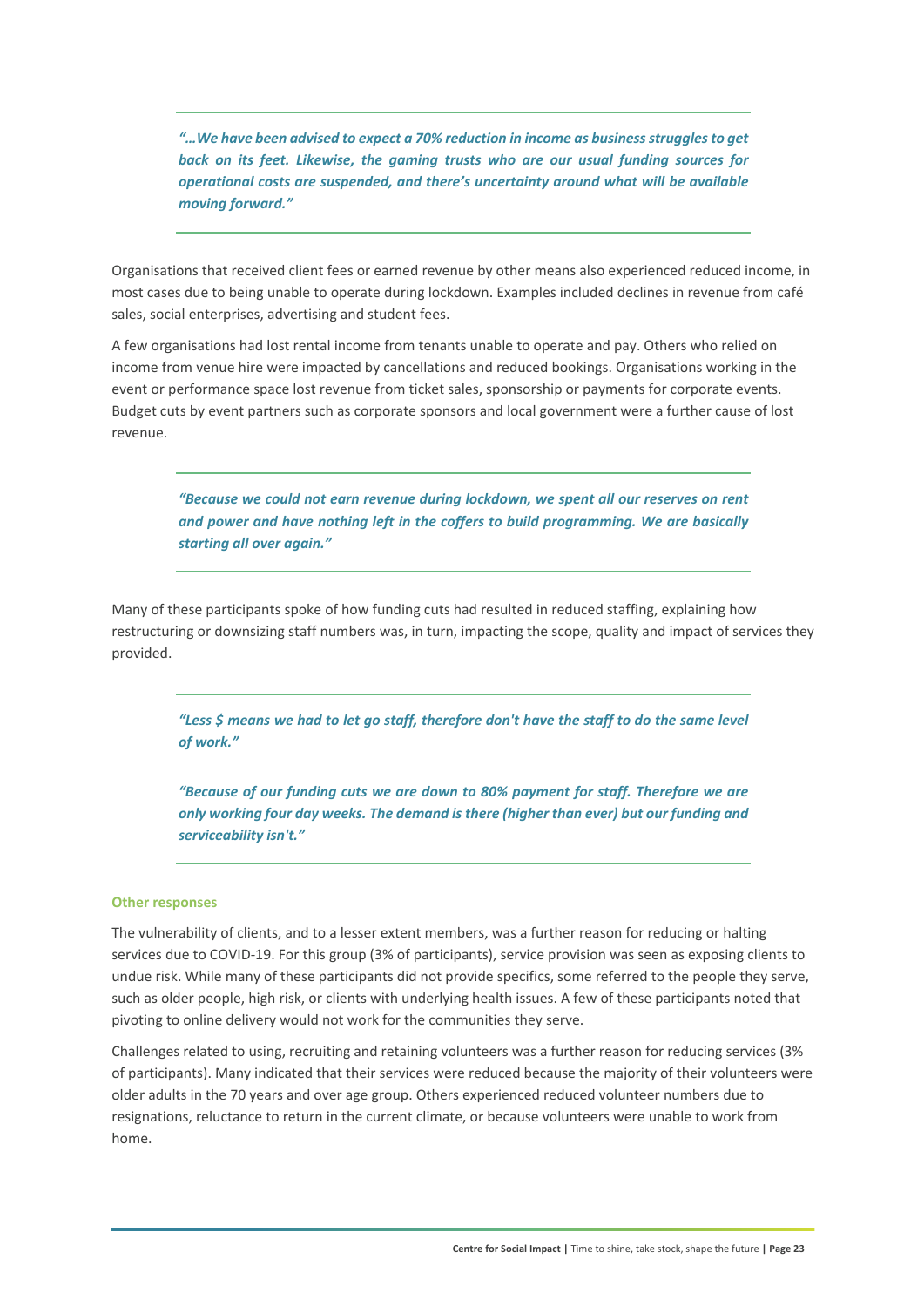> ***"…We have been advised to expect a 70% reduction in income as business struggles to get back on its feet. Likewise, the gaming trusts who are our usual funding sources for operational costs are suspended, and there's uncertainty around what will be available moving forward."***

Organisations that received client fees or earned revenue by other means also experienced reduced income, in most cases due to being unable to operate during lockdown. Examples included declines in revenue from café sales, social enterprises, advertising and student fees.

A few organisations had lost rental income from tenants unable to operate and pay. Others who relied on income from venue hire were impacted by cancellations and reduced bookings. Organisations working in the event or performance space lost revenue from ticket sales, sponsorship or payments for corporate events. Budget cuts by event partners such as corporate sponsors and local government were a further cause of lost revenue.

> ***"Because we could not earn revenue during lockdown, we spent all our reserves on rent and power and have nothing left in the coffers to build programming. We are basically starting all over again."***

Many of these participants spoke of how funding cuts had resulted in reduced staffing, explaining how restructuring or downsizing staff numbers was, in turn, impacting the scope, quality and impact of services they provided.

> ***"Less $ means we had to let go staff, therefore don't have the staff to do the same level of work."***
>
> ***"Because of our funding cuts we are down to 80% payment for staff. Therefore we are only working four day weeks. The demand is there (higher than ever) but our funding and serviceability isn't."***

#### Other responses

The vulnerability of clients, and to a lesser extent members, was a further reason for reducing or halting services due to COVID-19. For this group (3% of participants), service provision was seen as exposing clients to undue risk. While many of these participants did not provide specifics, some referred to the people they serve, such as older people, high risk, or clients with underlying health issues. A few of these participants noted that pivoting to online delivery would not work for the communities they serve.

Challenges related to using, recruiting and retaining volunteers was a further reason for reducing services (3% of participants). Many indicated that their services were reduced because the majority of their volunteers were older adults in the 70 years and over age group. Others experienced reduced volunteer numbers due to resignations, reluctance to return in the current climate, or because volunteers were unable to work from home.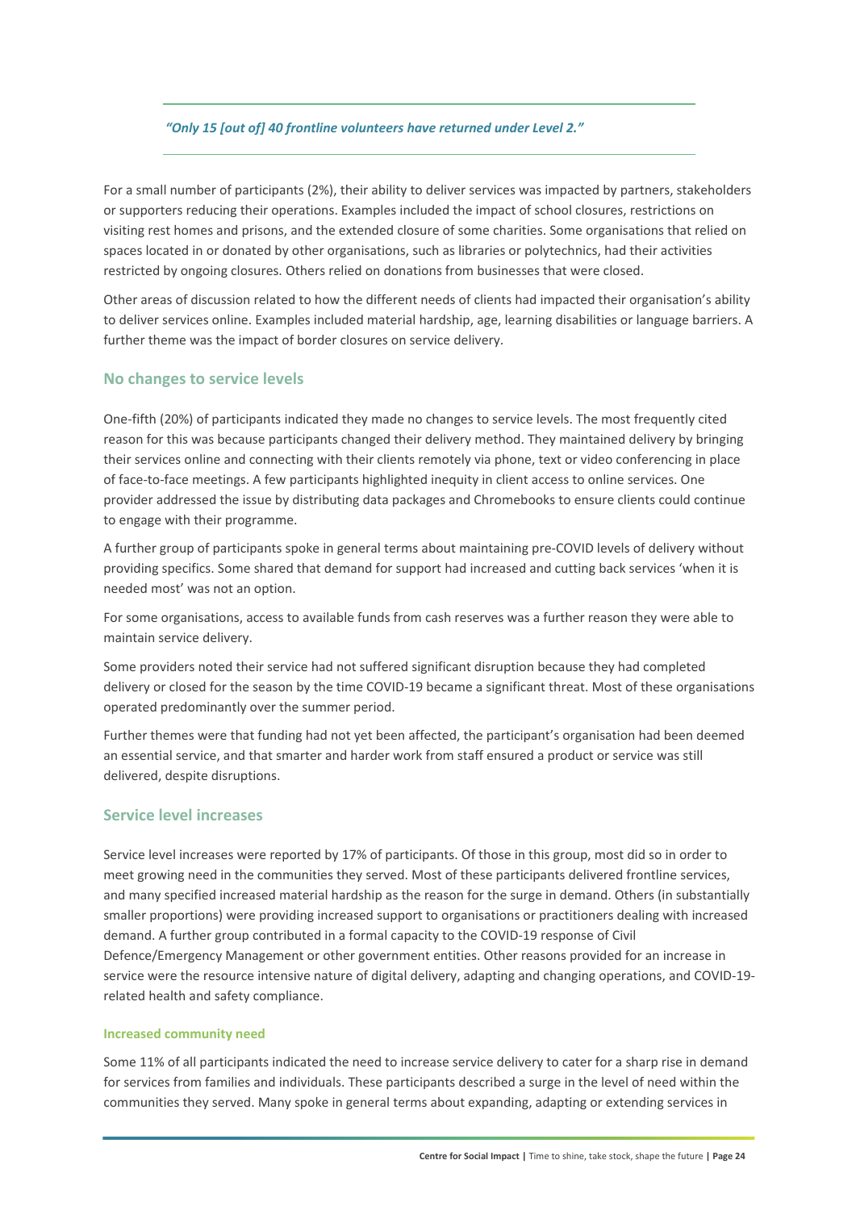*"Only 15 [out of] 40 frontline volunteers have returned under Level 2."*

For a small number of participants (2%), their ability to deliver services was impacted by partners, stakeholders or supporters reducing their operations. Examples included the impact of school closures, restrictions on visiting rest homes and prisons, and the extended closure of some charities. Some organisations that relied on spaces located in or donated by other organisations, such as libraries or polytechnics, had their activities restricted by ongoing closures. Others relied on donations from businesses that were closed.

Other areas of discussion related to how the different needs of clients had impacted their organisation's ability to deliver services online. Examples included material hardship, age, learning disabilities or language barriers. A further theme was the impact of border closures on service delivery.

## No changes to service levels

One-fifth (20%) of participants indicated they made no changes to service levels. The most frequently cited reason for this was because participants changed their delivery method. They maintained delivery by bringing their services online and connecting with their clients remotely via phone, text or video conferencing in place of face-to-face meetings. A few participants highlighted inequity in client access to online services. One provider addressed the issue by distributing data packages and Chromebooks to ensure clients could continue to engage with their programme.

A further group of participants spoke in general terms about maintaining pre-COVID levels of delivery without providing specifics. Some shared that demand for support had increased and cutting back services 'when it is needed most' was not an option.

For some organisations, access to available funds from cash reserves was a further reason they were able to maintain service delivery.

Some providers noted their service had not suffered significant disruption because they had completed delivery or closed for the season by the time COVID-19 became a significant threat. Most of these organisations operated predominantly over the summer period.

Further themes were that funding had not yet been affected, the participant's organisation had been deemed an essential service, and that smarter and harder work from staff ensured a product or service was still delivered, despite disruptions.

## Service level increases

Service level increases were reported by 17% of participants. Of those in this group, most did so in order to meet growing need in the communities they served. Most of these participants delivered frontline services, and many specified increased material hardship as the reason for the surge in demand. Others (in substantially smaller proportions) were providing increased support to organisations or practitioners dealing with increased demand. A further group contributed in a formal capacity to the COVID-19 response of Civil Defence/Emergency Management or other government entities. Other reasons provided for an increase in service were the resource intensive nature of digital delivery, adapting and changing operations, and COVID-19-related health and safety compliance.

### Increased community need

Some 11% of all participants indicated the need to increase service delivery to cater for a sharp rise in demand for services from families and individuals. These participants described a surge in the level of need within the communities they served. Many spoke in general terms about expanding, adapting or extending services in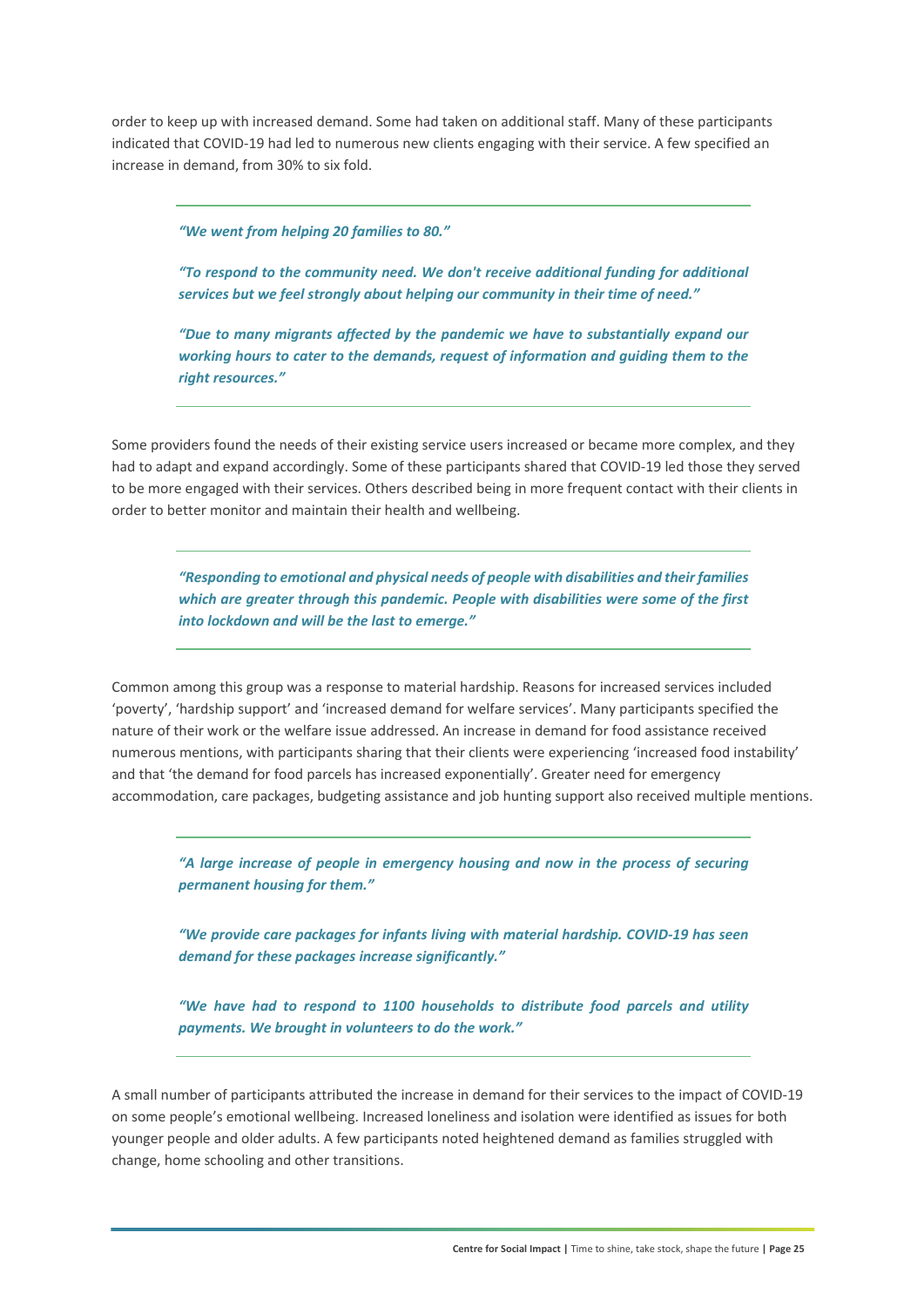order to keep up with increased demand. Some had taken on additional staff. Many of these participants indicated that COVID-19 had led to numerous new clients engaging with their service. A few specified an increase in demand, from 30% to six fold.

> ***"We went from helping 20 families to 80."***
>
> ***"To respond to the community need. We don't receive additional funding for additional services but we feel strongly about helping our community in their time of need."***
>
> ***"Due to many migrants affected by the pandemic we have to substantially expand our working hours to cater to the demands, request of information and guiding them to the right resources."***

Some providers found the needs of their existing service users increased or became more complex, and they had to adapt and expand accordingly. Some of these participants shared that COVID-19 led those they served to be more engaged with their services. Others described being in more frequent contact with their clients in order to better monitor and maintain their health and wellbeing.

> ***"Responding to emotional and physical needs of people with disabilities and their families which are greater through this pandemic. People with disabilities were some of the first into lockdown and will be the last to emerge."***

Common among this group was a response to material hardship. Reasons for increased services included 'poverty', 'hardship support' and 'increased demand for welfare services'. Many participants specified the nature of their work or the welfare issue addressed. An increase in demand for food assistance received numerous mentions, with participants sharing that their clients were experiencing 'increased food instability' and that 'the demand for food parcels has increased exponentially'. Greater need for emergency accommodation, care packages, budgeting assistance and job hunting support also received multiple mentions.

> ***"A large increase of people in emergency housing and now in the process of securing permanent housing for them."***
>
> ***"We provide care packages for infants living with material hardship. COVID-19 has seen demand for these packages increase significantly."***
>
> ***"We have had to respond to 1100 households to distribute food parcels and utility payments. We brought in volunteers to do the work."***

A small number of participants attributed the increase in demand for their services to the impact of COVID-19 on some people's emotional wellbeing. Increased loneliness and isolation were identified as issues for both younger people and older adults. A few participants noted heightened demand as families struggled with change, home schooling and other transitions.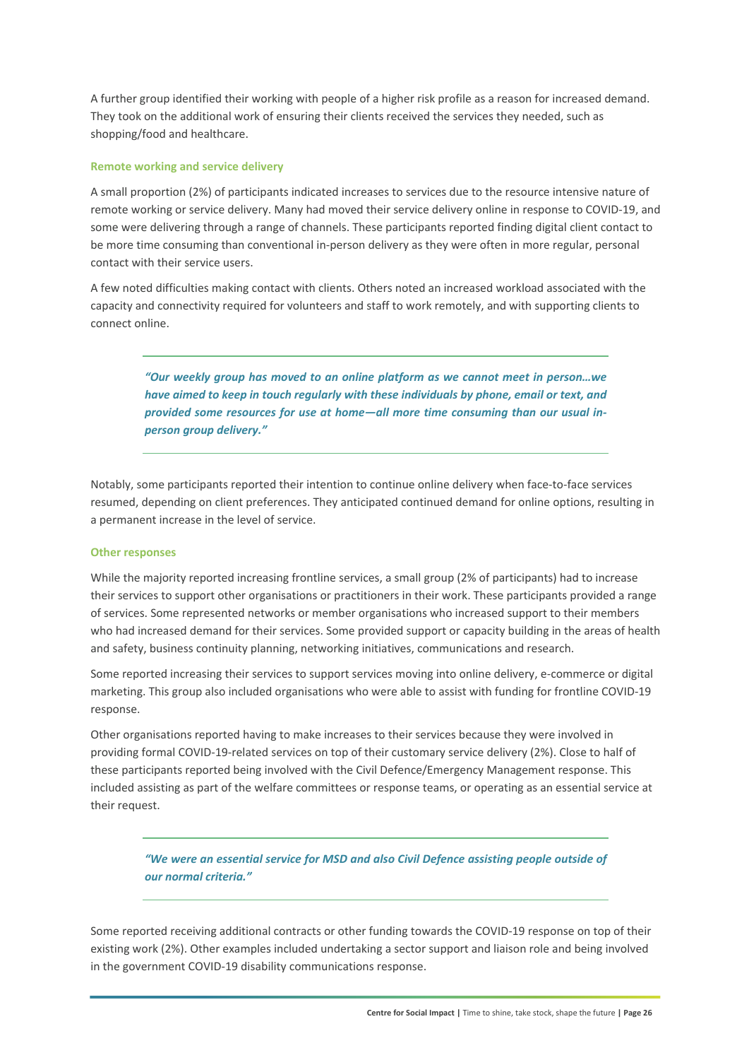A further group identified their working with people of a higher risk profile as a reason for increased demand. They took on the additional work of ensuring their clients received the services they needed, such as shopping/food and healthcare.

#### Remote working and service delivery

A small proportion (2%) of participants indicated increases to services due to the resource intensive nature of remote working or service delivery. Many had moved their service delivery online in response to COVID-19, and some were delivering through a range of channels. These participants reported finding digital client contact to be more time consuming than conventional in-person delivery as they were often in more regular, personal contact with their service users.

A few noted difficulties making contact with clients. Others noted an increased workload associated with the capacity and connectivity required for volunteers and staff to work remotely, and with supporting clients to connect online.

> ***"Our weekly group has moved to an online platform as we cannot meet in person…we have aimed to keep in touch regularly with these individuals by phone, email or text, and provided some resources for use at home—all more time consuming than our usual in-person group delivery."***

Notably, some participants reported their intention to continue online delivery when face-to-face services resumed, depending on client preferences. They anticipated continued demand for online options, resulting in a permanent increase in the level of service.

#### Other responses

While the majority reported increasing frontline services, a small group (2% of participants) had to increase their services to support other organisations or practitioners in their work. These participants provided a range of services. Some represented networks or member organisations who increased support to their members who had increased demand for their services. Some provided support or capacity building in the areas of health and safety, business continuity planning, networking initiatives, communications and research.

Some reported increasing their services to support services moving into online delivery, e-commerce or digital marketing. This group also included organisations who were able to assist with funding for frontline COVID-19 response.

Other organisations reported having to make increases to their services because they were involved in providing formal COVID-19-related services on top of their customary service delivery (2%). Close to half of these participants reported being involved with the Civil Defence/Emergency Management response. This included assisting as part of the welfare committees or response teams, or operating as an essential service at their request.

> ***"We were an essential service for MSD and also Civil Defence assisting people outside of our normal criteria."***

Some reported receiving additional contracts or other funding towards the COVID-19 response on top of their existing work (2%). Other examples included undertaking a sector support and liaison role and being involved in the government COVID-19 disability communications response.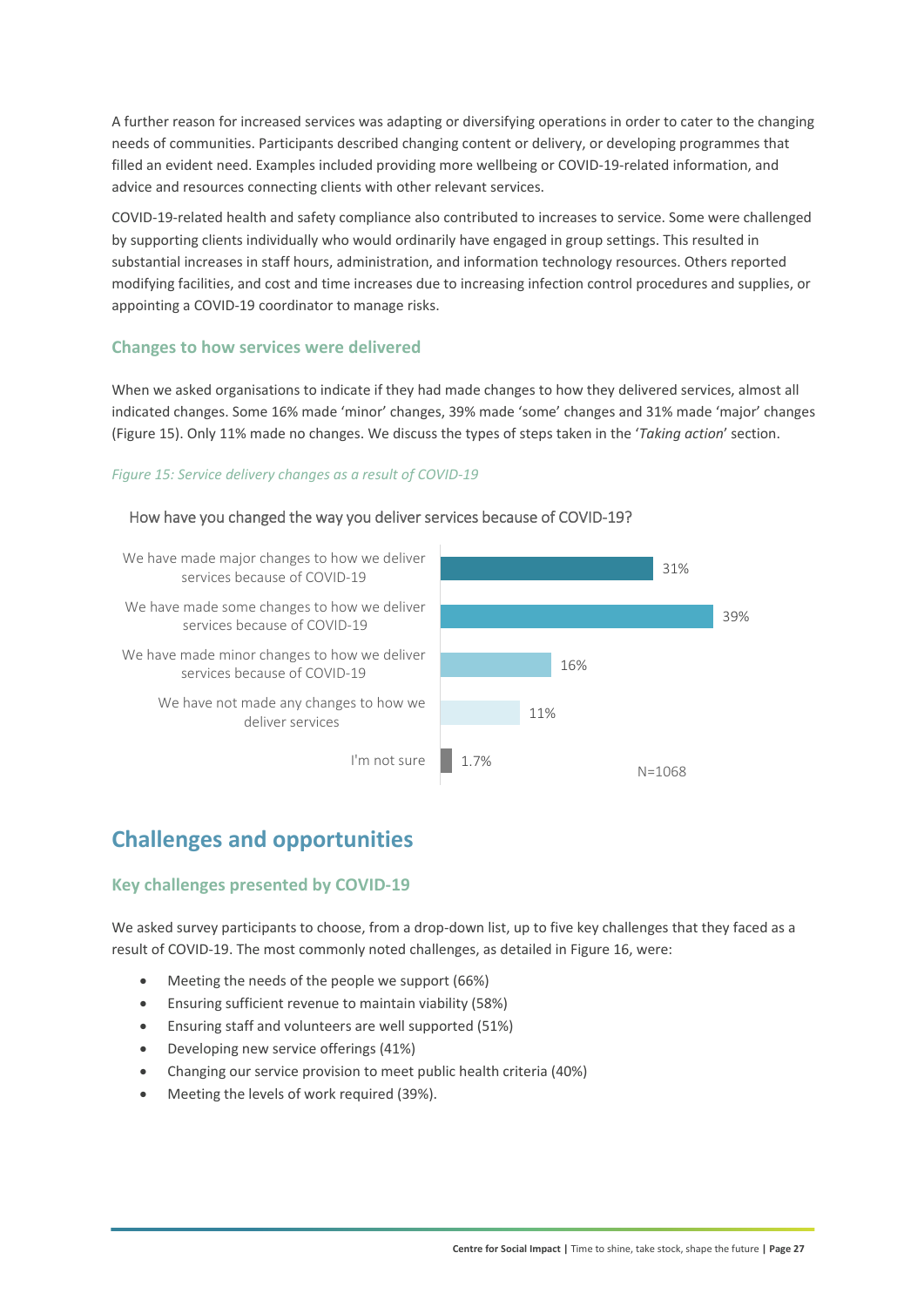A further reason for increased services was adapting or diversifying operations in order to cater to the changing needs of communities. Participants described changing content or delivery, or developing programmes that filled an evident need. Examples included providing more wellbeing or COVID-19-related information, and advice and resources connecting clients with other relevant services.

COVID-19-related health and safety compliance also contributed to increases to service. Some were challenged by supporting clients individually who would ordinarily have engaged in group settings. This resulted in substantial increases in staff hours, administration, and information technology resources. Others reported modifying facilities, and cost and time increases due to increasing infection control procedures and supplies, or appointing a COVID-19 coordinator to manage risks.

### Changes to how services were delivered

When we asked organisations to indicate if they had made changes to how they delivered services, almost all indicated changes. Some 16% made 'minor' changes, 39% made 'some' changes and 31% made 'major' changes (Figure 15). Only 11% made no changes. We discuss the types of steps taken in the '*Taking action*' section.

*Figure 15: Service delivery changes as a result of COVID-19*

How have you changed the way you deliver services because of COVID-19?

| Response | % |
|---|---|
| We have made major changes to how we deliver services because of COVID-19 | 31% |
| We have made some changes to how we deliver services because of COVID-19 | 39% |
| We have made minor changes to how we deliver services because of COVID-19 | 16% |
| We have not made any changes to how we deliver services | 11% |
| I'm not sure | 1.7% |

N=1068

## Challenges and opportunities

### Key challenges presented by COVID-19

We asked survey participants to choose, from a drop-down list, up to five key challenges that they faced as a result of COVID-19. The most commonly noted challenges, as detailed in Figure 16, were:

- Meeting the needs of the people we support (66%)
- Ensuring sufficient revenue to maintain viability (58%)
- Ensuring staff and volunteers are well supported (51%)
- Developing new service offerings (41%)
- Changing our service provision to meet public health criteria (40%)
- Meeting the levels of work required (39%).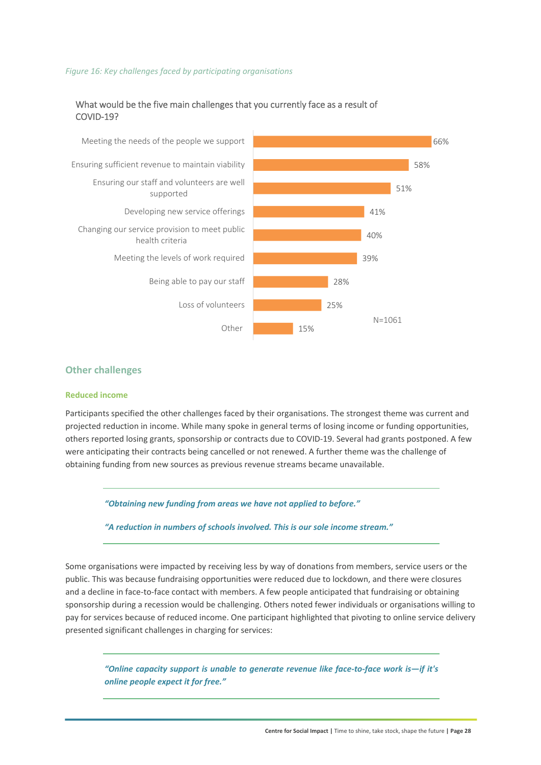*Figure 16: Key challenges faced by participating organisations*

What would be the five main challenges that you currently face as a result of COVID-19?

| Challenge | % |
| --- | --- |
| Meeting the needs of the people we support | 66% |
| Ensuring sufficient revenue to maintain viability | 58% |
| Ensuring our staff and volunteers are well supported | 51% |
| Developing new service offerings | 41% |
| Changing our service provision to meet public health criteria | 40% |
| Meeting the levels of work required | 39% |
| Being able to pay our staff | 28% |
| Loss of volunteers | 25% |
| Other | 15% |

N=1061

## Other challenges

### Reduced income

Participants specified the other challenges faced by their organisations. The strongest theme was current and projected reduction in income. While many spoke in general terms of losing income or funding opportunities, others reported losing grants, sponsorship or contracts due to COVID-19. Several had grants postponed. A few were anticipating their contracts being cancelled or not renewed. A further theme was the challenge of obtaining funding from new sources as previous revenue streams became unavailable.

> ***"Obtaining new funding from areas we have not applied to before."***
>
> ***"A reduction in numbers of schools involved. This is our sole income stream."***

Some organisations were impacted by receiving less by way of donations from members, service users or the public. This was because fundraising opportunities were reduced due to lockdown, and there were closures and a decline in face-to-face contact with members. A few people anticipated that fundraising or obtaining sponsorship during a recession would be challenging. Others noted fewer individuals or organisations willing to pay for services because of reduced income. One participant highlighted that pivoting to online service delivery presented significant challenges in charging for services:

> ***"Online capacity support is unable to generate revenue like face-to-face work is—if it's online people expect it for free."***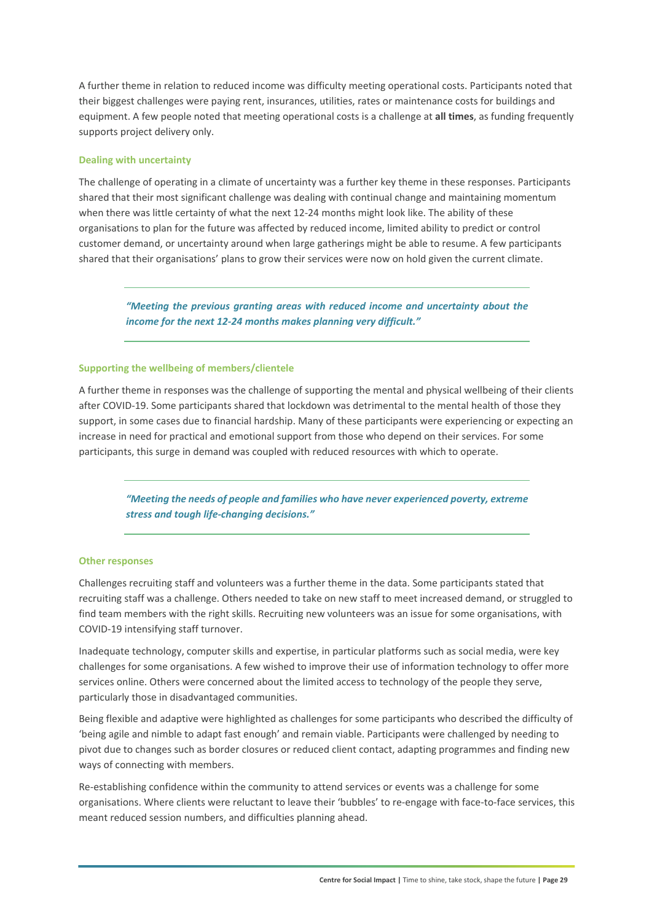A further theme in relation to reduced income was difficulty meeting operational costs. Participants noted that their biggest challenges were paying rent, insurances, utilities, rates or maintenance costs for buildings and equipment. A few people noted that meeting operational costs is a challenge at **all times**, as funding frequently supports project delivery only.

### Dealing with uncertainty

The challenge of operating in a climate of uncertainty was a further key theme in these responses. Participants shared that their most significant challenge was dealing with continual change and maintaining momentum when there was little certainty of what the next 12-24 months might look like. The ability of these organisations to plan for the future was affected by reduced income, limited ability to predict or control customer demand, or uncertainty around when large gatherings might be able to resume. A few participants shared that their organisations' plans to grow their services were now on hold given the current climate.

> ***"Meeting the previous granting areas with reduced income and uncertainty about the income for the next 12-24 months makes planning very difficult."***

### Supporting the wellbeing of members/clientele

A further theme in responses was the challenge of supporting the mental and physical wellbeing of their clients after COVID-19. Some participants shared that lockdown was detrimental to the mental health of those they support, in some cases due to financial hardship. Many of these participants were experiencing or expecting an increase in need for practical and emotional support from those who depend on their services. For some participants, this surge in demand was coupled with reduced resources with which to operate.

> ***"Meeting the needs of people and families who have never experienced poverty, extreme stress and tough life-changing decisions."***

### Other responses

Challenges recruiting staff and volunteers was a further theme in the data. Some participants stated that recruiting staff was a challenge. Others needed to take on new staff to meet increased demand, or struggled to find team members with the right skills. Recruiting new volunteers was an issue for some organisations, with COVID-19 intensifying staff turnover.

Inadequate technology, computer skills and expertise, in particular platforms such as social media, were key challenges for some organisations. A few wished to improve their use of information technology to offer more services online. Others were concerned about the limited access to technology of the people they serve, particularly those in disadvantaged communities.

Being flexible and adaptive were highlighted as challenges for some participants who described the difficulty of 'being agile and nimble to adapt fast enough' and remain viable. Participants were challenged by needing to pivot due to changes such as border closures or reduced client contact, adapting programmes and finding new ways of connecting with members.

Re-establishing confidence within the community to attend services or events was a challenge for some organisations. Where clients were reluctant to leave their 'bubbles' to re-engage with face-to-face services, this meant reduced session numbers, and difficulties planning ahead.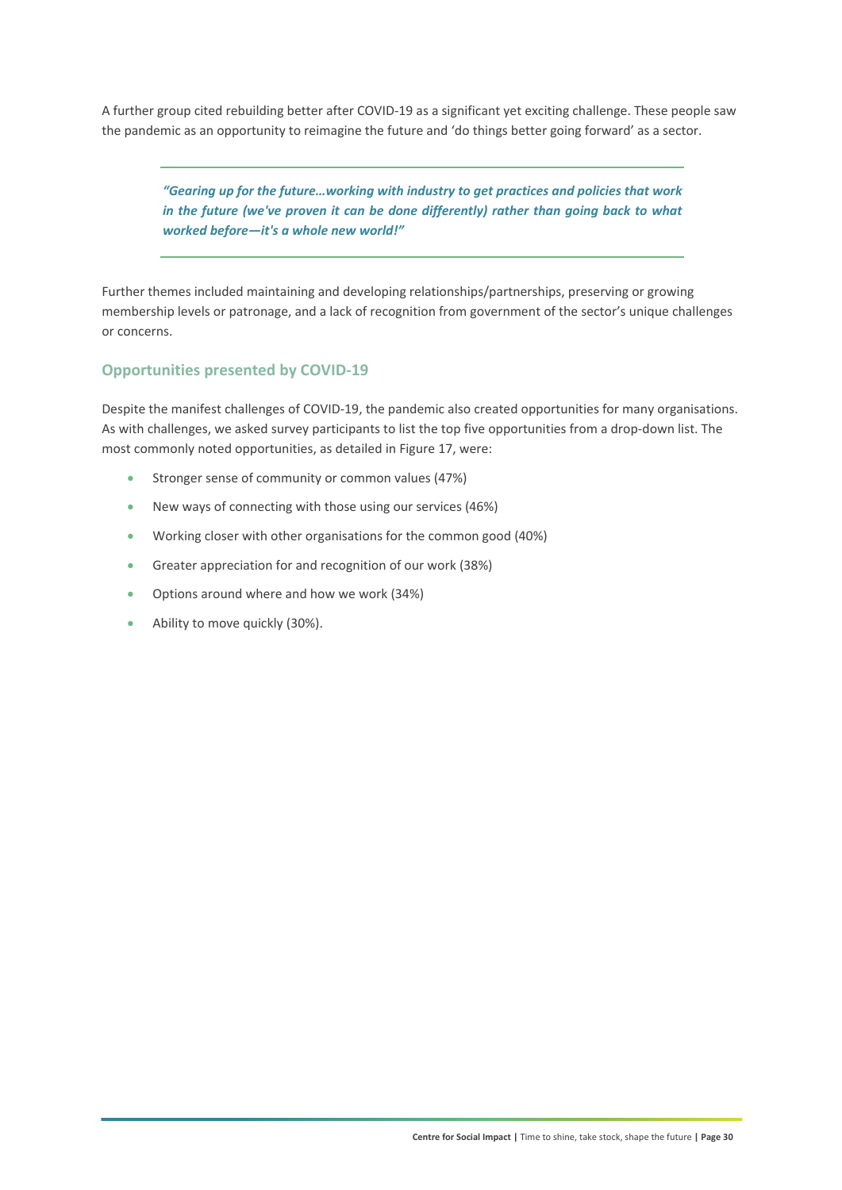A further group cited rebuilding better after COVID-19 as a significant yet exciting challenge. These people saw the pandemic as an opportunity to reimagine the future and 'do things better going forward' as a sector.

> ***"Gearing up for the future…working with industry to get practices and policies that work in the future (we've proven it can be done differently) rather than going back to what worked before—it's a whole new world!"***

Further themes included maintaining and developing relationships/partnerships, preserving or growing membership levels or patronage, and a lack of recognition from government of the sector's unique challenges or concerns.

### Opportunities presented by COVID-19

Despite the manifest challenges of COVID-19, the pandemic also created opportunities for many organisations. As with challenges, we asked survey participants to list the top five opportunities from a drop-down list. The most commonly noted opportunities, as detailed in Figure 17, were:

- Stronger sense of community or common values (47%)
- New ways of connecting with those using our services (46%)
- Working closer with other organisations for the common good (40%)
- Greater appreciation for and recognition of our work (38%)
- Options around where and how we work (34%)
- Ability to move quickly (30%).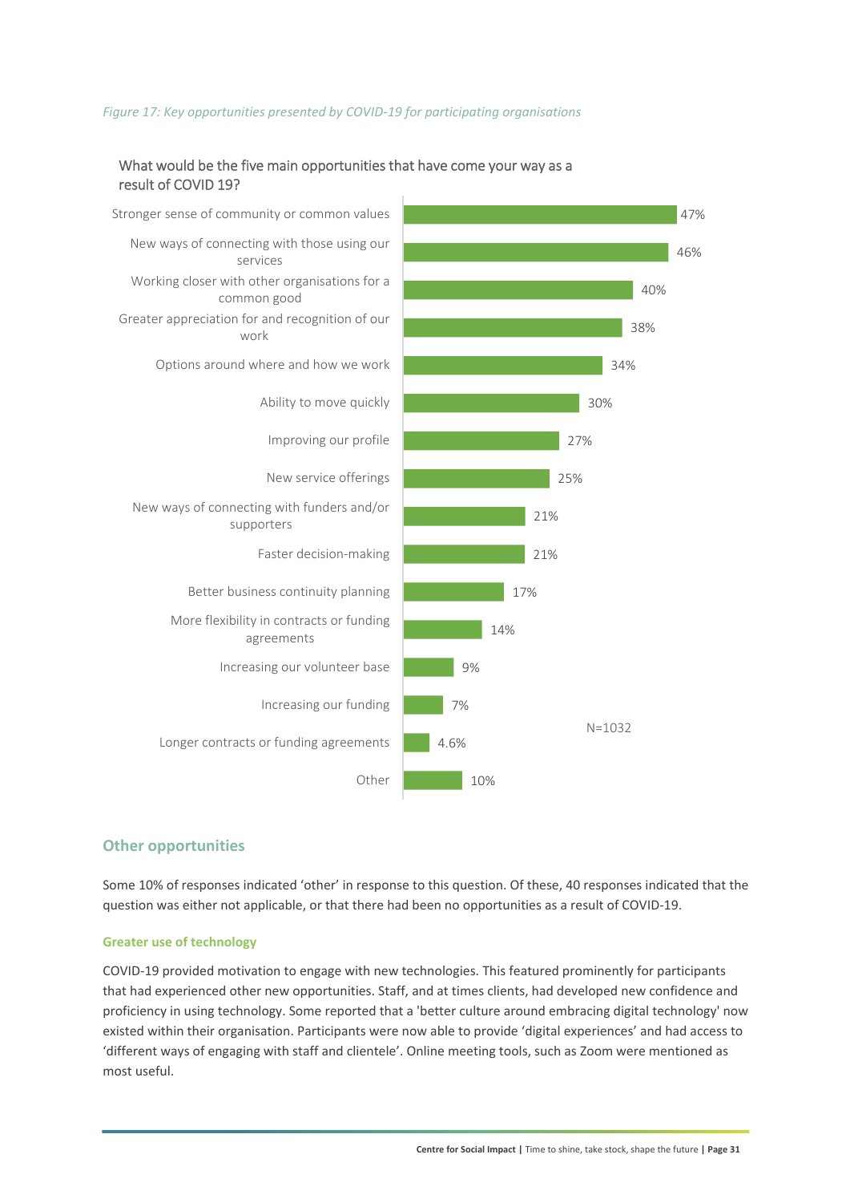*Figure 17: Key opportunities presented by COVID-19 for participating organisations*

What would be the five main opportunities that have come your way as a result of COVID 19?

| Opportunity | % |
| --- | --- |
| Stronger sense of community or common values | 47% |
| New ways of connecting with those using our services | 46% |
| Working closer with other organisations for a common good | 40% |
| Greater appreciation for and recognition of our work | 38% |
| Options around where and how we work | 34% |
| Ability to move quickly | 30% |
| Improving our profile | 27% |
| New service offerings | 25% |
| New ways of connecting with funders and/or supporters | 21% |
| Faster decision-making | 21% |
| Better business continuity planning | 17% |
| More flexibility in contracts or funding agreements | 14% |
| Increasing our volunteer base | 9% |
| Increasing our funding | 7% |
| Longer contracts or funding agreements | 4.6% |
| Other | 10% |

N=1032

## Other opportunities

Some 10% of responses indicated 'other' in response to this question. Of these, 40 responses indicated that the question was either not applicable, or that there had been no opportunities as a result of COVID-19.

### Greater use of technology

COVID-19 provided motivation to engage with new technologies. This featured prominently for participants that had experienced other new opportunities. Staff, and at times clients, had developed new confidence and proficiency in using technology. Some reported that a 'better culture around embracing digital technology' now existed within their organisation. Participants were now able to provide 'digital experiences' and had access to 'different ways of engaging with staff and clientele'. Online meeting tools, such as Zoom were mentioned as most useful.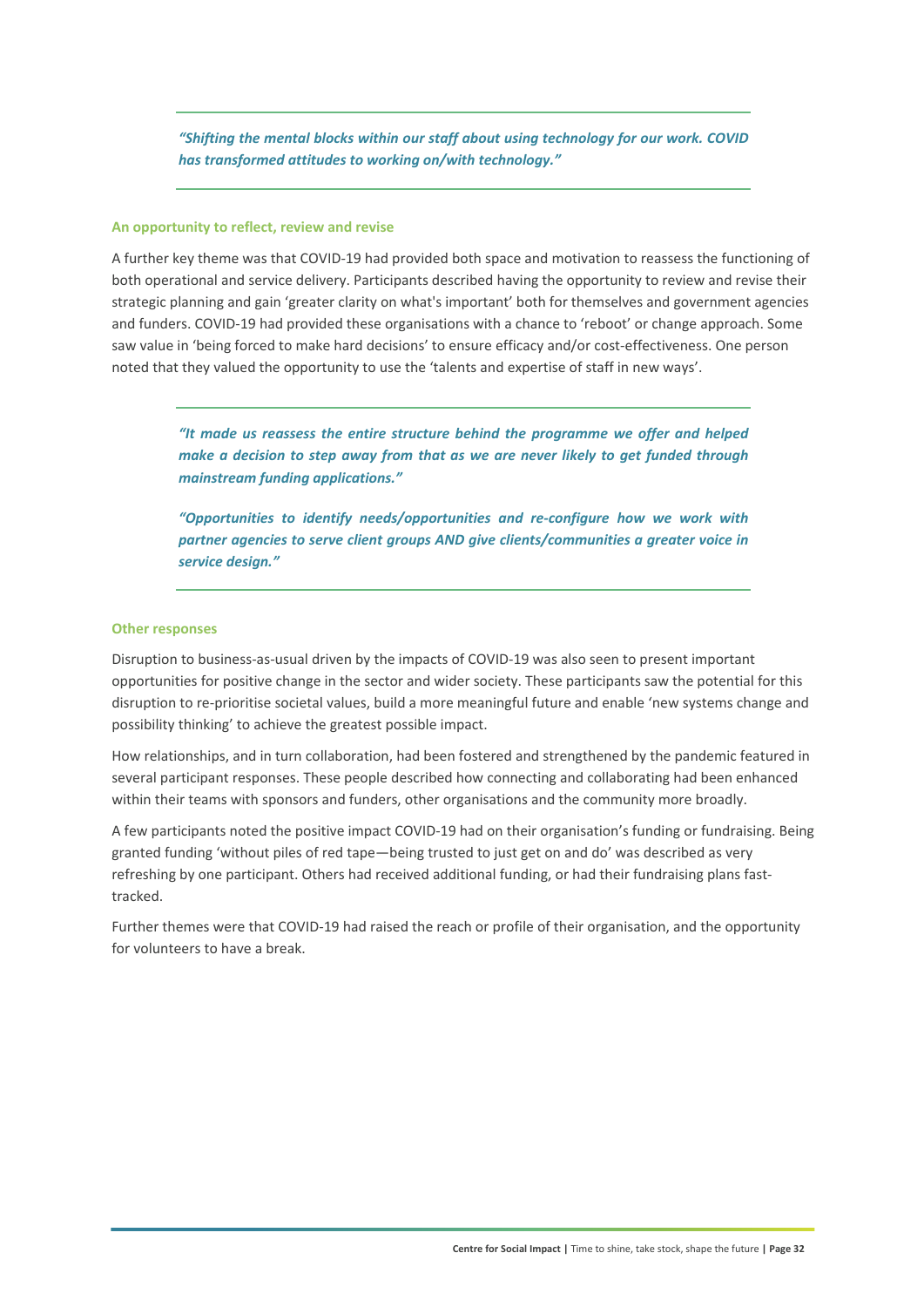> ***"Shifting the mental blocks within our staff about using technology for our work. COVID has transformed attitudes to working on/with technology."***

### An opportunity to reflect, review and revise

A further key theme was that COVID-19 had provided both space and motivation to reassess the functioning of both operational and service delivery. Participants described having the opportunity to review and revise their strategic planning and gain 'greater clarity on what's important' both for themselves and government agencies and funders. COVID-19 had provided these organisations with a chance to 'reboot' or change approach. Some saw value in 'being forced to make hard decisions' to ensure efficacy and/or cost-effectiveness. One person noted that they valued the opportunity to use the 'talents and expertise of staff in new ways'.

> ***"It made us reassess the entire structure behind the programme we offer and helped make a decision to step away from that as we are never likely to get funded through mainstream funding applications."***
>
> ***"Opportunities to identify needs/opportunities and re-configure how we work with partner agencies to serve client groups AND give clients/communities a greater voice in service design."***

### Other responses

Disruption to business-as-usual driven by the impacts of COVID-19 was also seen to present important opportunities for positive change in the sector and wider society. These participants saw the potential for this disruption to re-prioritise societal values, build a more meaningful future and enable 'new systems change and possibility thinking' to achieve the greatest possible impact.

How relationships, and in turn collaboration, had been fostered and strengthened by the pandemic featured in several participant responses. These people described how connecting and collaborating had been enhanced within their teams with sponsors and funders, other organisations and the community more broadly.

A few participants noted the positive impact COVID-19 had on their organisation's funding or fundraising. Being granted funding 'without piles of red tape—being trusted to just get on and do' was described as very refreshing by one participant. Others had received additional funding, or had their fundraising plans fast-tracked.

Further themes were that COVID-19 had raised the reach or profile of their organisation, and the opportunity for volunteers to have a break.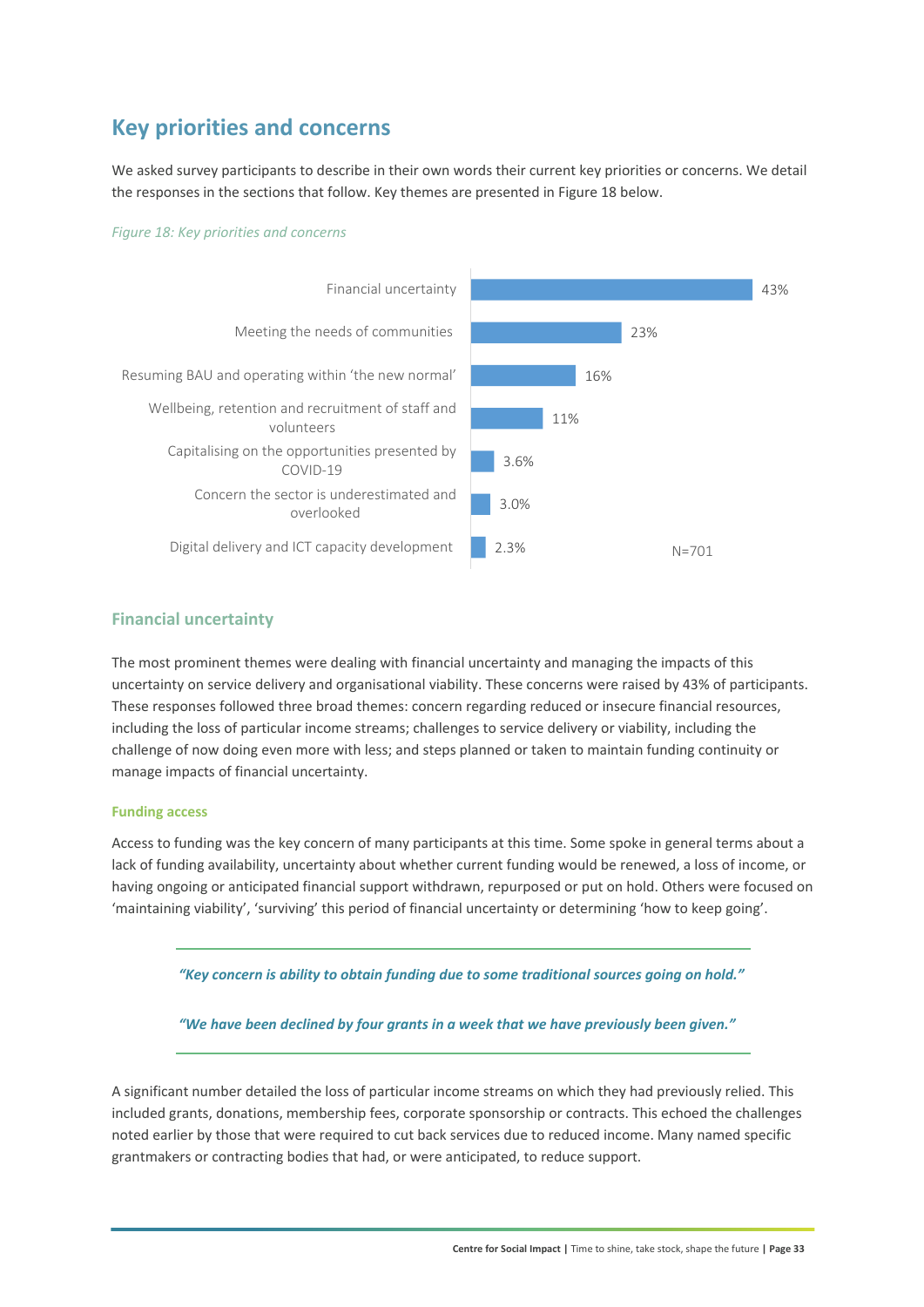## Key priorities and concerns

We asked survey participants to describe in their own words their current key priorities or concerns. We detail the responses in the sections that follow. Key themes are presented in Figure 18 below.

*Figure 18: Key priorities and concerns*

| Priority/concern | % |
|---|---|
| Financial uncertainty | 43% |
| Meeting the needs of communities | 23% |
| Resuming BAU and operating within 'the new normal' | 16% |
| Wellbeing, retention and recruitment of staff and volunteers | 11% |
| Capitalising on the opportunities presented by COVID-19 | 3.6% |
| Concern the sector is underestimated and overlooked | 3.0% |
| Digital delivery and ICT capacity development | 2.3% |

N=701

### Financial uncertainty

The most prominent themes were dealing with financial uncertainty and managing the impacts of this uncertainty on service delivery and organisational viability. These concerns were raised by 43% of participants. These responses followed three broad themes: concern regarding reduced or insecure financial resources, including the loss of particular income streams; challenges to service delivery or viability, including the challenge of now doing even more with less; and steps planned or taken to maintain funding continuity or manage impacts of financial uncertainty.

#### Funding access

Access to funding was the key concern of many participants at this time. Some spoke in general terms about a lack of funding availability, uncertainty about whether current funding would be renewed, a loss of income, or having ongoing or anticipated financial support withdrawn, repurposed or put on hold. Others were focused on 'maintaining viability', 'surviving' this period of financial uncertainty or determining 'how to keep going'.

> ***"Key concern is ability to obtain funding due to some traditional sources going on hold."***
>
> ***"We have been declined by four grants in a week that we have previously been given."***

A significant number detailed the loss of particular income streams on which they had previously relied. This included grants, donations, membership fees, corporate sponsorship or contracts. This echoed the challenges noted earlier by those that were required to cut back services due to reduced income. Many named specific grantmakers or contracting bodies that had, or were anticipated, to reduce support.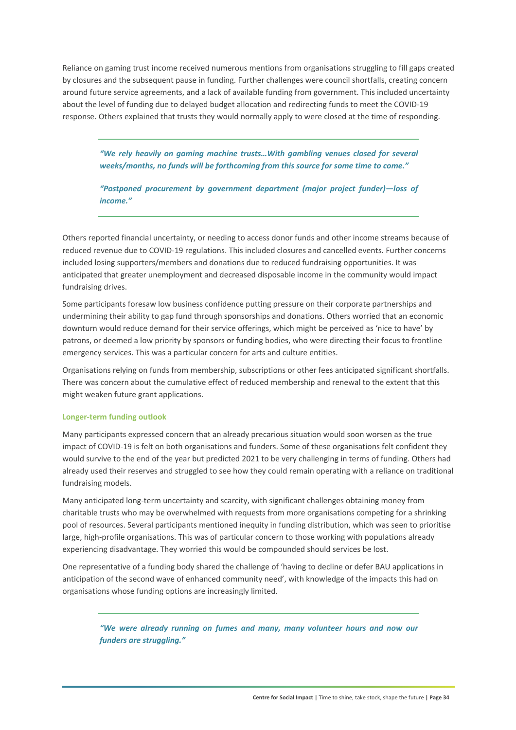Reliance on gaming trust income received numerous mentions from organisations struggling to fill gaps created by closures and the subsequent pause in funding. Further challenges were council shortfalls, creating concern around future service agreements, and a lack of available funding from government. This included uncertainty about the level of funding due to delayed budget allocation and redirecting funds to meet the COVID-19 response. Others explained that trusts they would normally apply to were closed at the time of responding.

> ***"We rely heavily on gaming machine trusts…With gambling venues closed for several weeks/months, no funds will be forthcoming from this source for some time to come."***
>
> ***"Postponed procurement by government department (major project funder)—loss of income."***

Others reported financial uncertainty, or needing to access donor funds and other income streams because of reduced revenue due to COVID-19 regulations. This included closures and cancelled events. Further concerns included losing supporters/members and donations due to reduced fundraising opportunities. It was anticipated that greater unemployment and decreased disposable income in the community would impact fundraising drives.

Some participants foresaw low business confidence putting pressure on their corporate partnerships and undermining their ability to gap fund through sponsorships and donations. Others worried that an economic downturn would reduce demand for their service offerings, which might be perceived as 'nice to have' by patrons, or deemed a low priority by sponsors or funding bodies, who were directing their focus to frontline emergency services. This was a particular concern for arts and culture entities.

Organisations relying on funds from membership, subscriptions or other fees anticipated significant shortfalls. There was concern about the cumulative effect of reduced membership and renewal to the extent that this might weaken future grant applications.

### Longer-term funding outlook

Many participants expressed concern that an already precarious situation would soon worsen as the true impact of COVID-19 is felt on both organisations and funders. Some of these organisations felt confident they would survive to the end of the year but predicted 2021 to be very challenging in terms of funding. Others had already used their reserves and struggled to see how they could remain operating with a reliance on traditional fundraising models.

Many anticipated long-term uncertainty and scarcity, with significant challenges obtaining money from charitable trusts who may be overwhelmed with requests from more organisations competing for a shrinking pool of resources. Several participants mentioned inequity in funding distribution, which was seen to prioritise large, high-profile organisations. This was of particular concern to those working with populations already experiencing disadvantage. They worried this would be compounded should services be lost.

One representative of a funding body shared the challenge of 'having to decline or defer BAU applications in anticipation of the second wave of enhanced community need', with knowledge of the impacts this had on organisations whose funding options are increasingly limited.

> ***"We were already running on fumes and many, many volunteer hours and now our funders are struggling."***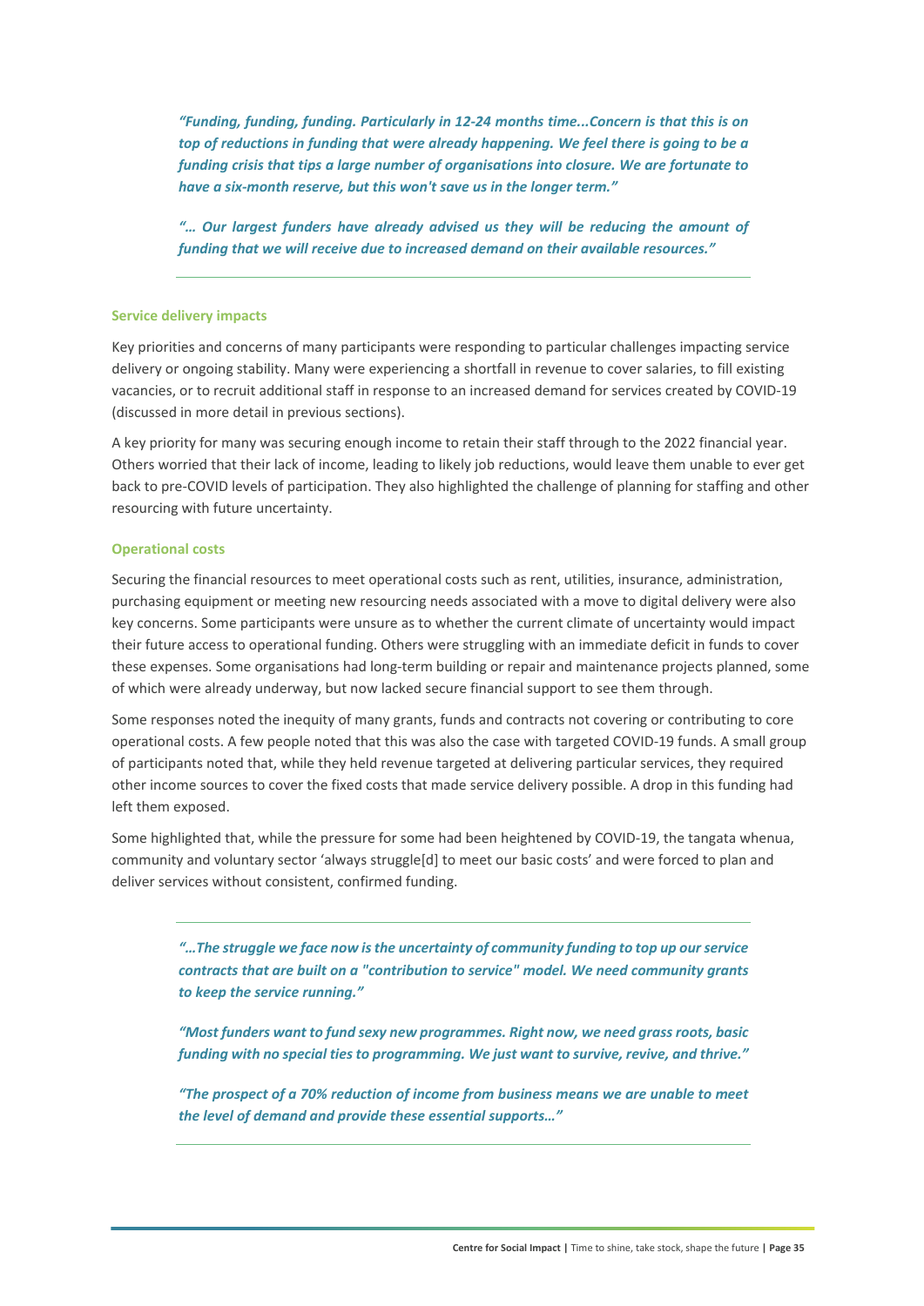*"Funding, funding, funding. Particularly in 12-24 months time...Concern is that this is on top of reductions in funding that were already happening. We feel there is going to be a funding crisis that tips a large number of organisations into closure. We are fortunate to have a six-month reserve, but this won't save us in the longer term."*

*"... Our largest funders have already advised us they will be reducing the amount of funding that we will receive due to increased demand on their available resources."*

---

#### Service delivery impacts

Key priorities and concerns of many participants were responding to particular challenges impacting service delivery or ongoing stability. Many were experiencing a shortfall in revenue to cover salaries, to fill existing vacancies, or to recruit additional staff in response to an increased demand for services created by COVID-19 (discussed in more detail in previous sections).

A key priority for many was securing enough income to retain their staff through to the 2022 financial year. Others worried that their lack of income, leading to likely job reductions, would leave them unable to ever get back to pre-COVID levels of participation. They also highlighted the challenge of planning for staffing and other resourcing with future uncertainty.

#### Operational costs

Securing the financial resources to meet operational costs such as rent, utilities, insurance, administration, purchasing equipment or meeting new resourcing needs associated with a move to digital delivery were also key concerns. Some participants were unsure as to whether the current climate of uncertainty would impact their future access to operational funding. Others were struggling with an immediate deficit in funds to cover these expenses. Some organisations had long-term building or repair and maintenance projects planned, some of which were already underway, but now lacked secure financial support to see them through.

Some responses noted the inequity of many grants, funds and contracts not covering or contributing to core operational costs. A few people noted that this was also the case with targeted COVID-19 funds. A small group of participants noted that, while they held revenue targeted at delivering particular services, they required other income sources to cover the fixed costs that made service delivery possible. A drop in this funding had left them exposed.

Some highlighted that, while the pressure for some had been heightened by COVID-19, the tangata whenua, community and voluntary sector 'always struggle[d] to meet our basic costs' and were forced to plan and deliver services without consistent, confirmed funding.

---

*"...The struggle we face now is the uncertainty of community funding to top up our service contracts that are built on a "contribution to service" model. We need community grants to keep the service running."*

*"Most funders want to fund sexy new programmes. Right now, we need grass roots, basic funding with no special ties to programming. We just want to survive, revive, and thrive."*

*"The prospect of a 70% reduction of income from business means we are unable to meet the level of demand and provide these essential supports..."*

---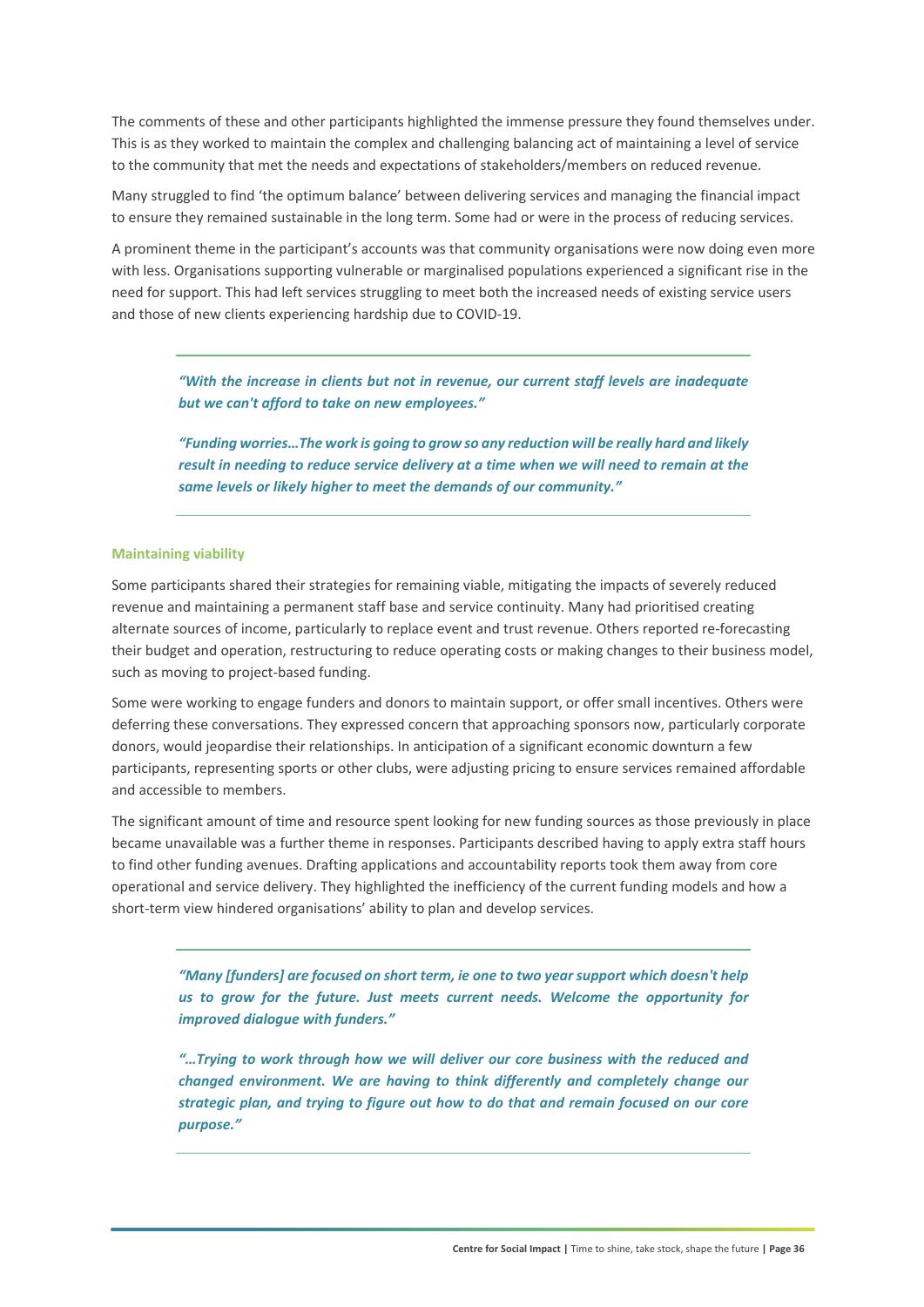The comments of these and other participants highlighted the immense pressure they found themselves under. This is as they worked to maintain the complex and challenging balancing act of maintaining a level of service to the community that met the needs and expectations of stakeholders/members on reduced revenue.

Many struggled to find 'the optimum balance' between delivering services and managing the financial impact to ensure they remained sustainable in the long term. Some had or were in the process of reducing services.

A prominent theme in the participant's accounts was that community organisations were now doing even more with less. Organisations supporting vulnerable or marginalised populations experienced a significant rise in the need for support. This had left services struggling to meet both the increased needs of existing service users and those of new clients experiencing hardship due to COVID-19.

> ***"With the increase in clients but not in revenue, our current staff levels are inadequate but we can't afford to take on new employees."***
>
> ***"Funding worries…The work is going to grow so any reduction will be really hard and likely result in needing to reduce service delivery at a time when we will need to remain at the same levels or likely higher to meet the demands of our community."***

#### Maintaining viability

Some participants shared their strategies for remaining viable, mitigating the impacts of severely reduced revenue and maintaining a permanent staff base and service continuity. Many had prioritised creating alternate sources of income, particularly to replace event and trust revenue. Others reported re-forecasting their budget and operation, restructuring to reduce operating costs or making changes to their business model, such as moving to project-based funding.

Some were working to engage funders and donors to maintain support, or offer small incentives. Others were deferring these conversations. They expressed concern that approaching sponsors now, particularly corporate donors, would jeopardise their relationships. In anticipation of a significant economic downturn a few participants, representing sports or other clubs, were adjusting pricing to ensure services remained affordable and accessible to members.

The significant amount of time and resource spent looking for new funding sources as those previously in place became unavailable was a further theme in responses. Participants described having to apply extra staff hours to find other funding avenues. Drafting applications and accountability reports took them away from core operational and service delivery. They highlighted the inefficiency of the current funding models and how a short-term view hindered organisations' ability to plan and develop services.

> ***"Many [funders] are focused on short term, ie one to two year support which doesn't help us to grow for the future. Just meets current needs. Welcome the opportunity for improved dialogue with funders."***
>
> ***"…Trying to work through how we will deliver our core business with the reduced and changed environment. We are having to think differently and completely change our strategic plan, and trying to figure out how to do that and remain focused on our core purpose."***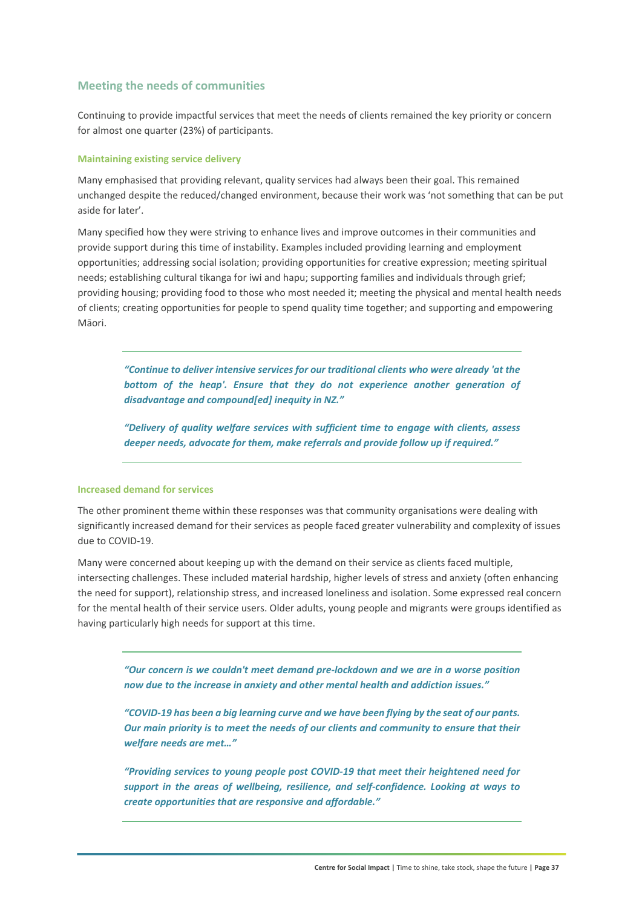## Meeting the needs of communities

Continuing to provide impactful services that meet the needs of clients remained the key priority or concern for almost one quarter (23%) of participants.

### Maintaining existing service delivery

Many emphasised that providing relevant, quality services had always been their goal. This remained unchanged despite the reduced/changed environment, because their work was 'not something that can be put aside for later'.

Many specified how they were striving to enhance lives and improve outcomes in their communities and provide support during this time of instability. Examples included providing learning and employment opportunities; addressing social isolation; providing opportunities for creative expression; meeting spiritual needs; establishing cultural tikanga for iwi and hapu; supporting families and individuals through grief; providing housing; providing food to those who most needed it; meeting the physical and mental health needs of clients; creating opportunities for people to spend quality time together; and supporting and empowering Māori.

> ***"Continue to deliver intensive services for our traditional clients who were already 'at the bottom of the heap'. Ensure that they do not experience another generation of disadvantage and compound[ed] inequity in NZ."***
>
> ***"Delivery of quality welfare services with sufficient time to engage with clients, assess deeper needs, advocate for them, make referrals and provide follow up if required."***

### Increased demand for services

The other prominent theme within these responses was that community organisations were dealing with significantly increased demand for their services as people faced greater vulnerability and complexity of issues due to COVID-19.

Many were concerned about keeping up with the demand on their service as clients faced multiple, intersecting challenges. These included material hardship, higher levels of stress and anxiety (often enhancing the need for support), relationship stress, and increased loneliness and isolation. Some expressed real concern for the mental health of their service users. Older adults, young people and migrants were groups identified as having particularly high needs for support at this time.

> ***"Our concern is we couldn't meet demand pre-lockdown and we are in a worse position now due to the increase in anxiety and other mental health and addiction issues."***
>
> ***"COVID-19 has been a big learning curve and we have been flying by the seat of our pants. Our main priority is to meet the needs of our clients and community to ensure that their welfare needs are met…"***
>
> ***"Providing services to young people post COVID-19 that meet their heightened need for support in the areas of wellbeing, resilience, and self-confidence. Looking at ways to create opportunities that are responsive and affordable."***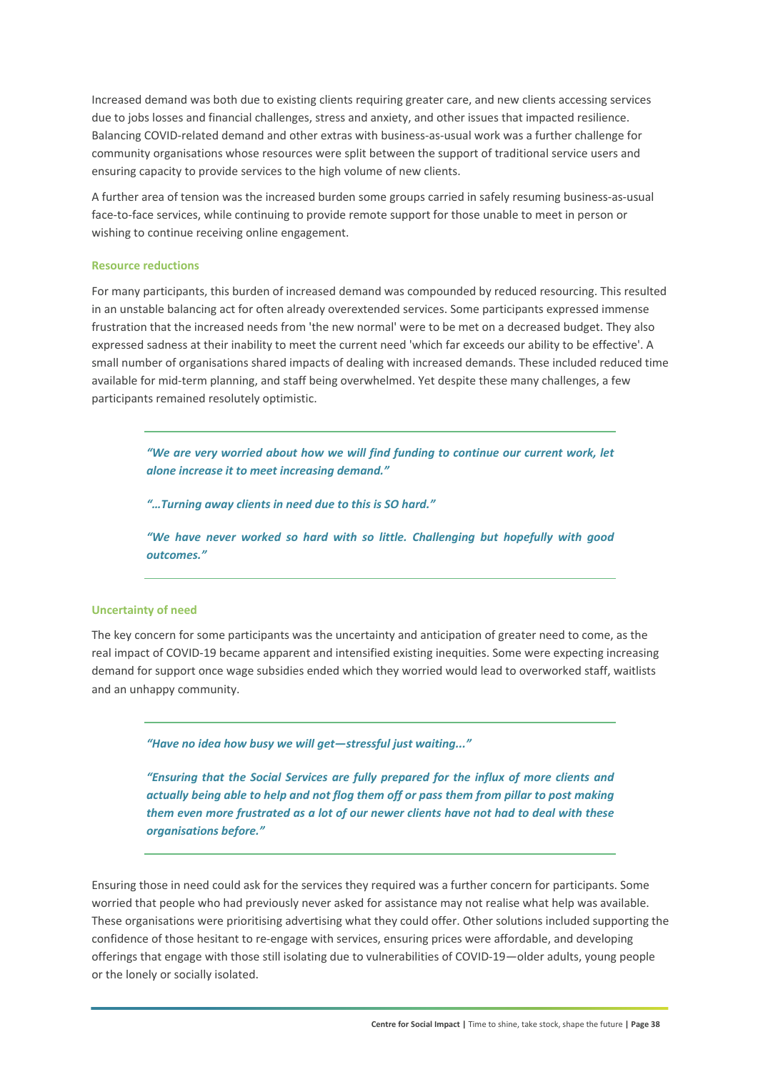Increased demand was both due to existing clients requiring greater care, and new clients accessing services due to jobs losses and financial challenges, stress and anxiety, and other issues that impacted resilience. Balancing COVID-related demand and other extras with business-as-usual work was a further challenge for community organisations whose resources were split between the support of traditional service users and ensuring capacity to provide services to the high volume of new clients.

A further area of tension was the increased burden some groups carried in safely resuming business-as-usual face-to-face services, while continuing to provide remote support for those unable to meet in person or wishing to continue receiving online engagement.

#### Resource reductions

For many participants, this burden of increased demand was compounded by reduced resourcing. This resulted in an unstable balancing act for often already overextended services. Some participants expressed immense frustration that the increased needs from 'the new normal' were to be met on a decreased budget. They also expressed sadness at their inability to meet the current need 'which far exceeds our ability to be effective'. A small number of organisations shared impacts of dealing with increased demands. These included reduced time available for mid-term planning, and staff being overwhelmed. Yet despite these many challenges, a few participants remained resolutely optimistic.

> ***"We are very worried about how we will find funding to continue our current work, let alone increase it to meet increasing demand."***
>
> ***"…Turning away clients in need due to this is SO hard."***
>
> ***"We have never worked so hard with so little. Challenging but hopefully with good outcomes."***

#### Uncertainty of need

The key concern for some participants was the uncertainty and anticipation of greater need to come, as the real impact of COVID-19 became apparent and intensified existing inequities. Some were expecting increasing demand for support once wage subsidies ended which they worried would lead to overworked staff, waitlists and an unhappy community.

> ***"Have no idea how busy we will get—stressful just waiting..."***
>
> ***"Ensuring that the Social Services are fully prepared for the influx of more clients and actually being able to help and not flog them off or pass them from pillar to post making them even more frustrated as a lot of our newer clients have not had to deal with these organisations before."***

Ensuring those in need could ask for the services they required was a further concern for participants. Some worried that people who had previously never asked for assistance may not realise what help was available. These organisations were prioritising advertising what they could offer. Other solutions included supporting the confidence of those hesitant to re-engage with services, ensuring prices were affordable, and developing offerings that engage with those still isolating due to vulnerabilities of COVID-19—older adults, young people or the lonely or socially isolated.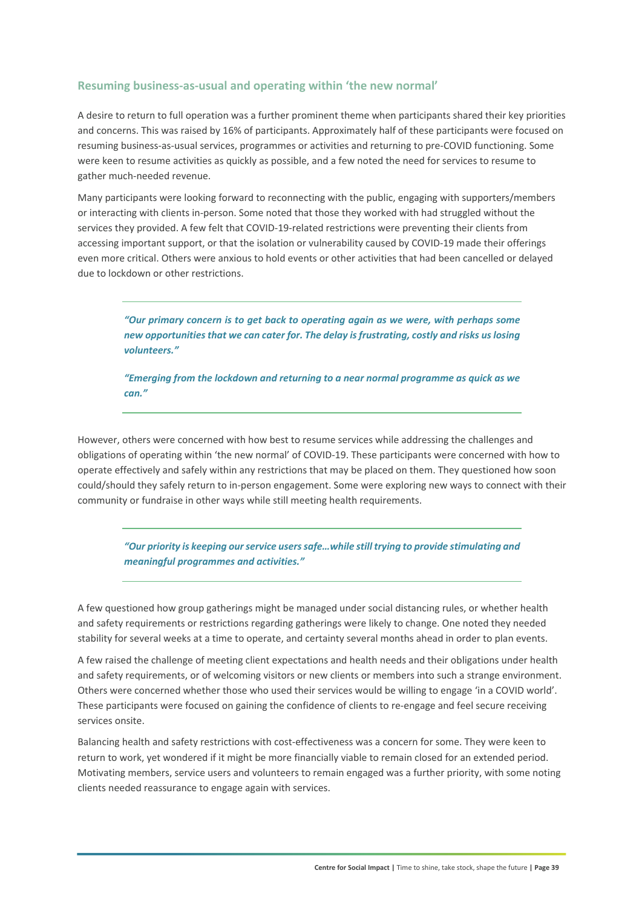### Resuming business-as-usual and operating within 'the new normal'

A desire to return to full operation was a further prominent theme when participants shared their key priorities and concerns. This was raised by 16% of participants. Approximately half of these participants were focused on resuming business-as-usual services, programmes or activities and returning to pre-COVID functioning. Some were keen to resume activities as quickly as possible, and a few noted the need for services to resume to gather much-needed revenue.

Many participants were looking forward to reconnecting with the public, engaging with supporters/members or interacting with clients in-person. Some noted that those they worked with had struggled without the services they provided. A few felt that COVID-19-related restrictions were preventing their clients from accessing important support, or that the isolation or vulnerability caused by COVID-19 made their offerings even more critical. Others were anxious to hold events or other activities that had been cancelled or delayed due to lockdown or other restrictions.

> ***"Our primary concern is to get back to operating again as we were, with perhaps some new opportunities that we can cater for. The delay is frustrating, costly and risks us losing volunteers."***
>
> ***"Emerging from the lockdown and returning to a near normal programme as quick as we can."***

However, others were concerned with how best to resume services while addressing the challenges and obligations of operating within 'the new normal' of COVID-19. These participants were concerned with how to operate effectively and safely within any restrictions that may be placed on them. They questioned how soon could/should they safely return to in-person engagement. Some were exploring new ways to connect with their community or fundraise in other ways while still meeting health requirements.

> ***"Our priority is keeping our service users safe…while still trying to provide stimulating and meaningful programmes and activities."***

A few questioned how group gatherings might be managed under social distancing rules, or whether health and safety requirements or restrictions regarding gatherings were likely to change. One noted they needed stability for several weeks at a time to operate, and certainty several months ahead in order to plan events.

A few raised the challenge of meeting client expectations and health needs and their obligations under health and safety requirements, or of welcoming visitors or new clients or members into such a strange environment. Others were concerned whether those who used their services would be willing to engage 'in a COVID world'. These participants were focused on gaining the confidence of clients to re-engage and feel secure receiving services onsite.

Balancing health and safety restrictions with cost-effectiveness was a concern for some. They were keen to return to work, yet wondered if it might be more financially viable to remain closed for an extended period. Motivating members, service users and volunteers to remain engaged was a further priority, with some noting clients needed reassurance to engage again with services.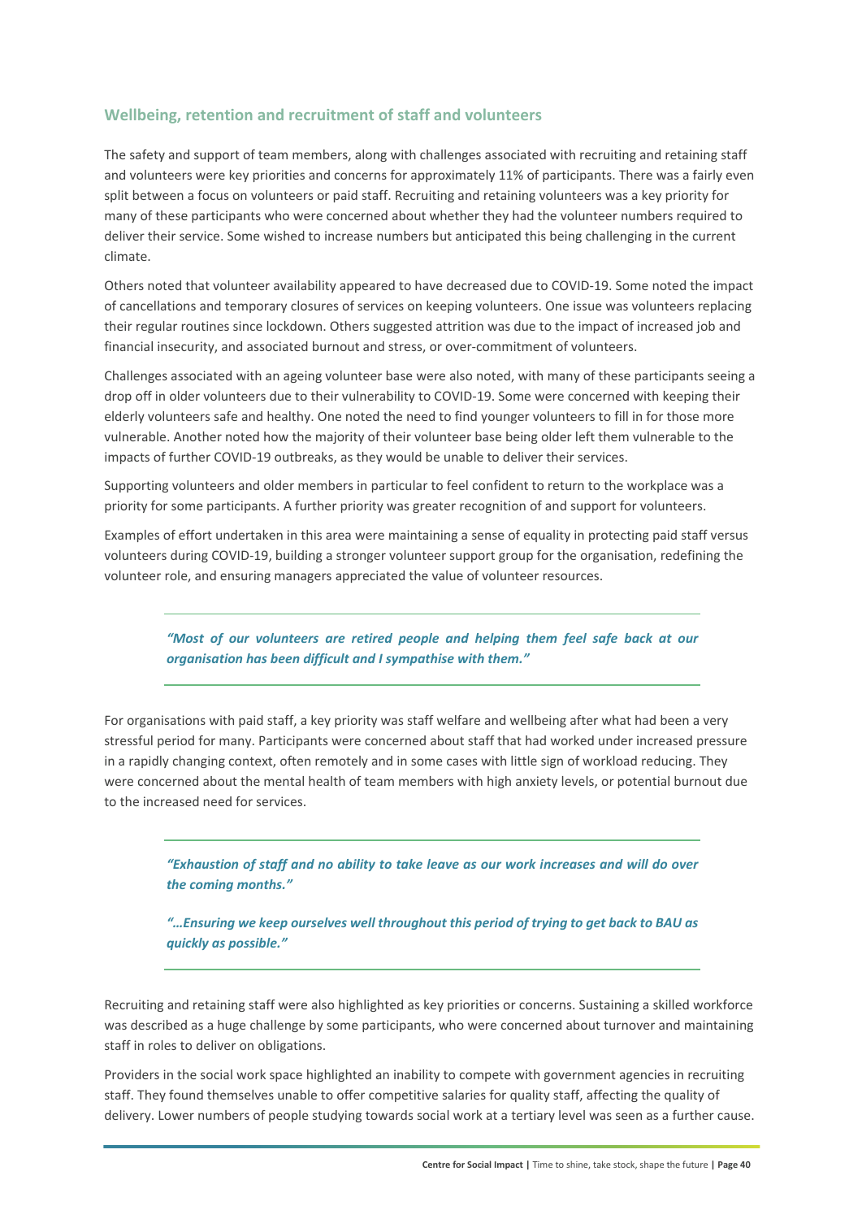### Wellbeing, retention and recruitment of staff and volunteers

The safety and support of team members, along with challenges associated with recruiting and retaining staff and volunteers were key priorities and concerns for approximately 11% of participants. There was a fairly even split between a focus on volunteers or paid staff. Recruiting and retaining volunteers was a key priority for many of these participants who were concerned about whether they had the volunteer numbers required to deliver their service. Some wished to increase numbers but anticipated this being challenging in the current climate.

Others noted that volunteer availability appeared to have decreased due to COVID-19. Some noted the impact of cancellations and temporary closures of services on keeping volunteers. One issue was volunteers replacing their regular routines since lockdown. Others suggested attrition was due to the impact of increased job and financial insecurity, and associated burnout and stress, or over-commitment of volunteers.

Challenges associated with an ageing volunteer base were also noted, with many of these participants seeing a drop off in older volunteers due to their vulnerability to COVID-19. Some were concerned with keeping their elderly volunteers safe and healthy. One noted the need to find younger volunteers to fill in for those more vulnerable. Another noted how the majority of their volunteer base being older left them vulnerable to the impacts of further COVID-19 outbreaks, as they would be unable to deliver their services.

Supporting volunteers and older members in particular to feel confident to return to the workplace was a priority for some participants. A further priority was greater recognition of and support for volunteers.

Examples of effort undertaken in this area were maintaining a sense of equality in protecting paid staff versus volunteers during COVID-19, building a stronger volunteer support group for the organisation, redefining the volunteer role, and ensuring managers appreciated the value of volunteer resources.

> ***"Most of our volunteers are retired people and helping them feel safe back at our organisation has been difficult and I sympathise with them."***

For organisations with paid staff, a key priority was staff welfare and wellbeing after what had been a very stressful period for many. Participants were concerned about staff that had worked under increased pressure in a rapidly changing context, often remotely and in some cases with little sign of workload reducing. They were concerned about the mental health of team members with high anxiety levels, or potential burnout due to the increased need for services.

> ***"Exhaustion of staff and no ability to take leave as our work increases and will do over the coming months."***
>
> ***"…Ensuring we keep ourselves well throughout this period of trying to get back to BAU as quickly as possible."***

Recruiting and retaining staff were also highlighted as key priorities or concerns. Sustaining a skilled workforce was described as a huge challenge by some participants, who were concerned about turnover and maintaining staff in roles to deliver on obligations.

Providers in the social work space highlighted an inability to compete with government agencies in recruiting staff. They found themselves unable to offer competitive salaries for quality staff, affecting the quality of delivery. Lower numbers of people studying towards social work at a tertiary level was seen as a further cause.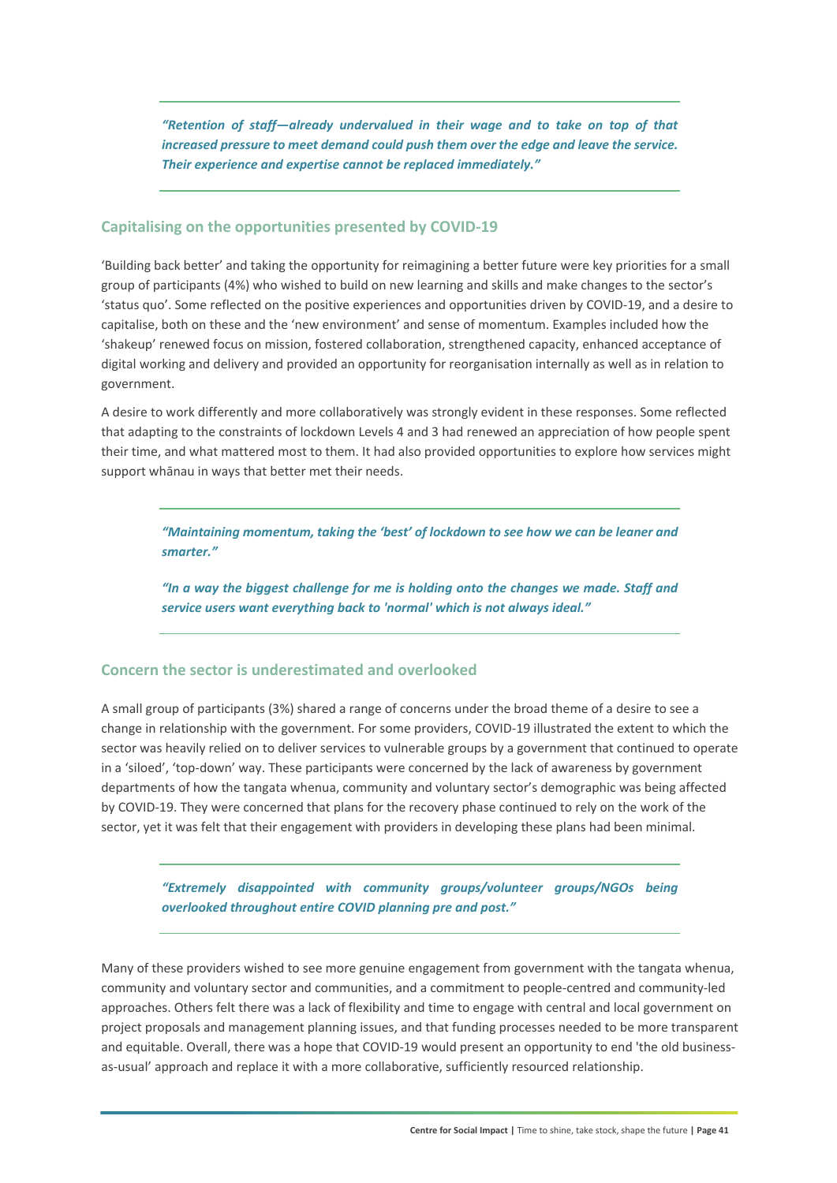> ***"Retention of staff—already undervalued in their wage and to take on top of that increased pressure to meet demand could push them over the edge and leave the service. Their experience and expertise cannot be replaced immediately."***

## Capitalising on the opportunities presented by COVID-19

'Building back better' and taking the opportunity for reimagining a better future were key priorities for a small group of participants (4%) who wished to build on new learning and skills and make changes to the sector's 'status quo'. Some reflected on the positive experiences and opportunities driven by COVID-19, and a desire to capitalise, both on these and the 'new environment' and sense of momentum. Examples included how the 'shakeup' renewed focus on mission, fostered collaboration, strengthened capacity, enhanced acceptance of digital working and delivery and provided an opportunity for reorganisation internally as well as in relation to government.

A desire to work differently and more collaboratively was strongly evident in these responses. Some reflected that adapting to the constraints of lockdown Levels 4 and 3 had renewed an appreciation of how people spent their time, and what mattered most to them. It had also provided opportunities to explore how services might support whānau in ways that better met their needs.

> ***"Maintaining momentum, taking the 'best' of lockdown to see how we can be leaner and smarter."***
>
> ***"In a way the biggest challenge for me is holding onto the changes we made. Staff and service users want everything back to 'normal' which is not always ideal."***

## Concern the sector is underestimated and overlooked

A small group of participants (3%) shared a range of concerns under the broad theme of a desire to see a change in relationship with the government. For some providers, COVID-19 illustrated the extent to which the sector was heavily relied on to deliver services to vulnerable groups by a government that continued to operate in a 'siloed', 'top-down' way. These participants were concerned by the lack of awareness by government departments of how the tangata whenua, community and voluntary sector's demographic was being affected by COVID-19. They were concerned that plans for the recovery phase continued to rely on the work of the sector, yet it was felt that their engagement with providers in developing these plans had been minimal.

> ***"Extremely disappointed with community groups/volunteer groups/NGOs being overlooked throughout entire COVID planning pre and post."***

Many of these providers wished to see more genuine engagement from government with the tangata whenua, community and voluntary sector and communities, and a commitment to people-centred and community-led approaches. Others felt there was a lack of flexibility and time to engage with central and local government on project proposals and management planning issues, and that funding processes needed to be more transparent and equitable. Overall, there was a hope that COVID-19 would present an opportunity to end 'the old business-as-usual' approach and replace it with a more collaborative, sufficiently resourced relationship.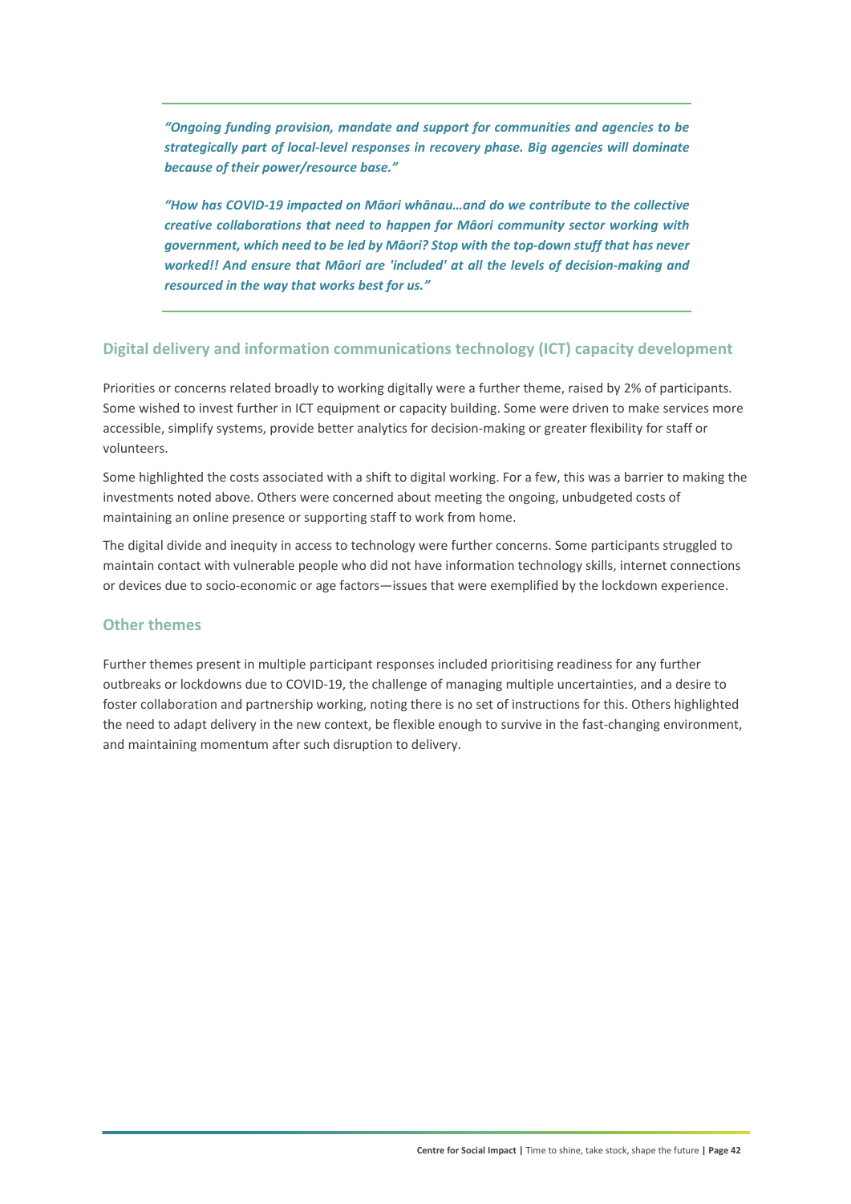*“Ongoing funding provision, mandate and support for communities and agencies to be strategically part of local-level responses in recovery phase. Big agencies will dominate because of their power/resource base.”*

*“How has COVID-19 impacted on Māori whānau…and do we contribute to the collective creative collaborations that need to happen for Māori community sector working with government, which need to be led by Māori? Stop with the top-down stuff that has never worked!! And ensure that Māori are 'included' at all the levels of decision-making and resourced in the way that works best for us.”*

## Digital delivery and information communications technology (ICT) capacity development

Priorities or concerns related broadly to working digitally were a further theme, raised by 2% of participants. Some wished to invest further in ICT equipment or capacity building. Some were driven to make services more accessible, simplify systems, provide better analytics for decision-making or greater flexibility for staff or volunteers.

Some highlighted the costs associated with a shift to digital working. For a few, this was a barrier to making the investments noted above. Others were concerned about meeting the ongoing, unbudgeted costs of maintaining an online presence or supporting staff to work from home.

The digital divide and inequity in access to technology were further concerns. Some participants struggled to maintain contact with vulnerable people who did not have information technology skills, internet connections or devices due to socio-economic or age factors—issues that were exemplified by the lockdown experience.

## Other themes

Further themes present in multiple participant responses included prioritising readiness for any further outbreaks or lockdowns due to COVID-19, the challenge of managing multiple uncertainties, and a desire to foster collaboration and partnership working, noting there is no set of instructions for this. Others highlighted the need to adapt delivery in the new context, be flexible enough to survive in the fast-changing environment, and maintaining momentum after such disruption to delivery.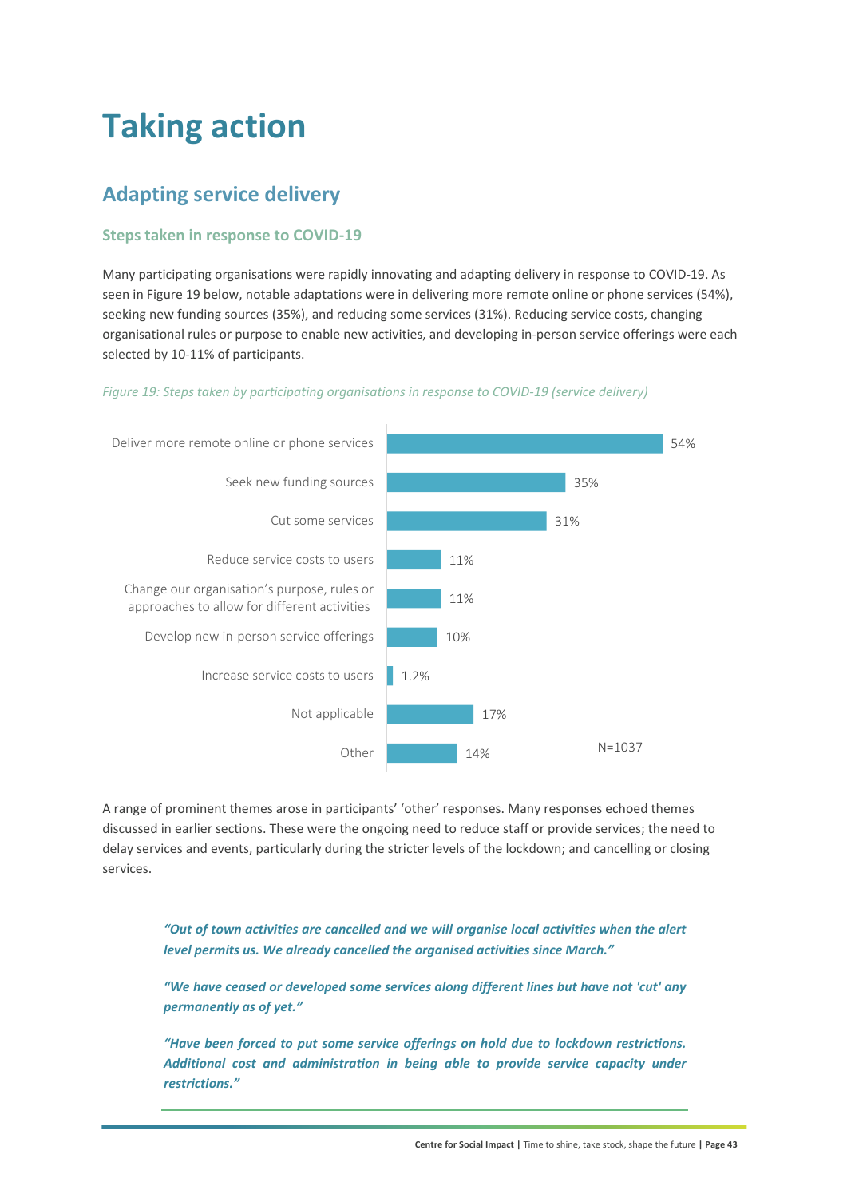# Taking action

## Adapting service delivery

### Steps taken in response to COVID-19

Many participating organisations were rapidly innovating and adapting delivery in response to COVID-19. As seen in Figure 19 below, notable adaptations were in delivering more remote online or phone services (54%), seeking new funding sources (35%), and reducing some services (31%). Reducing service costs, changing organisational rules or purpose to enable new activities, and developing in-person service offerings were each selected by 10-11% of participants.

*Figure 19: Steps taken by participating organisations in response to COVID-19 (service delivery)*

| Step | % |
|---|---|
| Deliver more remote online or phone services | 54% |
| Seek new funding sources | 35% |
| Cut some services | 31% |
| Reduce service costs to users | 11% |
| Change our organisation's purpose, rules or approaches to allow for different activities | 11% |
| Develop new in-person service offerings | 10% |
| Increase service costs to users | 1.2% |
| Not applicable | 17% |
| Other | 14% |

N=1037

A range of prominent themes arose in participants' 'other' responses. Many responses echoed themes discussed in earlier sections. These were the ongoing need to reduce staff or provide services; the need to delay services and events, particularly during the stricter levels of the lockdown; and cancelling or closing services.

> ***"Out of town activities are cancelled and we will organise local activities when the alert level permits us. We already cancelled the organised activities since March."***
>
> ***"We have ceased or developed some services along different lines but have not 'cut' any permanently as of yet."***
>
> ***"Have been forced to put some service offerings on hold due to lockdown restrictions. Additional cost and administration in being able to provide service capacity under restrictions."***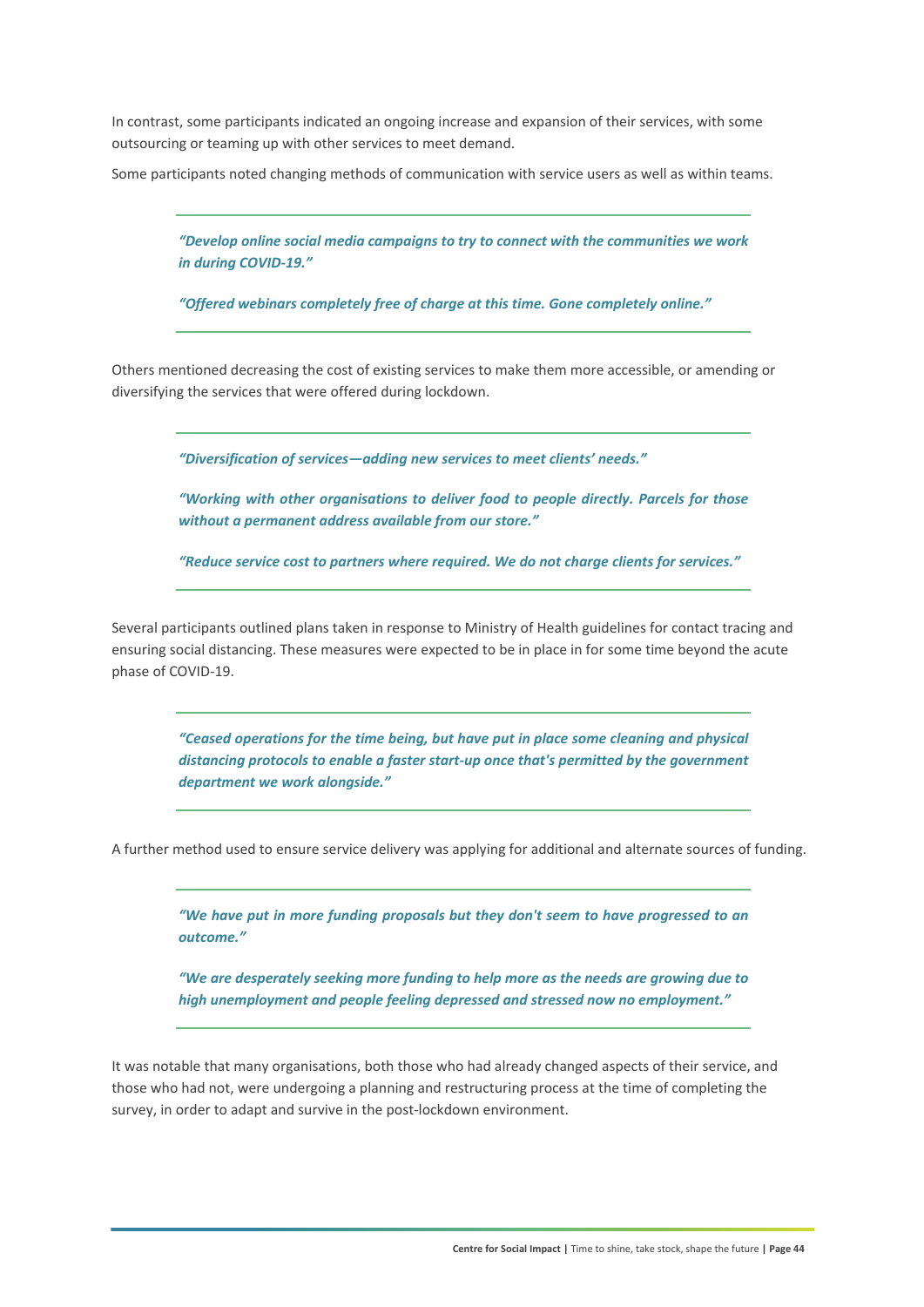In contrast, some participants indicated an ongoing increase and expansion of their services, with some outsourcing or teaming up with other services to meet demand.

Some participants noted changing methods of communication with service users as well as within teams.

> ***"Develop online social media campaigns to try to connect with the communities we work in during COVID-19."***
>
> ***"Offered webinars completely free of charge at this time. Gone completely online."***

Others mentioned decreasing the cost of existing services to make them more accessible, or amending or diversifying the services that were offered during lockdown.

> ***"Diversification of services—adding new services to meet clients' needs."***
>
> ***"Working with other organisations to deliver food to people directly. Parcels for those without a permanent address available from our store."***
>
> ***"Reduce service cost to partners where required. We do not charge clients for services."***

Several participants outlined plans taken in response to Ministry of Health guidelines for contact tracing and ensuring social distancing. These measures were expected to be in place in for some time beyond the acute phase of COVID-19.

> ***"Ceased operations for the time being, but have put in place some cleaning and physical distancing protocols to enable a faster start-up once that's permitted by the government department we work alongside."***

A further method used to ensure service delivery was applying for additional and alternate sources of funding.

> ***"We have put in more funding proposals but they don't seem to have progressed to an outcome."***
>
> ***"We are desperately seeking more funding to help more as the needs are growing due to high unemployment and people feeling depressed and stressed now no employment."***

It was notable that many organisations, both those who had already changed aspects of their service, and those who had not, were undergoing a planning and restructuring process at the time of completing the survey, in order to adapt and survive in the post-lockdown environment.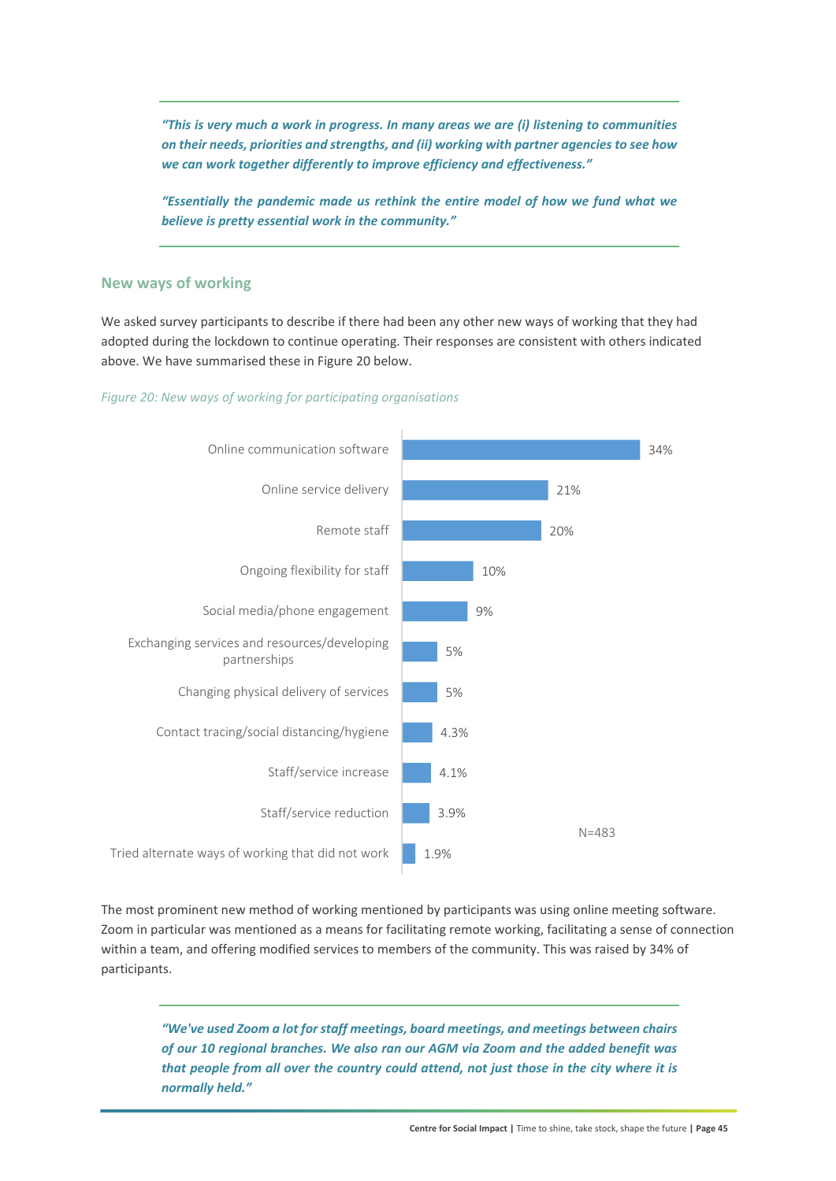> *"This is very much a work in progress. In many areas we are (i) listening to communities on their needs, priorities and strengths, and (ii) working with partner agencies to see how we can work together differently to improve efficiency and effectiveness."*
>
> *"Essentially the pandemic made us rethink the entire model of how we fund what we believe is pretty essential work in the community."*

## New ways of working

We asked survey participants to describe if there had been any other new ways of working that they had adopted during the lockdown to continue operating. Their responses are consistent with others indicated above. We have summarised these in Figure 20 below.

*Figure 20: New ways of working for participating organisations*

| New way of working | % |
|---|---|
| Online communication software | 34% |
| Online service delivery | 21% |
| Remote staff | 20% |
| Ongoing flexibility for staff | 10% |
| Social media/phone engagement | 9% |
| Exchanging services and resources/developing partnerships | 5% |
| Changing physical delivery of services | 5% |
| Contact tracing/social distancing/hygiene | 4.3% |
| Staff/service increase | 4.1% |
| Staff/service reduction | 3.9% |
| Tried alternate ways of working that did not work | 1.9% |

N=483

The most prominent new method of working mentioned by participants was using online meeting software. Zoom in particular was mentioned as a means for facilitating remote working, facilitating a sense of connection within a team, and offering modified services to members of the community. This was raised by 34% of participants.

> *"We've used Zoom a lot for staff meetings, board meetings, and meetings between chairs of our 10 regional branches. We also ran our AGM via Zoom and the added benefit was that people from all over the country could attend, not just those in the city where it is normally held."*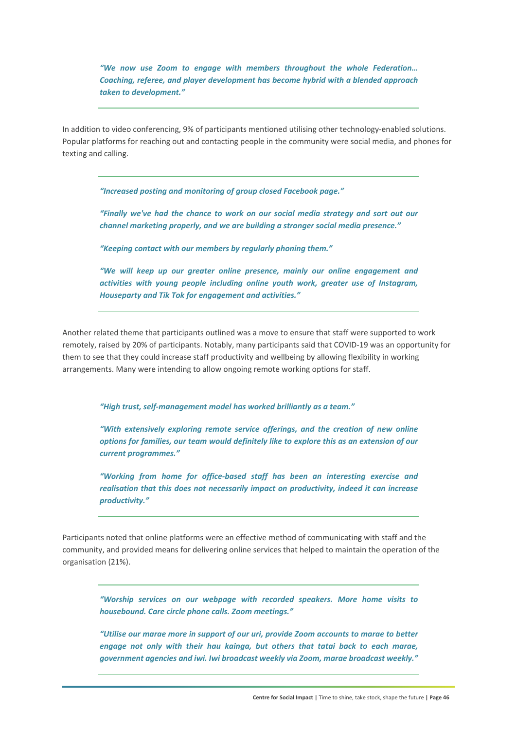> ***"We now use Zoom to engage with members throughout the whole Federation… Coaching, referee, and player development has become hybrid with a blended approach taken to development."***

In addition to video conferencing, 9% of participants mentioned utilising other technology-enabled solutions. Popular platforms for reaching out and contacting people in the community were social media, and phones for texting and calling.

> ***"Increased posting and monitoring of group closed Facebook page."***
>
> ***"Finally we've had the chance to work on our social media strategy and sort out our channel marketing properly, and we are building a stronger social media presence."***
>
> ***"Keeping contact with our members by regularly phoning them."***
>
> ***"We will keep up our greater online presence, mainly our online engagement and activities with young people including online youth work, greater use of Instagram, Houseparty and Tik Tok for engagement and activities."***

Another related theme that participants outlined was a move to ensure that staff were supported to work remotely, raised by 20% of participants. Notably, many participants said that COVID-19 was an opportunity for them to see that they could increase staff productivity and wellbeing by allowing flexibility in working arrangements. Many were intending to allow ongoing remote working options for staff.

> ***"High trust, self-management model has worked brilliantly as a team."***
>
> ***"With extensively exploring remote service offerings, and the creation of new online options for families, our team would definitely like to explore this as an extension of our current programmes."***
>
> ***"Working from home for office-based staff has been an interesting exercise and realisation that this does not necessarily impact on productivity, indeed it can increase productivity."***

Participants noted that online platforms were an effective method of communicating with staff and the community, and provided means for delivering online services that helped to maintain the operation of the organisation (21%).

> ***"Worship services on our webpage with recorded speakers. More home visits to housebound. Care circle phone calls. Zoom meetings."***
>
> ***"Utilise our marae more in support of our uri, provide Zoom accounts to marae to better engage not only with their hau kainga, but others that tatai back to each marae, government agencies and iwi. Iwi broadcast weekly via Zoom, marae broadcast weekly."***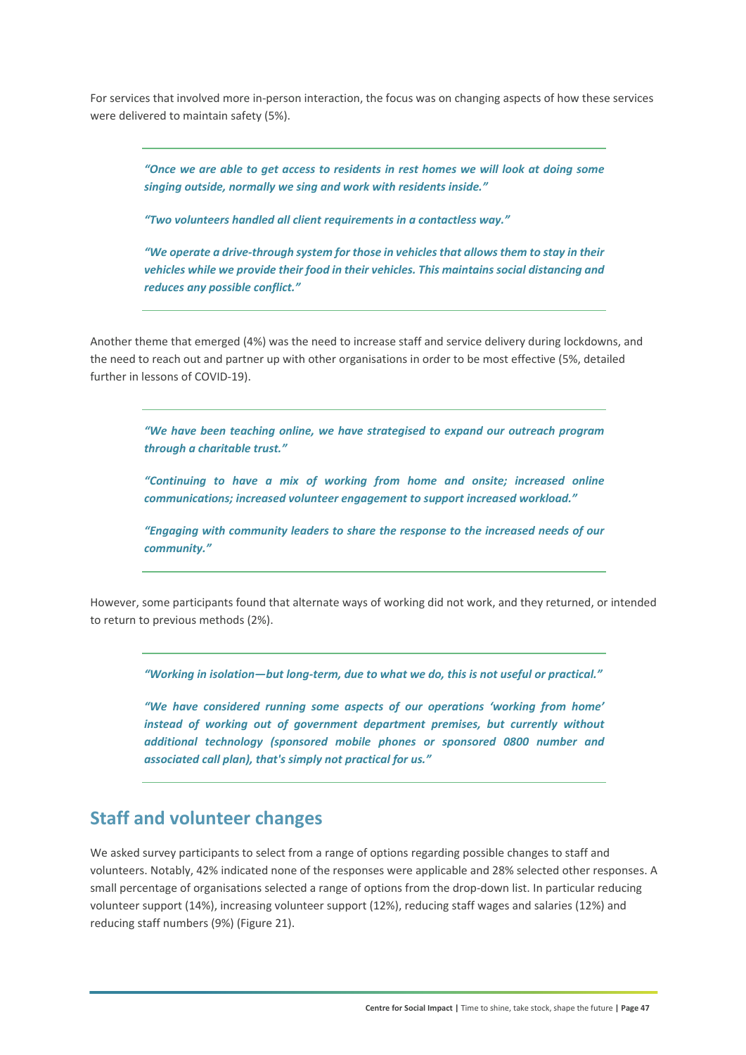For services that involved more in-person interaction, the focus was on changing aspects of how these services were delivered to maintain safety (5%).

> ***"Once we are able to get access to residents in rest homes we will look at doing some singing outside, normally we sing and work with residents inside."***
>
> ***"Two volunteers handled all client requirements in a contactless way."***
>
> ***"We operate a drive-through system for those in vehicles that allows them to stay in their vehicles while we provide their food in their vehicles. This maintains social distancing and reduces any possible conflict."***

Another theme that emerged (4%) was the need to increase staff and service delivery during lockdowns, and the need to reach out and partner up with other organisations in order to be most effective (5%, detailed further in lessons of COVID-19).

> ***"We have been teaching online, we have strategised to expand our outreach program through a charitable trust."***
>
> ***"Continuing to have a mix of working from home and onsite; increased online communications; increased volunteer engagement to support increased workload."***
>
> ***"Engaging with community leaders to share the response to the increased needs of our community."***

However, some participants found that alternate ways of working did not work, and they returned, or intended to return to previous methods (2%).

> ***"Working in isolation—but long-term, due to what we do, this is not useful or practical."***
>
> ***"We have considered running some aspects of our operations 'working from home' instead of working out of government department premises, but currently without additional technology (sponsored mobile phones or sponsored 0800 number and associated call plan), that's simply not practical for us."***

## Staff and volunteer changes

We asked survey participants to select from a range of options regarding possible changes to staff and volunteers. Notably, 42% indicated none of the responses were applicable and 28% selected other responses. A small percentage of organisations selected a range of options from the drop-down list. In particular reducing volunteer support (14%), increasing volunteer support (12%), reducing staff wages and salaries (12%) and reducing staff numbers (9%) (Figure 21).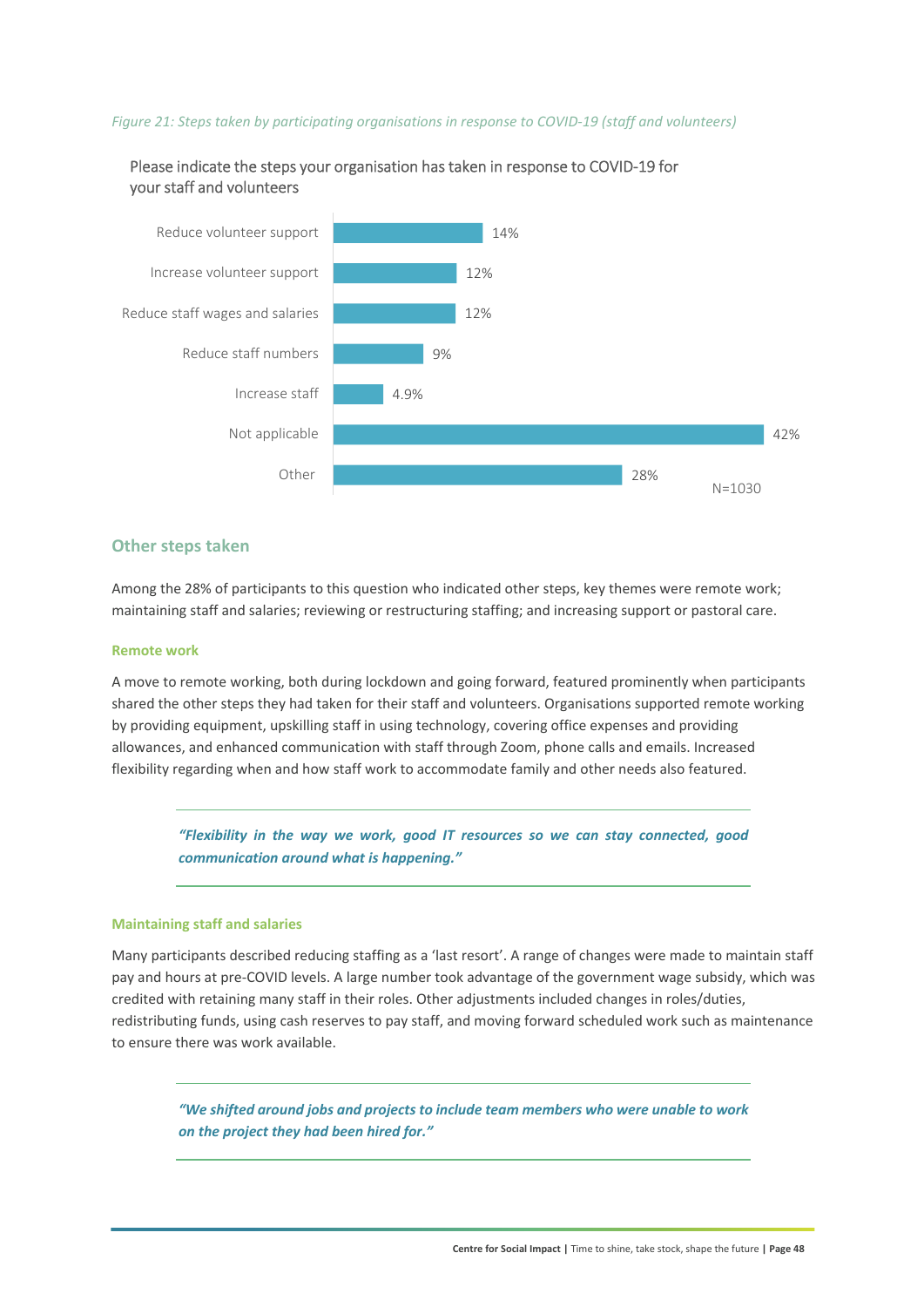*Figure 21: Steps taken by participating organisations in response to COVID-19 (staff and volunteers)*

Please indicate the steps your organisation has taken in response to COVID-19 for your staff and volunteers

| Step | % |
|---|---|
| Reduce volunteer support | 14% |
| Increase volunteer support | 12% |
| Reduce staff wages and salaries | 12% |
| Reduce staff numbers | 9% |
| Increase staff | 4.9% |
| Not applicable | 42% |
| Other | 28% |

N=1030

## Other steps taken

Among the 28% of participants to this question who indicated other steps, key themes were remote work; maintaining staff and salaries; reviewing or restructuring staffing; and increasing support or pastoral care.

### Remote work

A move to remote working, both during lockdown and going forward, featured prominently when participants shared the other steps they had taken for their staff and volunteers. Organisations supported remote working by providing equipment, upskilling staff in using technology, covering office expenses and providing allowances, and enhanced communication with staff through Zoom, phone calls and emails. Increased flexibility regarding when and how staff work to accommodate family and other needs also featured.

> ***"Flexibility in the way we work, good IT resources so we can stay connected, good communication around what is happening."***

### Maintaining staff and salaries

Many participants described reducing staffing as a 'last resort'. A range of changes were made to maintain staff pay and hours at pre-COVID levels. A large number took advantage of the government wage subsidy, which was credited with retaining many staff in their roles. Other adjustments included changes in roles/duties, redistributing funds, using cash reserves to pay staff, and moving forward scheduled work such as maintenance to ensure there was work available.

> ***"We shifted around jobs and projects to include team members who were unable to work on the project they had been hired for."***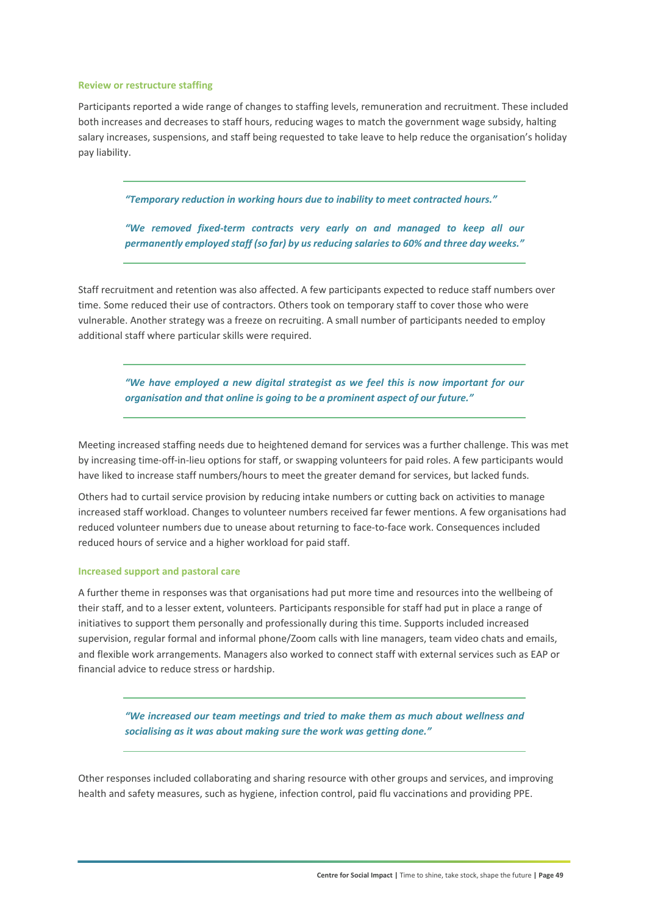### Review or restructure staffing

Participants reported a wide range of changes to staffing levels, remuneration and recruitment. These included both increases and decreases to staff hours, reducing wages to match the government wage subsidy, halting salary increases, suspensions, and staff being requested to take leave to help reduce the organisation's holiday pay liability.

> ***"Temporary reduction in working hours due to inability to meet contracted hours."***
>
> ***"We removed fixed-term contracts very early on and managed to keep all our permanently employed staff (so far) by us reducing salaries to 60% and three day weeks."***

Staff recruitment and retention was also affected. A few participants expected to reduce staff numbers over time. Some reduced their use of contractors. Others took on temporary staff to cover those who were vulnerable. Another strategy was a freeze on recruiting. A small number of participants needed to employ additional staff where particular skills were required.

> ***"We have employed a new digital strategist as we feel this is now important for our organisation and that online is going to be a prominent aspect of our future."***

Meeting increased staffing needs due to heightened demand for services was a further challenge. This was met by increasing time-off-in-lieu options for staff, or swapping volunteers for paid roles. A few participants would have liked to increase staff numbers/hours to meet the greater demand for services, but lacked funds.

Others had to curtail service provision by reducing intake numbers or cutting back on activities to manage increased staff workload. Changes to volunteer numbers received far fewer mentions. A few organisations had reduced volunteer numbers due to unease about returning to face-to-face work. Consequences included reduced hours of service and a higher workload for paid staff.

### Increased support and pastoral care

A further theme in responses was that organisations had put more time and resources into the wellbeing of their staff, and to a lesser extent, volunteers. Participants responsible for staff had put in place a range of initiatives to support them personally and professionally during this time. Supports included increased supervision, regular formal and informal phone/Zoom calls with line managers, team video chats and emails, and flexible work arrangements. Managers also worked to connect staff with external services such as EAP or financial advice to reduce stress or hardship.

> ***"We increased our team meetings and tried to make them as much about wellness and socialising as it was about making sure the work was getting done."***

Other responses included collaborating and sharing resource with other groups and services, and improving health and safety measures, such as hygiene, infection control, paid flu vaccinations and providing PPE.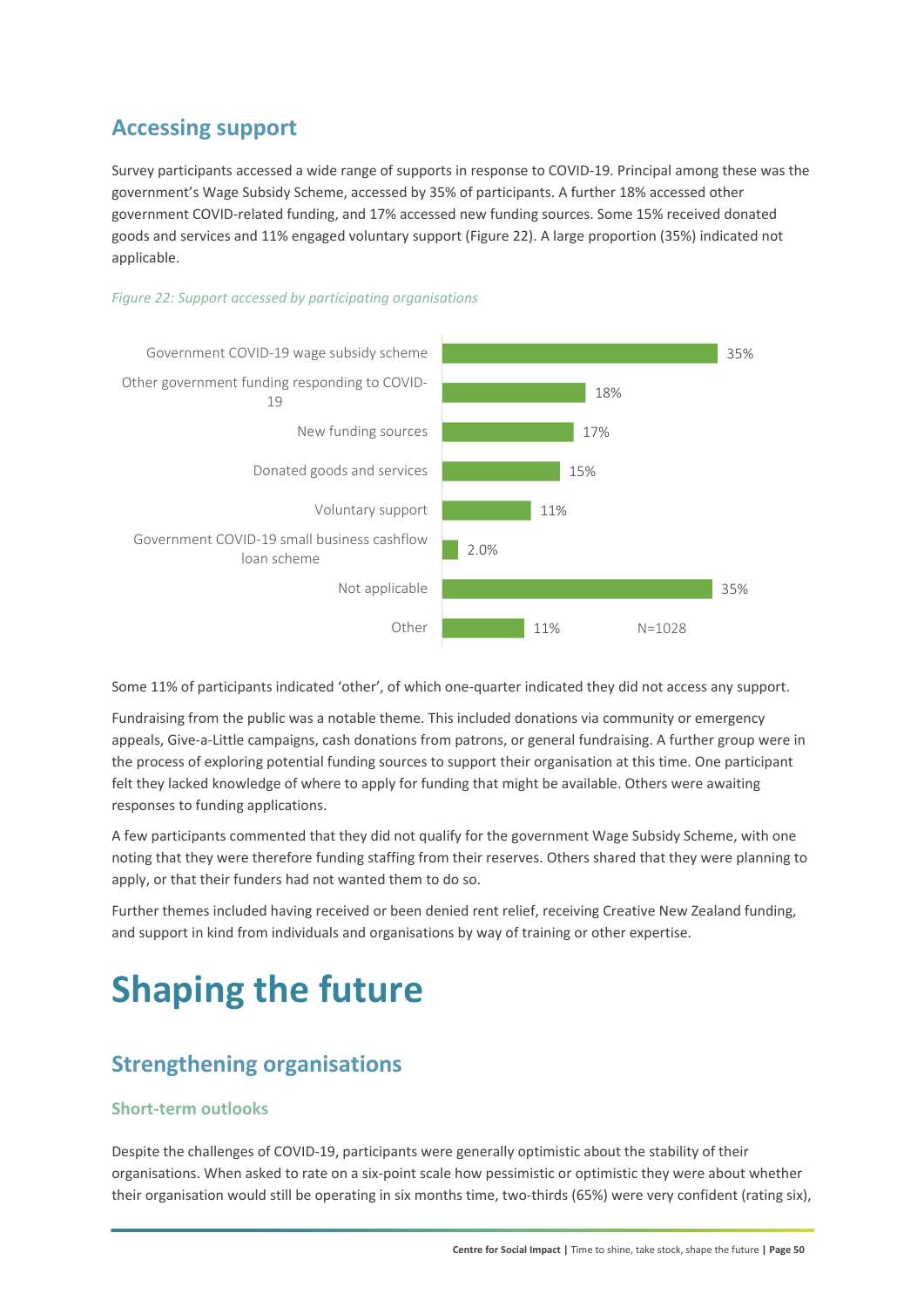## Accessing support

Survey participants accessed a wide range of supports in response to COVID-19. Principal among these was the government's Wage Subsidy Scheme, accessed by 35% of participants. A further 18% accessed other government COVID-related funding, and 17% accessed new funding sources. Some 15% received donated goods and services and 11% engaged voluntary support (Figure 22). A large proportion (35%) indicated not applicable.

*Figure 22: Support accessed by participating organisations*

| Support | % |
|---|---|
| Government COVID-19 wage subsidy scheme | 35% |
| Other government funding responding to COVID-19 | 18% |
| New funding sources | 17% |
| Donated goods and services | 15% |
| Voluntary support | 11% |
| Government COVID-19 small business cashflow loan scheme | 2.0% |
| Not applicable | 35% |
| Other | 11% |

N=1028

Some 11% of participants indicated 'other', of which one-quarter indicated they did not access any support.

Fundraising from the public was a notable theme. This included donations via community or emergency appeals, Give-a-Little campaigns, cash donations from patrons, or general fundraising. A further group were in the process of exploring potential funding sources to support their organisation at this time. One participant felt they lacked knowledge of where to apply for funding that might be available. Others were awaiting responses to funding applications.

A few participants commented that they did not qualify for the government Wage Subsidy Scheme, with one noting that they were therefore funding staffing from their reserves. Others shared that they were planning to apply, or that their funders had not wanted them to do so.

Further themes included having received or been denied rent relief, receiving Creative New Zealand funding, and support in kind from individuals and organisations by way of training or other expertise.

# Shaping the future

## Strengthening organisations

### Short-term outlooks

Despite the challenges of COVID-19, participants were generally optimistic about the stability of their organisations. When asked to rate on a six-point scale how pessimistic or optimistic they were about whether their organisation would still be operating in six months time, two-thirds (65%) were very confident (rating six),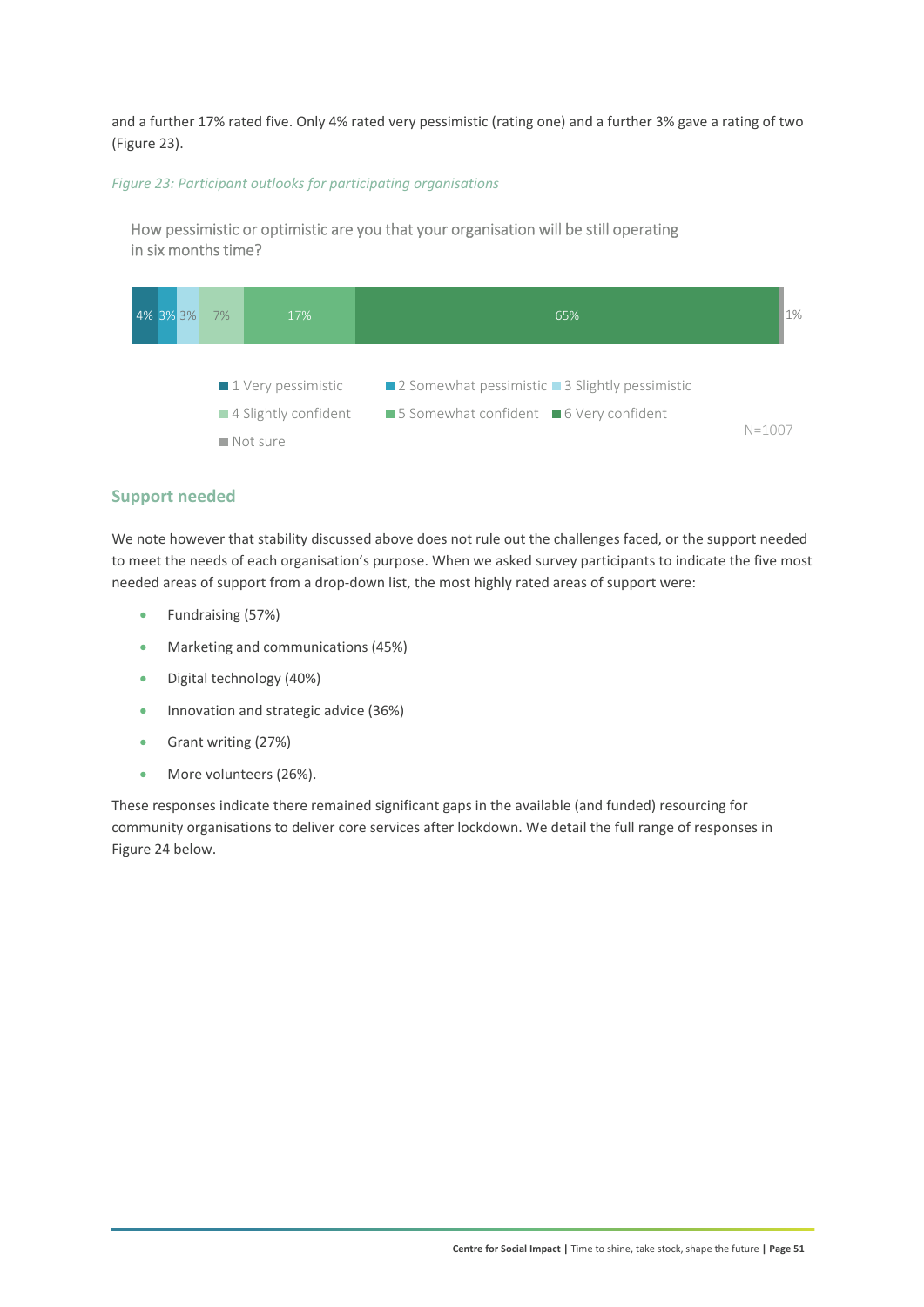and a further 17% rated five. Only 4% rated very pessimistic (rating one) and a further 3% gave a rating of two (Figure 23).

*Figure 23: Participant outlooks for participating organisations*

How pessimistic or optimistic are you that your organisation will be still operating in six months time?

| Response | % |
|---|---|
| 1 Very pessimistic | 4% |
| 2 Somewhat pessimistic | 3% |
| 3 Slightly pessimistic | 3% |
| 4 Slightly confident | 7% |
| 5 Somewhat confident | 17% |
| 6 Very confident | 65% |
| Not sure | 1% |

N=1007

## Support needed

We note however that stability discussed above does not rule out the challenges faced, or the support needed to meet the needs of each organisation's purpose. When we asked survey participants to indicate the five most needed areas of support from a drop-down list, the most highly rated areas of support were:

- Fundraising (57%)
- Marketing and communications (45%)
- Digital technology (40%)
- Innovation and strategic advice (36%)
- Grant writing (27%)
- More volunteers (26%).

These responses indicate there remained significant gaps in the available (and funded) resourcing for community organisations to deliver core services after lockdown. We detail the full range of responses in Figure 24 below.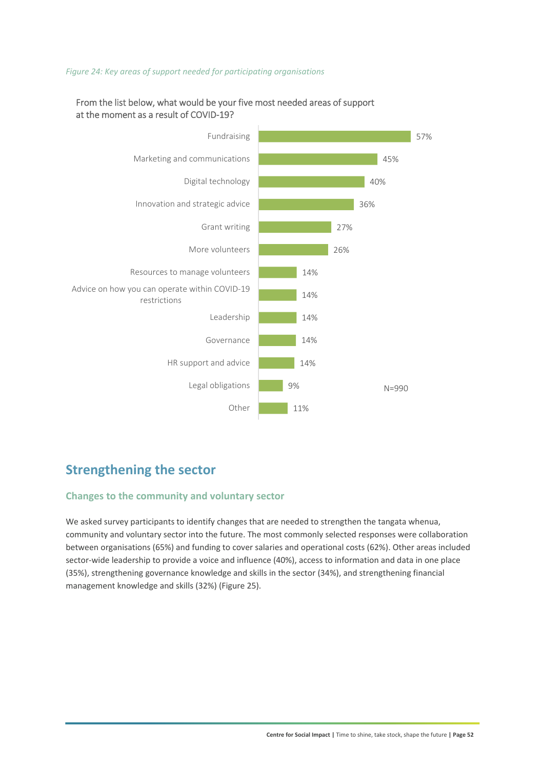*Figure 24: Key areas of support needed for participating organisations*

From the list below, what would be your five most needed areas of support at the moment as a result of COVID-19?

| Area of support | % |
| --- | --- |
| Fundraising | 57% |
| Marketing and communications | 45% |
| Digital technology | 40% |
| Innovation and strategic advice | 36% |
| Grant writing | 27% |
| More volunteers | 26% |
| Resources to manage volunteers | 14% |
| Advice on how you can operate within COVID-19 restrictions | 14% |
| Leadership | 14% |
| Governance | 14% |
| HR support and advice | 14% |
| Legal obligations | 9% |
| Other | 11% |

N=990

## Strengthening the sector

### Changes to the community and voluntary sector

We asked survey participants to identify changes that are needed to strengthen the tangata whenua, community and voluntary sector into the future. The most commonly selected responses were collaboration between organisations (65%) and funding to cover salaries and operational costs (62%). Other areas included sector-wide leadership to provide a voice and influence (40%), access to information and data in one place (35%), strengthening governance knowledge and skills in the sector (34%), and strengthening financial management knowledge and skills (32%) (Figure 25).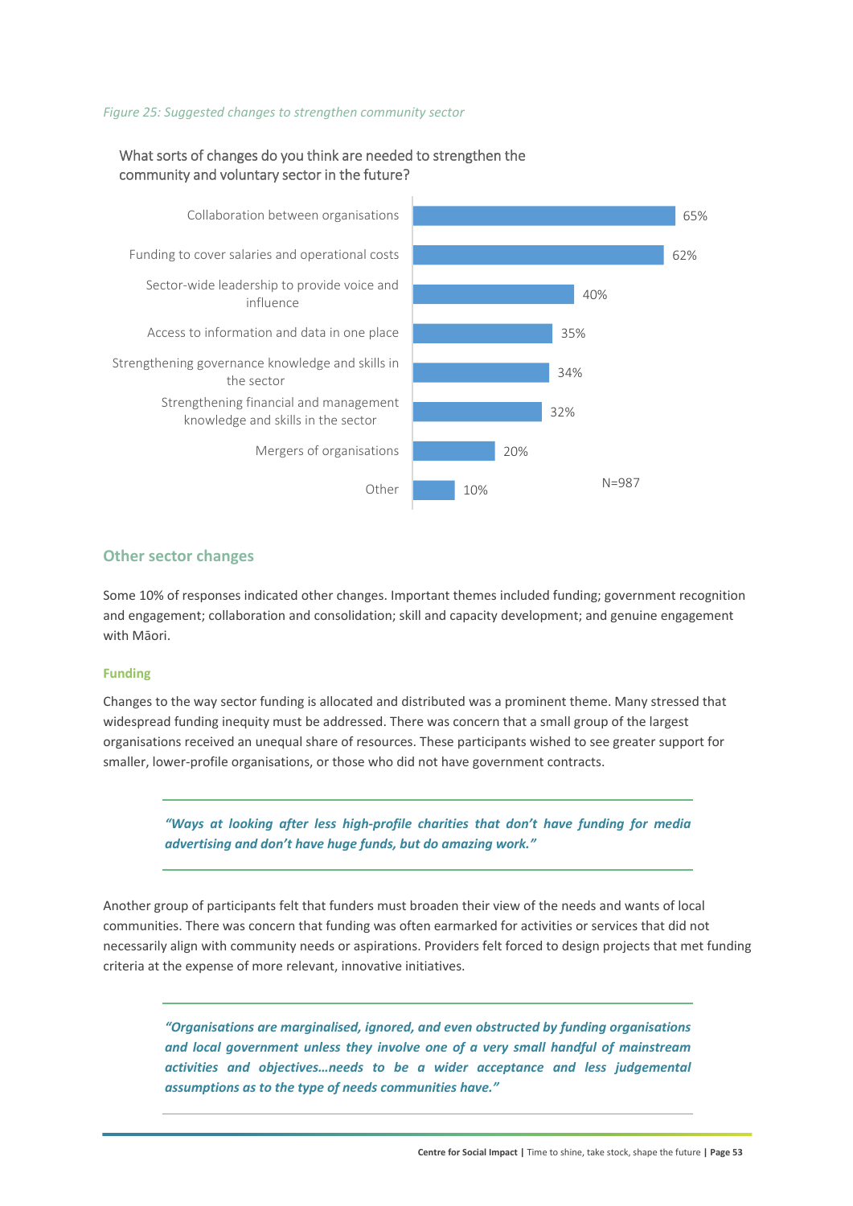*Figure 25: Suggested changes to strengthen community sector*

What sorts of changes do you think are needed to strengthen the community and voluntary sector in the future?

| Change | Percentage |
|---|---|
| Collaboration between organisations | 65% |
| Funding to cover salaries and operational costs | 62% |
| Sector-wide leadership to provide voice and influence | 40% |
| Access to information and data in one place | 35% |
| Strengthening governance knowledge and skills in the sector | 34% |
| Strengthening financial and management knowledge and skills in the sector | 32% |
| Mergers of organisations | 20% |
| Other | 10% |

N=987

## Other sector changes

Some 10% of responses indicated other changes. Important themes included funding; government recognition and engagement; collaboration and consolidation; skill and capacity development; and genuine engagement with Māori.

### Funding

Changes to the way sector funding is allocated and distributed was a prominent theme. Many stressed that widespread funding inequity must be addressed. There was concern that a small group of the largest organisations received an unequal share of resources. These participants wished to see greater support for smaller, lower-profile organisations, or those who did not have government contracts.

> ***"Ways at looking after less high-profile charities that don't have funding for media advertising and don't have huge funds, but do amazing work."***

Another group of participants felt that funders must broaden their view of the needs and wants of local communities. There was concern that funding was often earmarked for activities or services that did not necessarily align with community needs or aspirations. Providers felt forced to design projects that met funding criteria at the expense of more relevant, innovative initiatives.

> ***"Organisations are marginalised, ignored, and even obstructed by funding organisations and local government unless they involve one of a very small handful of mainstream activities and objectives…needs to be a wider acceptance and less judgemental assumptions as to the type of needs communities have."***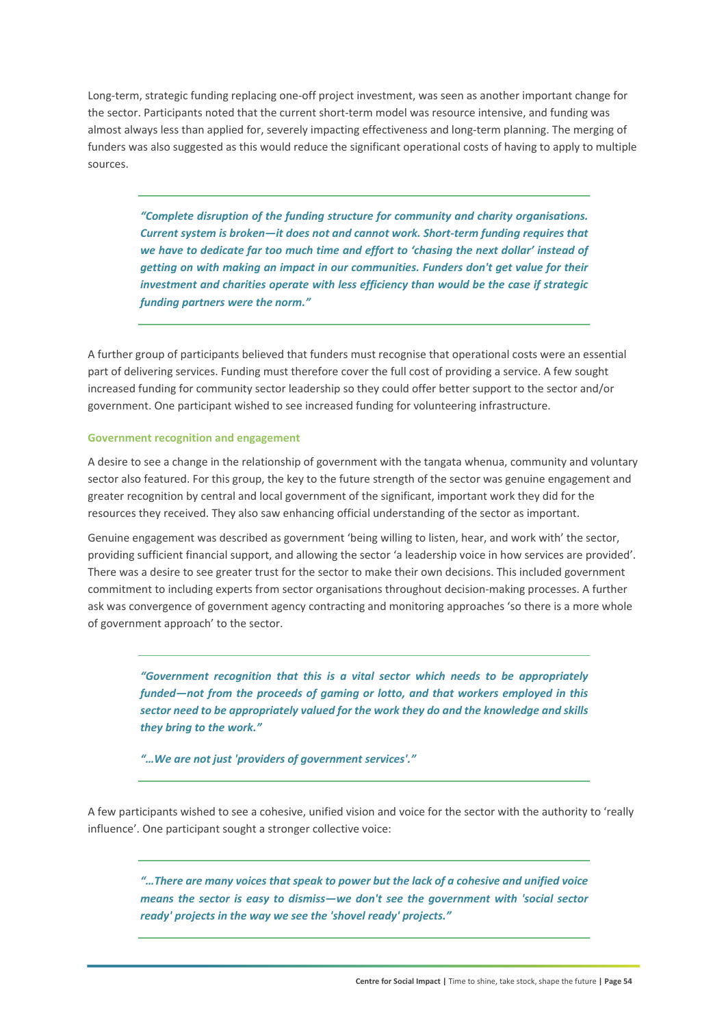Long-term, strategic funding replacing one-off project investment, was seen as another important change for the sector. Participants noted that the current short-term model was resource intensive, and funding was almost always less than applied for, severely impacting effectiveness and long-term planning. The merging of funders was also suggested as this would reduce the significant operational costs of having to apply to multiple sources.

> ***"Complete disruption of the funding structure for community and charity organisations. Current system is broken—it does not and cannot work. Short-term funding requires that we have to dedicate far too much time and effort to 'chasing the next dollar' instead of getting on with making an impact in our communities. Funders don't get value for their investment and charities operate with less efficiency than would be the case if strategic funding partners were the norm."***

A further group of participants believed that funders must recognise that operational costs were an essential part of delivering services. Funding must therefore cover the full cost of providing a service. A few sought increased funding for community sector leadership so they could offer better support to the sector and/or government. One participant wished to see increased funding for volunteering infrastructure.

### Government recognition and engagement

A desire to see a change in the relationship of government with the tangata whenua, community and voluntary sector also featured. For this group, the key to the future strength of the sector was genuine engagement and greater recognition by central and local government of the significant, important work they did for the resources they received. They also saw enhancing official understanding of the sector as important.

Genuine engagement was described as government 'being willing to listen, hear, and work with' the sector, providing sufficient financial support, and allowing the sector 'a leadership voice in how services are provided'. There was a desire to see greater trust for the sector to make their own decisions. This included government commitment to including experts from sector organisations throughout decision-making processes. A further ask was convergence of government agency contracting and monitoring approaches 'so there is a more whole of government approach' to the sector.

> ***"Government recognition that this is a vital sector which needs to be appropriately funded—not from the proceeds of gaming or lotto, and that workers employed in this sector need to be appropriately valued for the work they do and the knowledge and skills they bring to the work."***
>
> ***"…We are not just 'providers of government services'."***

A few participants wished to see a cohesive, unified vision and voice for the sector with the authority to 'really influence'. One participant sought a stronger collective voice:

> ***"…There are many voices that speak to power but the lack of a cohesive and unified voice means the sector is easy to dismiss—we don't see the government with 'social sector ready' projects in the way we see the 'shovel ready' projects."***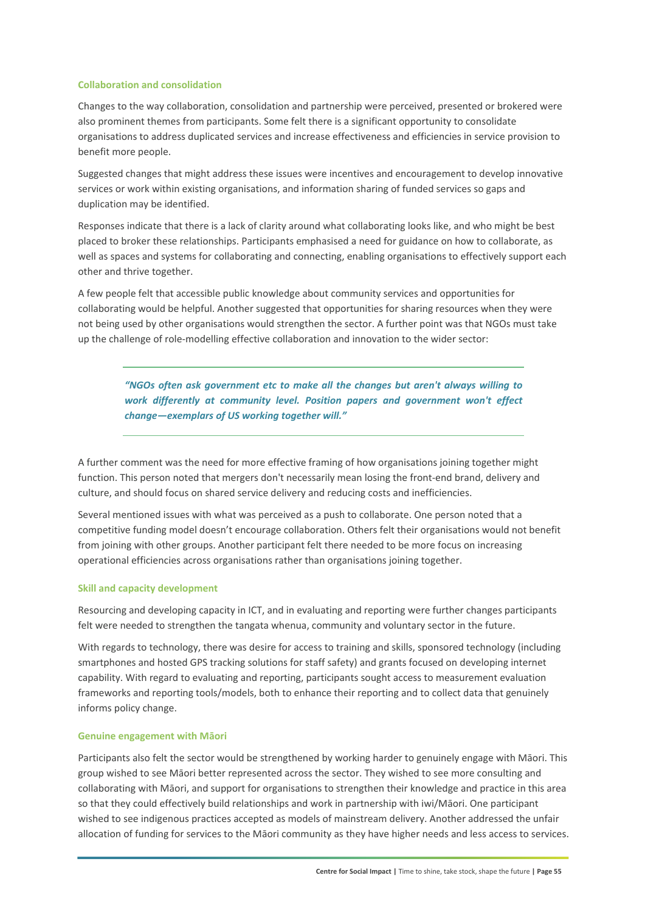### Collaboration and consolidation

Changes to the way collaboration, consolidation and partnership were perceived, presented or brokered were also prominent themes from participants. Some felt there is a significant opportunity to consolidate organisations to address duplicated services and increase effectiveness and efficiencies in service provision to benefit more people.

Suggested changes that might address these issues were incentives and encouragement to develop innovative services or work within existing organisations, and information sharing of funded services so gaps and duplication may be identified.

Responses indicate that there is a lack of clarity around what collaborating looks like, and who might be best placed to broker these relationships. Participants emphasised a need for guidance on how to collaborate, as well as spaces and systems for collaborating and connecting, enabling organisations to effectively support each other and thrive together.

A few people felt that accessible public knowledge about community services and opportunities for collaborating would be helpful. Another suggested that opportunities for sharing resources when they were not being used by other organisations would strengthen the sector. A further point was that NGOs must take up the challenge of role-modelling effective collaboration and innovation to the wider sector:

> ***"NGOs often ask government etc to make all the changes but aren't always willing to work differently at community level. Position papers and government won't effect change—exemplars of US working together will."***

A further comment was the need for more effective framing of how organisations joining together might function. This person noted that mergers don't necessarily mean losing the front-end brand, delivery and culture, and should focus on shared service delivery and reducing costs and inefficiencies.

Several mentioned issues with what was perceived as a push to collaborate. One person noted that a competitive funding model doesn't encourage collaboration. Others felt their organisations would not benefit from joining with other groups. Another participant felt there needed to be more focus on increasing operational efficiencies across organisations rather than organisations joining together.

### Skill and capacity development

Resourcing and developing capacity in ICT, and in evaluating and reporting were further changes participants felt were needed to strengthen the tangata whenua, community and voluntary sector in the future.

With regards to technology, there was desire for access to training and skills, sponsored technology (including smartphones and hosted GPS tracking solutions for staff safety) and grants focused on developing internet capability. With regard to evaluating and reporting, participants sought access to measurement evaluation frameworks and reporting tools/models, both to enhance their reporting and to collect data that genuinely informs policy change.

### Genuine engagement with Māori

Participants also felt the sector would be strengthened by working harder to genuinely engage with Māori. This group wished to see Māori better represented across the sector. They wished to see more consulting and collaborating with Māori, and support for organisations to strengthen their knowledge and practice in this area so that they could effectively build relationships and work in partnership with iwi/Māori. One participant wished to see indigenous practices accepted as models of mainstream delivery. Another addressed the unfair allocation of funding for services to the Māori community as they have higher needs and less access to services.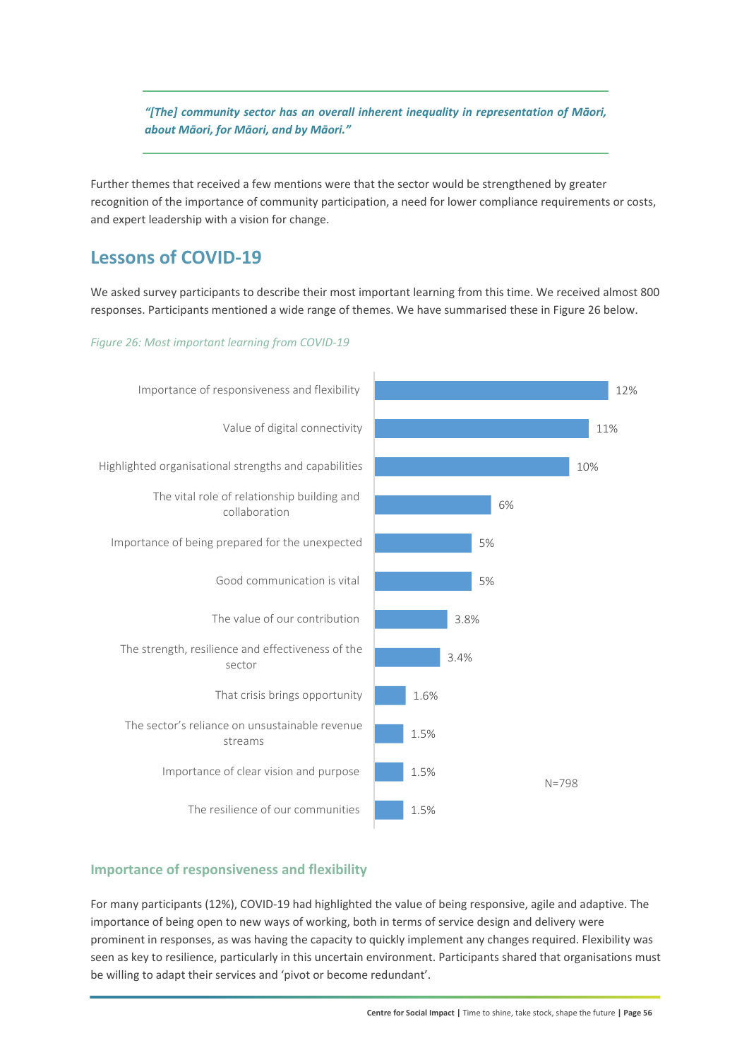> *"[The] community sector has an overall inherent inequality in representation of Māori, about Māori, for Māori, and by Māori."*

Further themes that received a few mentions were that the sector would be strengthened by greater recognition of the importance of community participation, a need for lower compliance requirements or costs, and expert leadership with a vision for change.

## Lessons of COVID-19

We asked survey participants to describe their most important learning from this time. We received almost 800 responses. Participants mentioned a wide range of themes. We have summarised these in Figure 26 below.

*Figure 26: Most important learning from COVID-19*

| Learning | % |
|---|---|
| Importance of responsiveness and flexibility | 12% |
| Value of digital connectivity | 11% |
| Highlighted organisational strengths and capabilities | 10% |
| The vital role of relationship building and collaboration | 6% |
| Importance of being prepared for the unexpected | 5% |
| Good communication is vital | 5% |
| The value of our contribution | 3.8% |
| The strength, resilience and effectiveness of the sector | 3.4% |
| That crisis brings opportunity | 1.6% |
| The sector's reliance on unsustainable revenue streams | 1.5% |
| Importance of clear vision and purpose | 1.5% |
| The resilience of our communities | 1.5% |

N=798

### Importance of responsiveness and flexibility

For many participants (12%), COVID-19 had highlighted the value of being responsive, agile and adaptive. The importance of being open to new ways of working, both in terms of service design and delivery were prominent in responses, as was having the capacity to quickly implement any changes required. Flexibility was seen as key to resilience, particularly in this uncertain environment. Participants shared that organisations must be willing to adapt their services and 'pivot or become redundant'.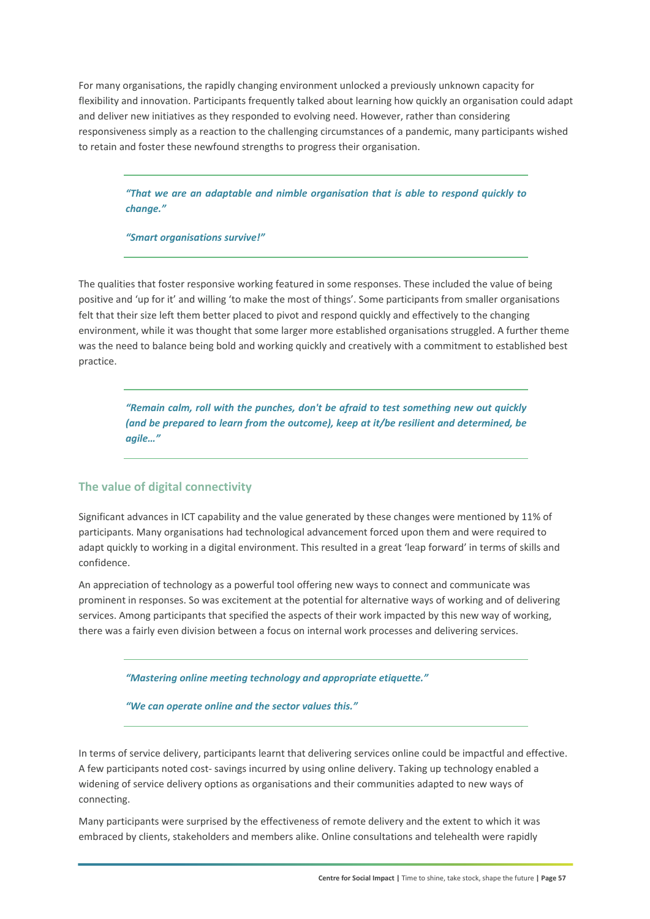For many organisations, the rapidly changing environment unlocked a previously unknown capacity for flexibility and innovation. Participants frequently talked about learning how quickly an organisation could adapt and deliver new initiatives as they responded to evolving need. However, rather than considering responsiveness simply as a reaction to the challenging circumstances of a pandemic, many participants wished to retain and foster these newfound strengths to progress their organisation.

> ***"That we are an adaptable and nimble organisation that is able to respond quickly to change."***
>
> ***"Smart organisations survive!"***

The qualities that foster responsive working featured in some responses. These included the value of being positive and 'up for it' and willing 'to make the most of things'. Some participants from smaller organisations felt that their size left them better placed to pivot and respond quickly and effectively to the changing environment, while it was thought that some larger more established organisations struggled. A further theme was the need to balance being bold and working quickly and creatively with a commitment to established best practice.

> ***"Remain calm, roll with the punches, don't be afraid to test something new out quickly (and be prepared to learn from the outcome), keep at it/be resilient and determined, be agile…"***

## The value of digital connectivity

Significant advances in ICT capability and the value generated by these changes were mentioned by 11% of participants. Many organisations had technological advancement forced upon them and were required to adapt quickly to working in a digital environment. This resulted in a great 'leap forward' in terms of skills and confidence.

An appreciation of technology as a powerful tool offering new ways to connect and communicate was prominent in responses. So was excitement at the potential for alternative ways of working and of delivering services. Among participants that specified the aspects of their work impacted by this new way of working, there was a fairly even division between a focus on internal work processes and delivering services.

> ***"Mastering online meeting technology and appropriate etiquette."***
>
> ***"We can operate online and the sector values this."***

In terms of service delivery, participants learnt that delivering services online could be impactful and effective. A few participants noted cost- savings incurred by using online delivery. Taking up technology enabled a widening of service delivery options as organisations and their communities adapted to new ways of connecting.

Many participants were surprised by the effectiveness of remote delivery and the extent to which it was embraced by clients, stakeholders and members alike. Online consultations and telehealth were rapidly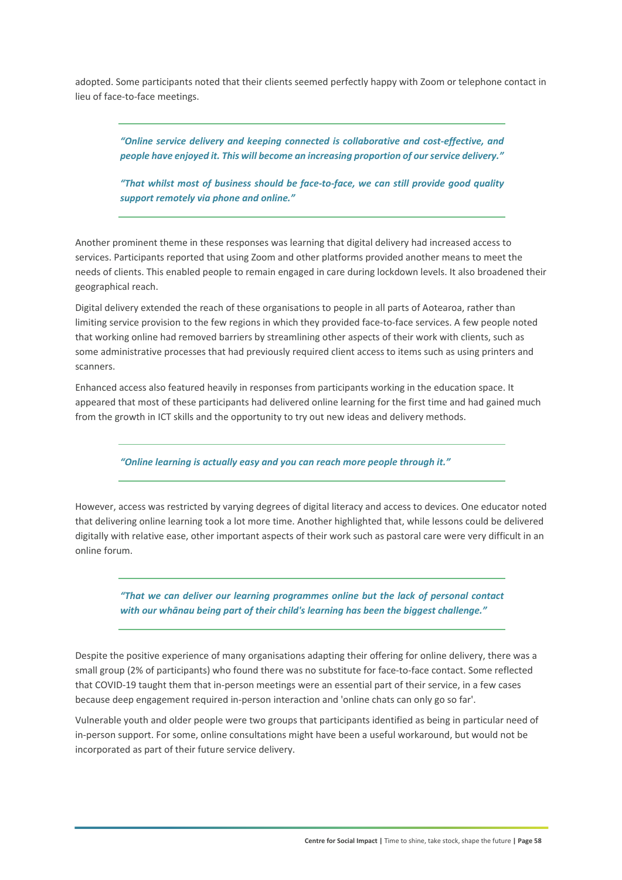adopted. Some participants noted that their clients seemed perfectly happy with Zoom or telephone contact in lieu of face-to-face meetings.

> ***"Online service delivery and keeping connected is collaborative and cost-effective, and people have enjoyed it. This will become an increasing proportion of our service delivery."***
>
> ***"That whilst most of business should be face-to-face, we can still provide good quality support remotely via phone and online."***

Another prominent theme in these responses was learning that digital delivery had increased access to services. Participants reported that using Zoom and other platforms provided another means to meet the needs of clients. This enabled people to remain engaged in care during lockdown levels. It also broadened their geographical reach.

Digital delivery extended the reach of these organisations to people in all parts of Aotearoa, rather than limiting service provision to the few regions in which they provided face-to-face services. A few people noted that working online had removed barriers by streamlining other aspects of their work with clients, such as some administrative processes that had previously required client access to items such as using printers and scanners.

Enhanced access also featured heavily in responses from participants working in the education space. It appeared that most of these participants had delivered online learning for the first time and had gained much from the growth in ICT skills and the opportunity to try out new ideas and delivery methods.

> ***"Online learning is actually easy and you can reach more people through it."***

However, access was restricted by varying degrees of digital literacy and access to devices. One educator noted that delivering online learning took a lot more time. Another highlighted that, while lessons could be delivered digitally with relative ease, other important aspects of their work such as pastoral care were very difficult in an online forum.

> ***"That we can deliver our learning programmes online but the lack of personal contact with our whānau being part of their child's learning has been the biggest challenge."***

Despite the positive experience of many organisations adapting their offering for online delivery, there was a small group (2% of participants) who found there was no substitute for face-to-face contact. Some reflected that COVID-19 taught them that in-person meetings were an essential part of their service, in a few cases because deep engagement required in-person interaction and 'online chats can only go so far'.

Vulnerable youth and older people were two groups that participants identified as being in particular need of in-person support. For some, online consultations might have been a useful workaround, but would not be incorporated as part of their future service delivery.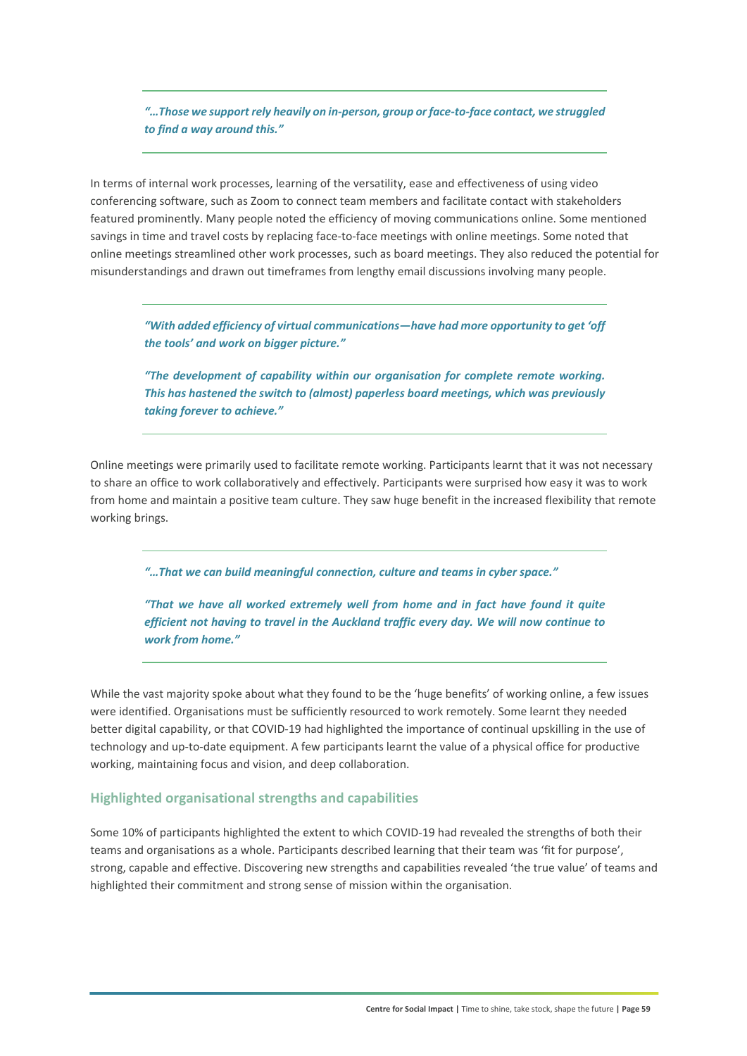> ***"…Those we support rely heavily on in-person, group or face-to-face contact, we struggled to find a way around this."***

In terms of internal work processes, learning of the versatility, ease and effectiveness of using video conferencing software, such as Zoom to connect team members and facilitate contact with stakeholders featured prominently. Many people noted the efficiency of moving communications online. Some mentioned savings in time and travel costs by replacing face-to-face meetings with online meetings. Some noted that online meetings streamlined other work processes, such as board meetings. They also reduced the potential for misunderstandings and drawn out timeframes from lengthy email discussions involving many people.

> ***"With added efficiency of virtual communications—have had more opportunity to get 'off the tools' and work on bigger picture."***
>
> ***"The development of capability within our organisation for complete remote working. This has hastened the switch to (almost) paperless board meetings, which was previously taking forever to achieve."***

Online meetings were primarily used to facilitate remote working. Participants learnt that it was not necessary to share an office to work collaboratively and effectively. Participants were surprised how easy it was to work from home and maintain a positive team culture. They saw huge benefit in the increased flexibility that remote working brings.

> ***"…That we can build meaningful connection, culture and teams in cyber space."***
>
> ***"That we have all worked extremely well from home and in fact have found it quite efficient not having to travel in the Auckland traffic every day. We will now continue to work from home."***

While the vast majority spoke about what they found to be the 'huge benefits' of working online, a few issues were identified. Organisations must be sufficiently resourced to work remotely. Some learnt they needed better digital capability, or that COVID-19 had highlighted the importance of continual upskilling in the use of technology and up-to-date equipment. A few participants learnt the value of a physical office for productive working, maintaining focus and vision, and deep collaboration.

### Highlighted organisational strengths and capabilities

Some 10% of participants highlighted the extent to which COVID-19 had revealed the strengths of both their teams and organisations as a whole. Participants described learning that their team was 'fit for purpose', strong, capable and effective. Discovering new strengths and capabilities revealed 'the true value' of teams and highlighted their commitment and strong sense of mission within the organisation.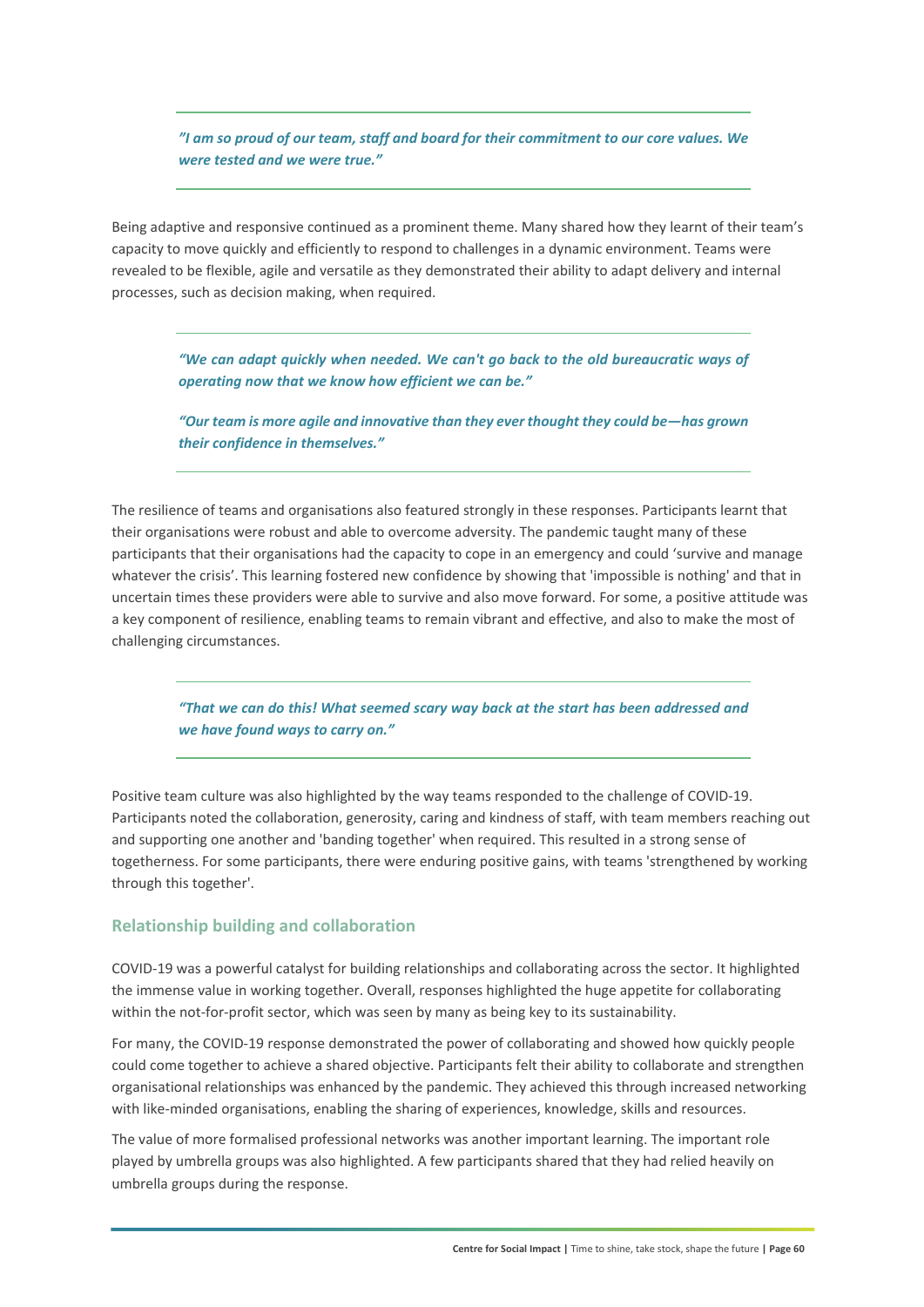*"I am so proud of our team, staff and board for their commitment to our core values. We were tested and we were true."*

Being adaptive and responsive continued as a prominent theme. Many shared how they learnt of their team's capacity to move quickly and efficiently to respond to challenges in a dynamic environment. Teams were revealed to be flexible, agile and versatile as they demonstrated their ability to adapt delivery and internal processes, such as decision making, when required.

*"We can adapt quickly when needed. We can't go back to the old bureaucratic ways of operating now that we know how efficient we can be."*

*"Our team is more agile and innovative than they ever thought they could be—has grown their confidence in themselves."*

The resilience of teams and organisations also featured strongly in these responses. Participants learnt that their organisations were robust and able to overcome adversity. The pandemic taught many of these participants that their organisations had the capacity to cope in an emergency and could 'survive and manage whatever the crisis'. This learning fostered new confidence by showing that 'impossible is nothing' and that in uncertain times these providers were able to survive and also move forward. For some, a positive attitude was a key component of resilience, enabling teams to remain vibrant and effective, and also to make the most of challenging circumstances.

*"That we can do this! What seemed scary way back at the start has been addressed and we have found ways to carry on."*

Positive team culture was also highlighted by the way teams responded to the challenge of COVID-19. Participants noted the collaboration, generosity, caring and kindness of staff, with team members reaching out and supporting one another and 'banding together' when required. This resulted in a strong sense of togetherness. For some participants, there were enduring positive gains, with teams 'strengthened by working through this together'.

### Relationship building and collaboration

COVID-19 was a powerful catalyst for building relationships and collaborating across the sector. It highlighted the immense value in working together. Overall, responses highlighted the huge appetite for collaborating within the not-for-profit sector, which was seen by many as being key to its sustainability.

For many, the COVID-19 response demonstrated the power of collaborating and showed how quickly people could come together to achieve a shared objective. Participants felt their ability to collaborate and strengthen organisational relationships was enhanced by the pandemic. They achieved this through increased networking with like-minded organisations, enabling the sharing of experiences, knowledge, skills and resources.

The value of more formalised professional networks was another important learning. The important role played by umbrella groups was also highlighted. A few participants shared that they had relied heavily on umbrella groups during the response.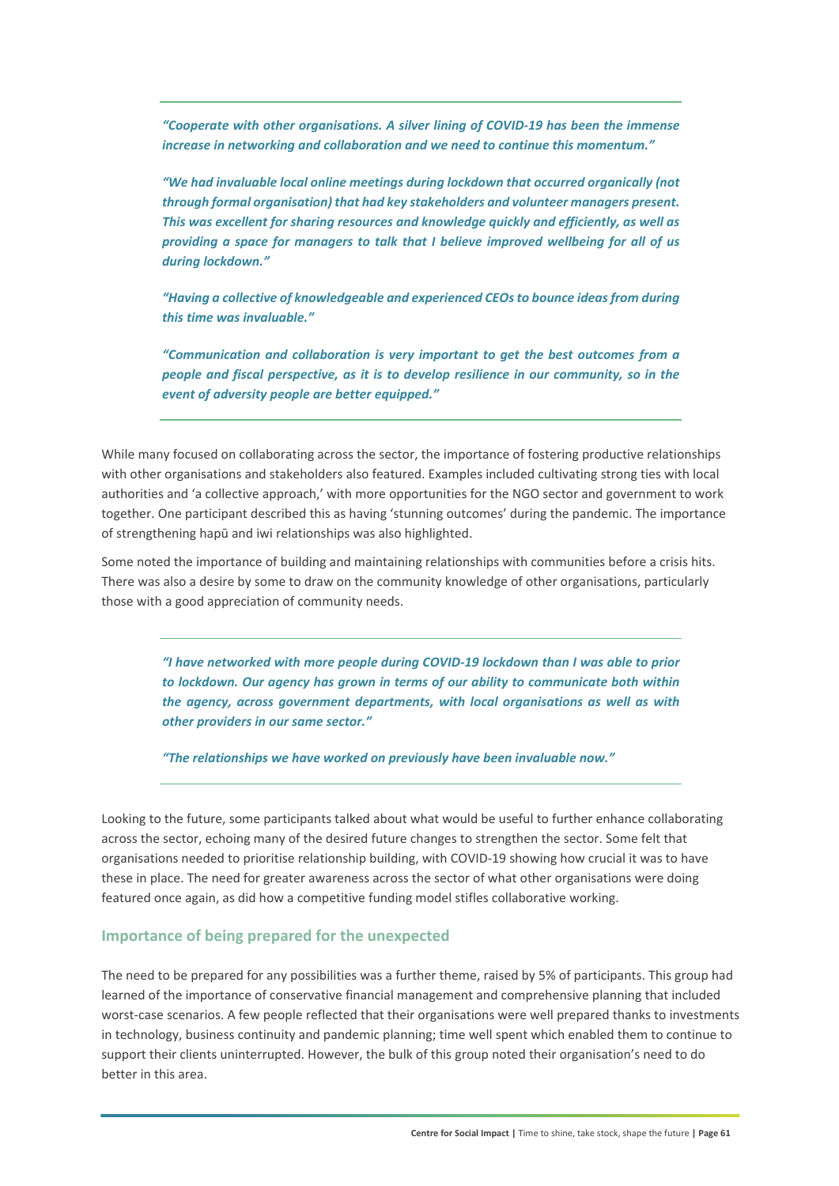*"Cooperate with other organisations. A silver lining of COVID-19 has been the immense increase in networking and collaboration and we need to continue this momentum."*

*"We had invaluable local online meetings during lockdown that occurred organically (not through formal organisation) that had key stakeholders and volunteer managers present. This was excellent for sharing resources and knowledge quickly and efficiently, as well as providing a space for managers to talk that I believe improved wellbeing for all of us during lockdown."*

*"Having a collective of knowledgeable and experienced CEOs to bounce ideas from during this time was invaluable."*

*"Communication and collaboration is very important to get the best outcomes from a people and fiscal perspective, as it is to develop resilience in our community, so in the event of adversity people are better equipped."*

While many focused on collaborating across the sector, the importance of fostering productive relationships with other organisations and stakeholders also featured. Examples included cultivating strong ties with local authorities and 'a collective approach,' with more opportunities for the NGO sector and government to work together. One participant described this as having 'stunning outcomes' during the pandemic. The importance of strengthening hapū and iwi relationships was also highlighted.

Some noted the importance of building and maintaining relationships with communities before a crisis hits. There was also a desire by some to draw on the community knowledge of other organisations, particularly those with a good appreciation of community needs.

*"I have networked with more people during COVID-19 lockdown than I was able to prior to lockdown. Our agency has grown in terms of our ability to communicate both within the agency, across government departments, with local organisations as well as with other providers in our same sector."*

*"The relationships we have worked on previously have been invaluable now."*

Looking to the future, some participants talked about what would be useful to further enhance collaborating across the sector, echoing many of the desired future changes to strengthen the sector. Some felt that organisations needed to prioritise relationship building, with COVID-19 showing how crucial it was to have these in place. The need for greater awareness across the sector of what other organisations were doing featured once again, as did how a competitive funding model stifles collaborative working.

### Importance of being prepared for the unexpected

The need to be prepared for any possibilities was a further theme, raised by 5% of participants. This group had learned of the importance of conservative financial management and comprehensive planning that included worst-case scenarios. A few people reflected that their organisations were well prepared thanks to investments in technology, business continuity and pandemic planning; time well spent which enabled them to continue to support their clients uninterrupted. However, the bulk of this group noted their organisation's need to do better in this area.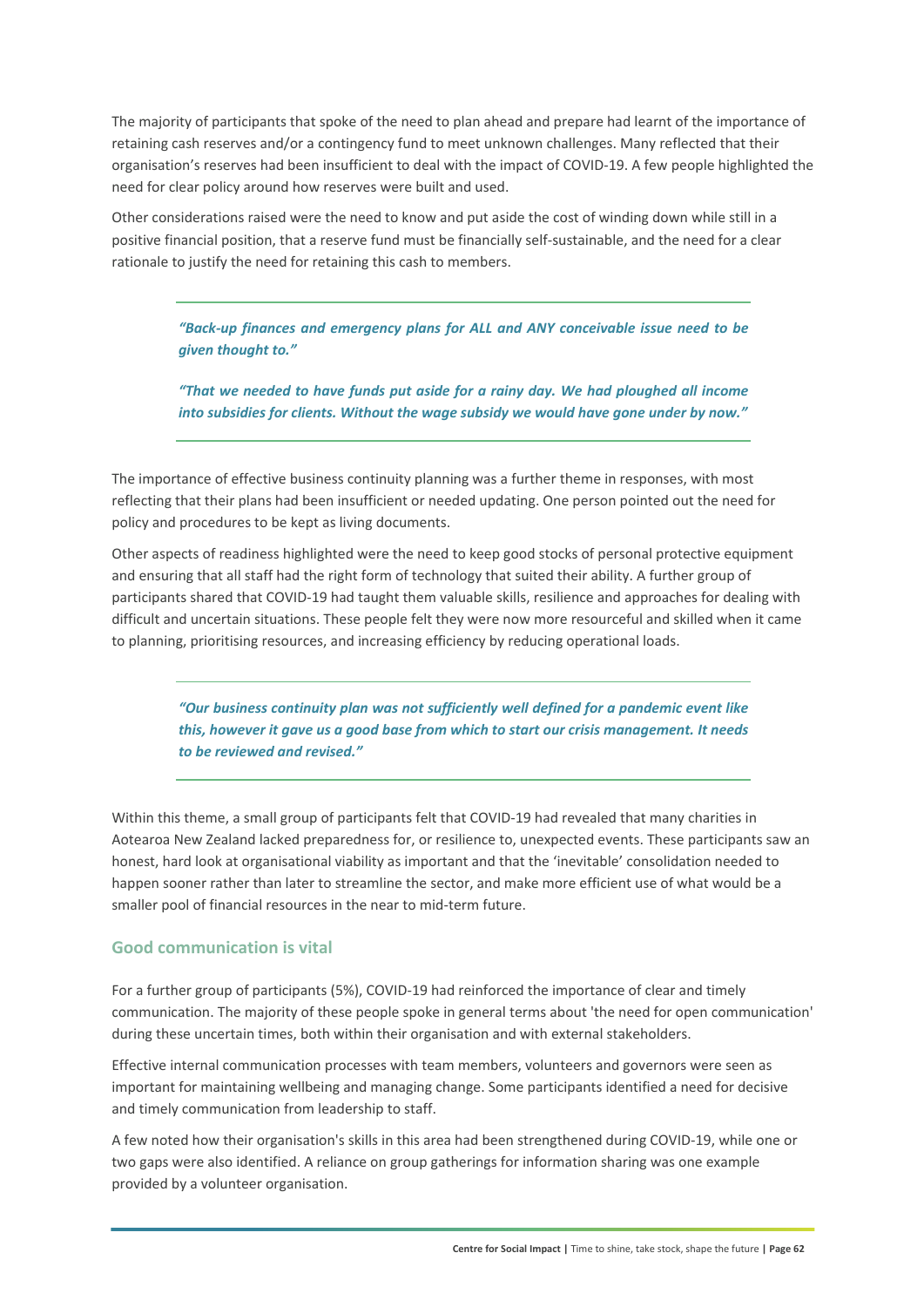The majority of participants that spoke of the need to plan ahead and prepare had learnt of the importance of retaining cash reserves and/or a contingency fund to meet unknown challenges. Many reflected that their organisation's reserves had been insufficient to deal with the impact of COVID-19. A few people highlighted the need for clear policy around how reserves were built and used.

Other considerations raised were the need to know and put aside the cost of winding down while still in a positive financial position, that a reserve fund must be financially self-sustainable, and the need for a clear rationale to justify the need for retaining this cash to members.

> ***"Back-up finances and emergency plans for ALL and ANY conceivable issue need to be given thought to."***
>
> ***"That we needed to have funds put aside for a rainy day. We had ploughed all income into subsidies for clients. Without the wage subsidy we would have gone under by now."***

The importance of effective business continuity planning was a further theme in responses, with most reflecting that their plans had been insufficient or needed updating. One person pointed out the need for policy and procedures to be kept as living documents.

Other aspects of readiness highlighted were the need to keep good stocks of personal protective equipment and ensuring that all staff had the right form of technology that suited their ability. A further group of participants shared that COVID-19 had taught them valuable skills, resilience and approaches for dealing with difficult and uncertain situations. These people felt they were now more resourceful and skilled when it came to planning, prioritising resources, and increasing efficiency by reducing operational loads.

> ***"Our business continuity plan was not sufficiently well defined for a pandemic event like this, however it gave us a good base from which to start our crisis management. It needs to be reviewed and revised."***

Within this theme, a small group of participants felt that COVID-19 had revealed that many charities in Aotearoa New Zealand lacked preparedness for, or resilience to, unexpected events. These participants saw an honest, hard look at organisational viability as important and that the 'inevitable' consolidation needed to happen sooner rather than later to streamline the sector, and make more efficient use of what would be a smaller pool of financial resources in the near to mid-term future.

### Good communication is vital

For a further group of participants (5%), COVID-19 had reinforced the importance of clear and timely communication. The majority of these people spoke in general terms about 'the need for open communication' during these uncertain times, both within their organisation and with external stakeholders.

Effective internal communication processes with team members, volunteers and governors were seen as important for maintaining wellbeing and managing change. Some participants identified a need for decisive and timely communication from leadership to staff.

A few noted how their organisation's skills in this area had been strengthened during COVID-19, while one or two gaps were also identified. A reliance on group gatherings for information sharing was one example provided by a volunteer organisation.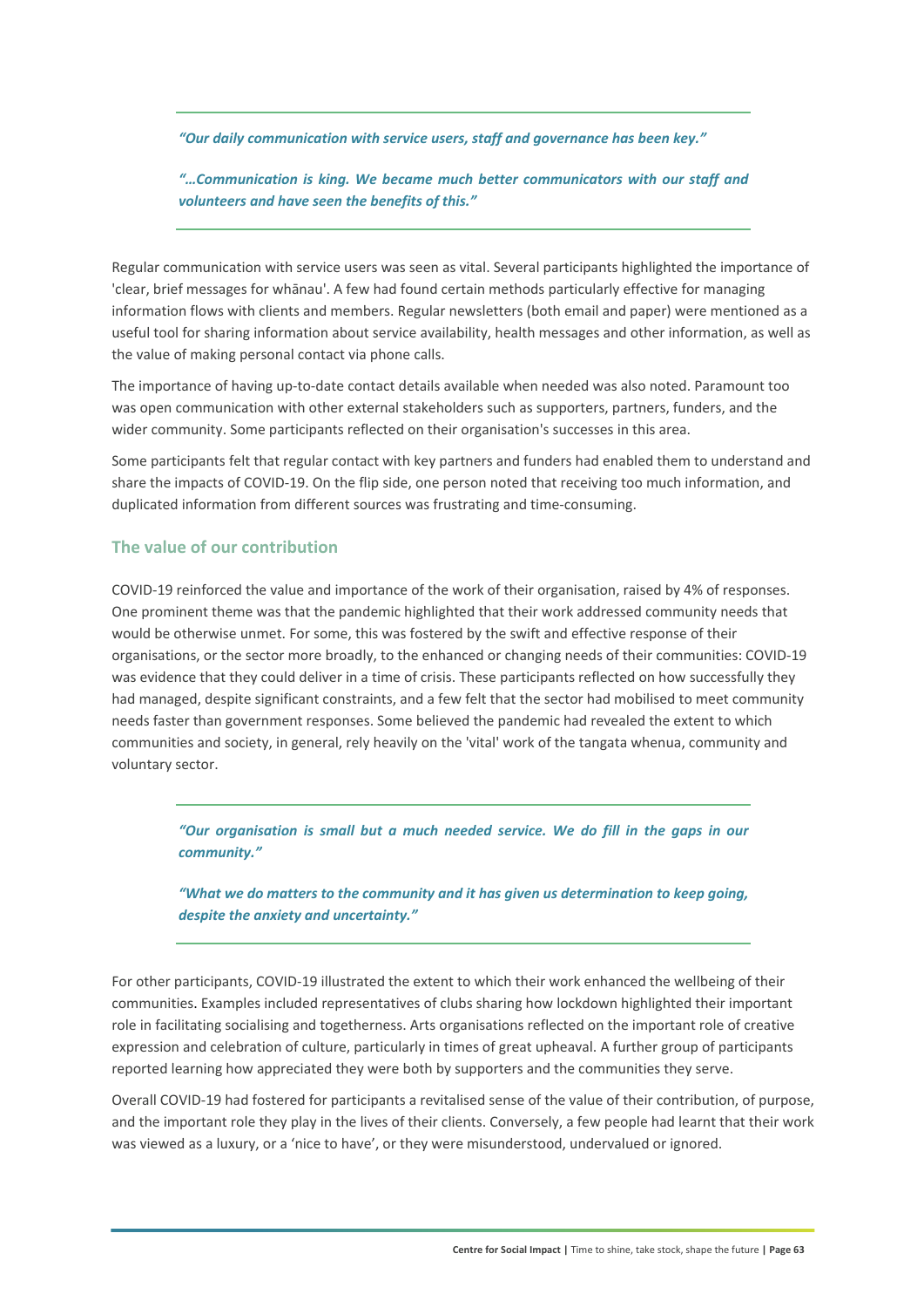> ***"Our daily communication with service users, staff and governance has been key."***
>
> ***"…Communication is king. We became much better communicators with our staff and volunteers and have seen the benefits of this."***

Regular communication with service users was seen as vital. Several participants highlighted the importance of 'clear, brief messages for whānau'. A few had found certain methods particularly effective for managing information flows with clients and members. Regular newsletters (both email and paper) were mentioned as a useful tool for sharing information about service availability, health messages and other information, as well as the value of making personal contact via phone calls.

The importance of having up-to-date contact details available when needed was also noted. Paramount too was open communication with other external stakeholders such as supporters, partners, funders, and the wider community. Some participants reflected on their organisation's successes in this area.

Some participants felt that regular contact with key partners and funders had enabled them to understand and share the impacts of COVID-19. On the flip side, one person noted that receiving too much information, and duplicated information from different sources was frustrating and time-consuming.

### The value of our contribution

COVID-19 reinforced the value and importance of the work of their organisation, raised by 4% of responses. One prominent theme was that the pandemic highlighted that their work addressed community needs that would be otherwise unmet. For some, this was fostered by the swift and effective response of their organisations, or the sector more broadly, to the enhanced or changing needs of their communities: COVID-19 was evidence that they could deliver in a time of crisis. These participants reflected on how successfully they had managed, despite significant constraints, and a few felt that the sector had mobilised to meet community needs faster than government responses. Some believed the pandemic had revealed the extent to which communities and society, in general, rely heavily on the 'vital' work of the tangata whenua, community and voluntary sector.

> ***"Our organisation is small but a much needed service. We do fill in the gaps in our community."***
>
> ***"What we do matters to the community and it has given us determination to keep going, despite the anxiety and uncertainty."***

For other participants, COVID-19 illustrated the extent to which their work enhanced the wellbeing of their communities. Examples included representatives of clubs sharing how lockdown highlighted their important role in facilitating socialising and togetherness. Arts organisations reflected on the important role of creative expression and celebration of culture, particularly in times of great upheaval. A further group of participants reported learning how appreciated they were both by supporters and the communities they serve.

Overall COVID-19 had fostered for participants a revitalised sense of the value of their contribution, of purpose, and the important role they play in the lives of their clients. Conversely, a few people had learnt that their work was viewed as a luxury, or a 'nice to have', or they were misunderstood, undervalued or ignored.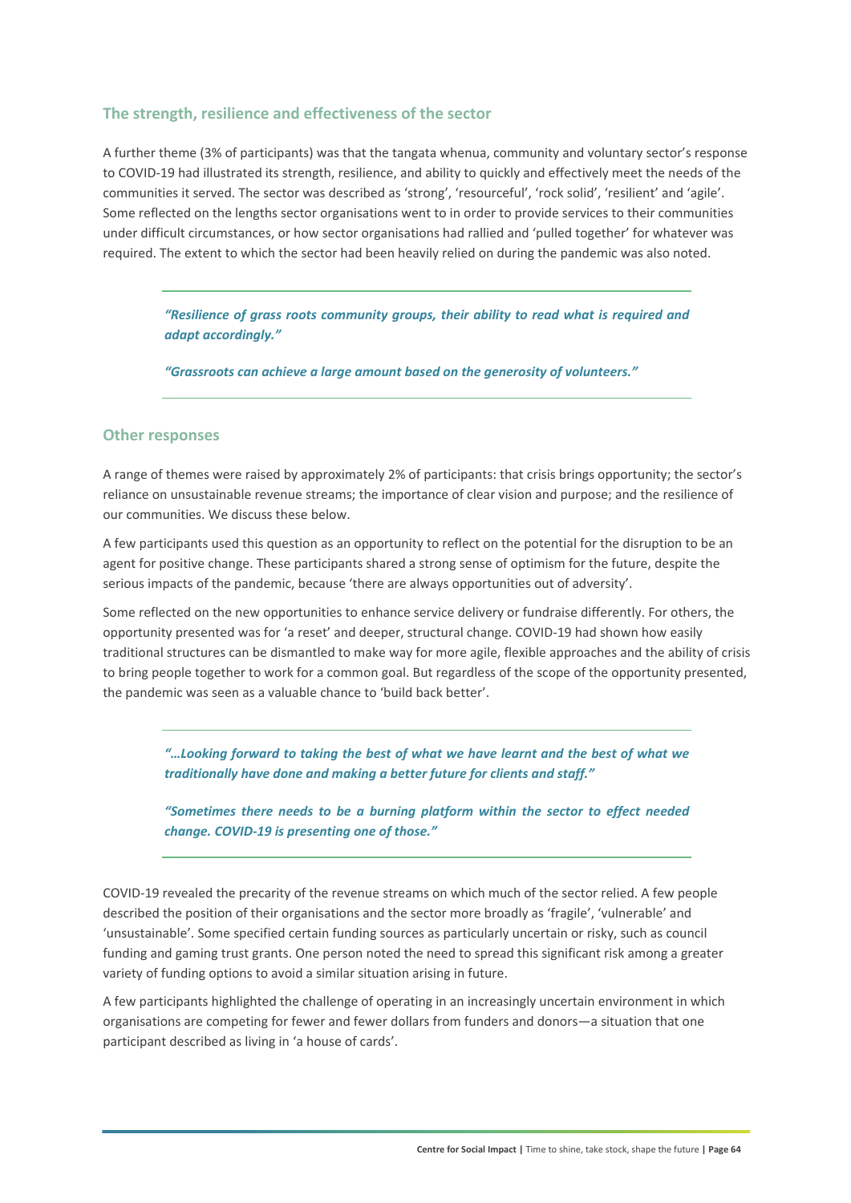### The strength, resilience and effectiveness of the sector

A further theme (3% of participants) was that the tangata whenua, community and voluntary sector's response to COVID-19 had illustrated its strength, resilience, and ability to quickly and effectively meet the needs of the communities it served. The sector was described as 'strong', 'resourceful', 'rock solid', 'resilient' and 'agile'. Some reflected on the lengths sector organisations went to in order to provide services to their communities under difficult circumstances, or how sector organisations had rallied and 'pulled together' for whatever was required. The extent to which the sector had been heavily relied on during the pandemic was also noted.

> ***"Resilience of grass roots community groups, their ability to read what is required and adapt accordingly."***
>
> ***"Grassroots can achieve a large amount based on the generosity of volunteers."***

### Other responses

A range of themes were raised by approximately 2% of participants: that crisis brings opportunity; the sector's reliance on unsustainable revenue streams; the importance of clear vision and purpose; and the resilience of our communities. We discuss these below.

A few participants used this question as an opportunity to reflect on the potential for the disruption to be an agent for positive change. These participants shared a strong sense of optimism for the future, despite the serious impacts of the pandemic, because 'there are always opportunities out of adversity'.

Some reflected on the new opportunities to enhance service delivery or fundraise differently. For others, the opportunity presented was for 'a reset' and deeper, structural change. COVID-19 had shown how easily traditional structures can be dismantled to make way for more agile, flexible approaches and the ability of crisis to bring people together to work for a common goal. But regardless of the scope of the opportunity presented, the pandemic was seen as a valuable chance to 'build back better'.

> ***"…Looking forward to taking the best of what we have learnt and the best of what we traditionally have done and making a better future for clients and staff."***
>
> ***"Sometimes there needs to be a burning platform within the sector to effect needed change. COVID-19 is presenting one of those."***

COVID-19 revealed the precarity of the revenue streams on which much of the sector relied. A few people described the position of their organisations and the sector more broadly as 'fragile', 'vulnerable' and 'unsustainable'. Some specified certain funding sources as particularly uncertain or risky, such as council funding and gaming trust grants. One person noted the need to spread this significant risk among a greater variety of funding options to avoid a similar situation arising in future.

A few participants highlighted the challenge of operating in an increasingly uncertain environment in which organisations are competing for fewer and fewer dollars from funders and donors—a situation that one participant described as living in 'a house of cards'.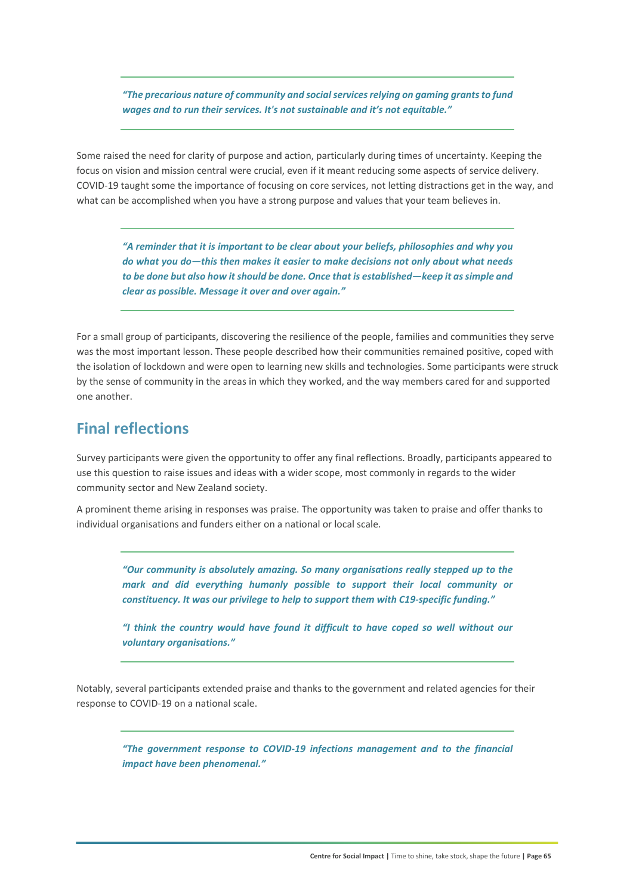*"The precarious nature of community and social services relying on gaming grants to fund wages and to run their services. It's not sustainable and it's not equitable."*

Some raised the need for clarity of purpose and action, particularly during times of uncertainty. Keeping the focus on vision and mission central were crucial, even if it meant reducing some aspects of service delivery. COVID-19 taught some the importance of focusing on core services, not letting distractions get in the way, and what can be accomplished when you have a strong purpose and values that your team believes in.

*"A reminder that it is important to be clear about your beliefs, philosophies and why you do what you do—this then makes it easier to make decisions not only about what needs to be done but also how it should be done. Once that is established—keep it as simple and clear as possible. Message it over and over again."*

For a small group of participants, discovering the resilience of the people, families and communities they serve was the most important lesson. These people described how their communities remained positive, coped with the isolation of lockdown and were open to learning new skills and technologies. Some participants were struck by the sense of community in the areas in which they worked, and the way members cared for and supported one another.

## Final reflections

Survey participants were given the opportunity to offer any final reflections. Broadly, participants appeared to use this question to raise issues and ideas with a wider scope, most commonly in regards to the wider community sector and New Zealand society.

A prominent theme arising in responses was praise. The opportunity was taken to praise and offer thanks to individual organisations and funders either on a national or local scale.

*"Our community is absolutely amazing. So many organisations really stepped up to the mark and did everything humanly possible to support their local community or constituency. It was our privilege to help to support them with C19-specific funding."*

*"I think the country would have found it difficult to have coped so well without our voluntary organisations."*

Notably, several participants extended praise and thanks to the government and related agencies for their response to COVID-19 on a national scale.

*"The government response to COVID-19 infections management and to the financial impact have been phenomenal."*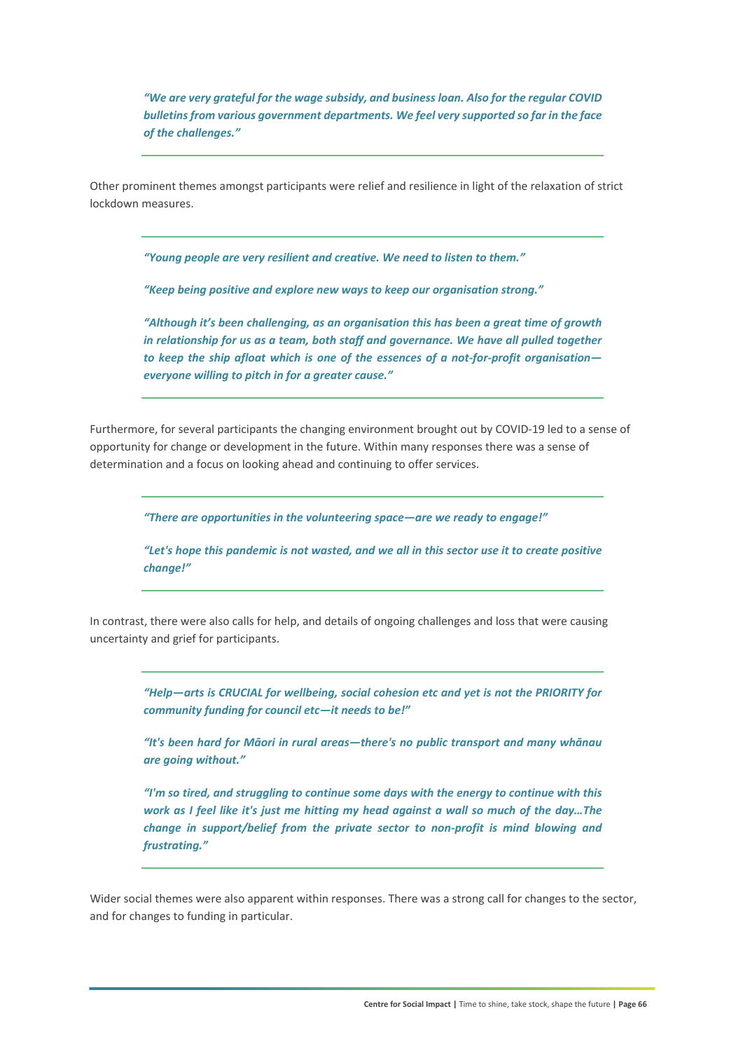> *"We are very grateful for the wage subsidy, and business loan. Also for the regular COVID bulletins from various government departments. We feel very supported so far in the face of the challenges."*

Other prominent themes amongst participants were relief and resilience in light of the relaxation of strict lockdown measures.

> *"Young people are very resilient and creative. We need to listen to them."*
>
> *"Keep being positive and explore new ways to keep our organisation strong."*
>
> *"Although it's been challenging, as an organisation this has been a great time of growth in relationship for us as a team, both staff and governance. We have all pulled together to keep the ship afloat which is one of the essences of a not-for-profit organisation—everyone willing to pitch in for a greater cause."*

Furthermore, for several participants the changing environment brought out by COVID-19 led to a sense of opportunity for change or development in the future. Within many responses there was a sense of determination and a focus on looking ahead and continuing to offer services.

> *"There are opportunities in the volunteering space—are we ready to engage!"*
>
> *"Let's hope this pandemic is not wasted, and we all in this sector use it to create positive change!"*

In contrast, there were also calls for help, and details of ongoing challenges and loss that were causing uncertainty and grief for participants.

> *"Help—arts is CRUCIAL for wellbeing, social cohesion etc and yet is not the PRIORITY for community funding for council etc—it needs to be!"*
>
> *"It's been hard for Māori in rural areas—there's no public transport and many whānau are going without."*
>
> *"I'm so tired, and struggling to continue some days with the energy to continue with this work as I feel like it's just me hitting my head against a wall so much of the day…The change in support/belief from the private sector to non-profit is mind blowing and frustrating."*

Wider social themes were also apparent within responses. There was a strong call for changes to the sector, and for changes to funding in particular.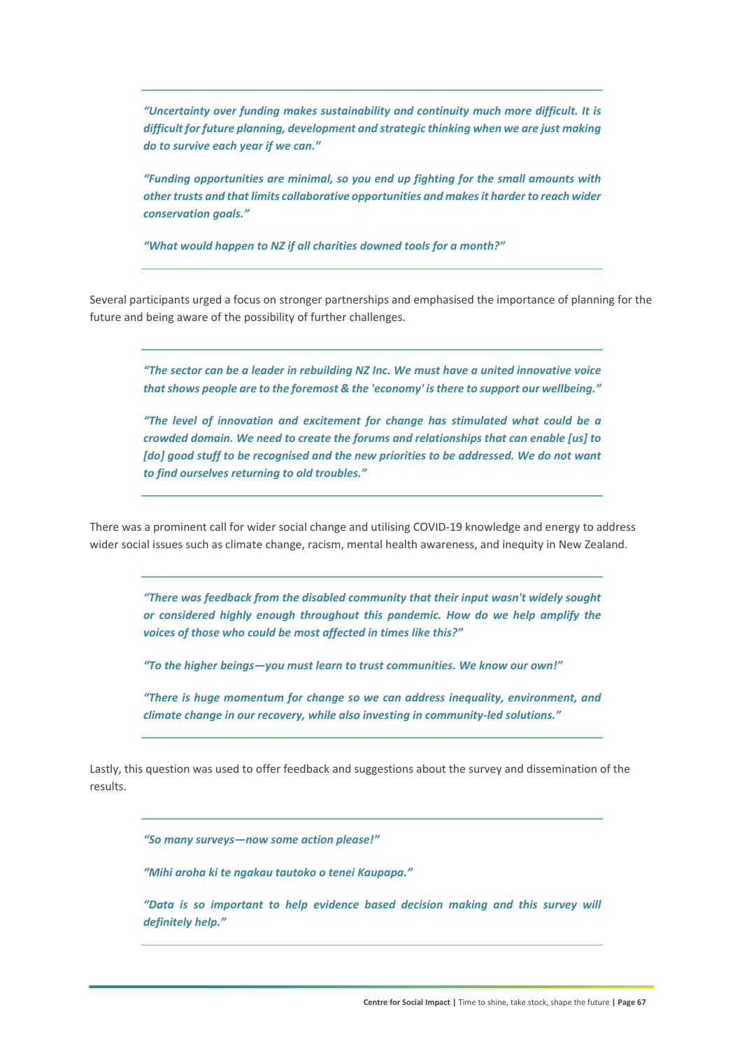---

***"Uncertainty over funding makes sustainability and continuity much more difficult. It is difficult for future planning, development and strategic thinking when we are just making do to survive each year if we can."***

***"Funding opportunities are minimal, so you end up fighting for the small amounts with other trusts and that limits collaborative opportunities and makes it harder to reach wider conservation goals."***

***"What would happen to NZ if all charities downed tools for a month?"***

---

Several participants urged a focus on stronger partnerships and emphasised the importance of planning for the future and being aware of the possibility of further challenges.

---

***"The sector can be a leader in rebuilding NZ Inc. We must have a united innovative voice that shows people are to the foremost & the 'economy' is there to support our wellbeing."***

***"The level of innovation and excitement for change has stimulated what could be a crowded domain. We need to create the forums and relationships that can enable [us] to [do] good stuff to be recognised and the new priorities to be addressed. We do not want to find ourselves returning to old troubles."***

---

There was a prominent call for wider social change and utilising COVID-19 knowledge and energy to address wider social issues such as climate change, racism, mental health awareness, and inequity in New Zealand.

---

***"There was feedback from the disabled community that their input wasn't widely sought or considered highly enough throughout this pandemic. How do we help amplify the voices of those who could be most affected in times like this?"***

***"To the higher beings—you must learn to trust communities. We know our own!"***

***"There is huge momentum for change so we can address inequality, environment, and climate change in our recovery, while also investing in community-led solutions."***

---

Lastly, this question was used to offer feedback and suggestions about the survey and dissemination of the results.

---

***"So many surveys—now some action please!"***

***"Mihi aroha ki te ngakau tautoko o tenei Kaupapa."***

***"Data is so important to help evidence based decision making and this survey will definitely help."***

---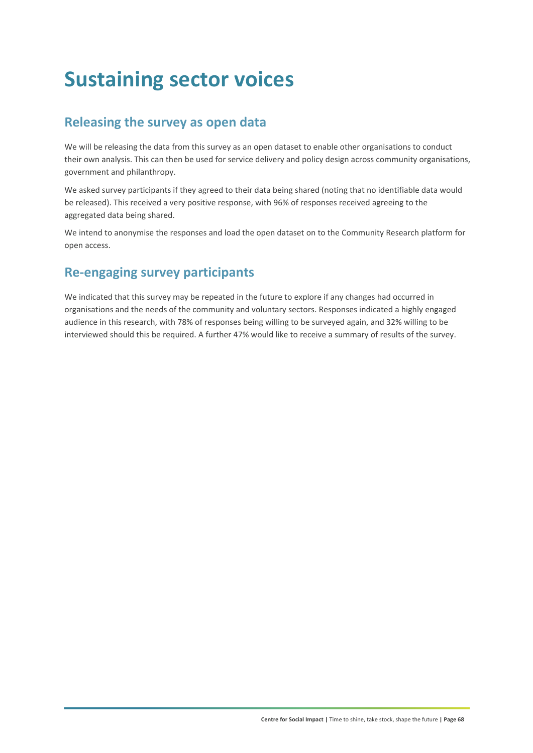# Sustaining sector voices

## Releasing the survey as open data

We will be releasing the data from this survey as an open dataset to enable other organisations to conduct their own analysis. This can then be used for service delivery and policy design across community organisations, government and philanthropy.

We asked survey participants if they agreed to their data being shared (noting that no identifiable data would be released). This received a very positive response, with 96% of responses received agreeing to the aggregated data being shared.

We intend to anonymise the responses and load the open dataset on to the Community Research platform for open access.

## Re-engaging survey participants

We indicated that this survey may be repeated in the future to explore if any changes had occurred in organisations and the needs of the community and voluntary sectors. Responses indicated a highly engaged audience in this research, with 78% of responses being willing to be surveyed again, and 32% willing to be interviewed should this be required. A further 47% would like to receive a summary of results of the survey.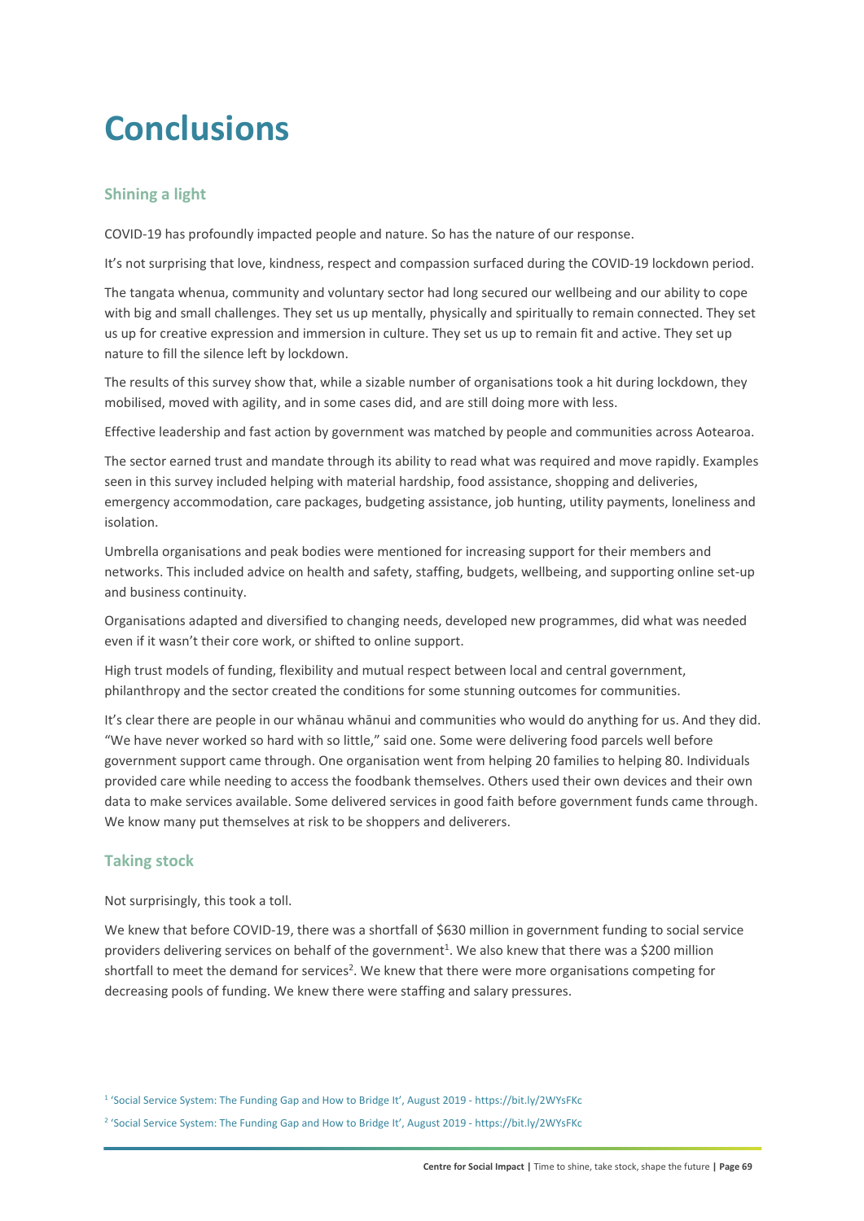# Conclusions

## Shining a light

COVID-19 has profoundly impacted people and nature. So has the nature of our response.

It's not surprising that love, kindness, respect and compassion surfaced during the COVID-19 lockdown period.

The tangata whenua, community and voluntary sector had long secured our wellbeing and our ability to cope with big and small challenges. They set us up mentally, physically and spiritually to remain connected. They set us up for creative expression and immersion in culture. They set us up to remain fit and active. They set up nature to fill the silence left by lockdown.

The results of this survey show that, while a sizable number of organisations took a hit during lockdown, they mobilised, moved with agility, and in some cases did, and are still doing more with less.

Effective leadership and fast action by government was matched by people and communities across Aotearoa.

The sector earned trust and mandate through its ability to read what was required and move rapidly. Examples seen in this survey included helping with material hardship, food assistance, shopping and deliveries, emergency accommodation, care packages, budgeting assistance, job hunting, utility payments, loneliness and isolation.

Umbrella organisations and peak bodies were mentioned for increasing support for their members and networks. This included advice on health and safety, staffing, budgets, wellbeing, and supporting online set-up and business continuity.

Organisations adapted and diversified to changing needs, developed new programmes, did what was needed even if it wasn't their core work, or shifted to online support.

High trust models of funding, flexibility and mutual respect between local and central government, philanthropy and the sector created the conditions for some stunning outcomes for communities.

It's clear there are people in our whānau whānui and communities who would do anything for us. And they did. "We have never worked so hard with so little," said one. Some were delivering food parcels well before government support came through. One organisation went from helping 20 families to helping 80. Individuals provided care while needing to access the foodbank themselves. Others used their own devices and their own data to make services available. Some delivered services in good faith before government funds came through. We know many put themselves at risk to be shoppers and deliverers.

## Taking stock

Not surprisingly, this took a toll.

We knew that before COVID-19, there was a shortfall of $630 million in government funding to social service providers delivering services on behalf of the government[1]. We also knew that there was a $200 million shortfall to meet the demand for services[2]. We knew that there were more organisations competing for decreasing pools of funding. We knew there were staffing and salary pressures.

[1] 'Social Service System: The Funding Gap and How to Bridge It', August 2019 - https://bit.ly/2WYsFKc

[2] 'Social Service System: The Funding Gap and How to Bridge It', August 2019 - https://bit.ly/2WYsFKc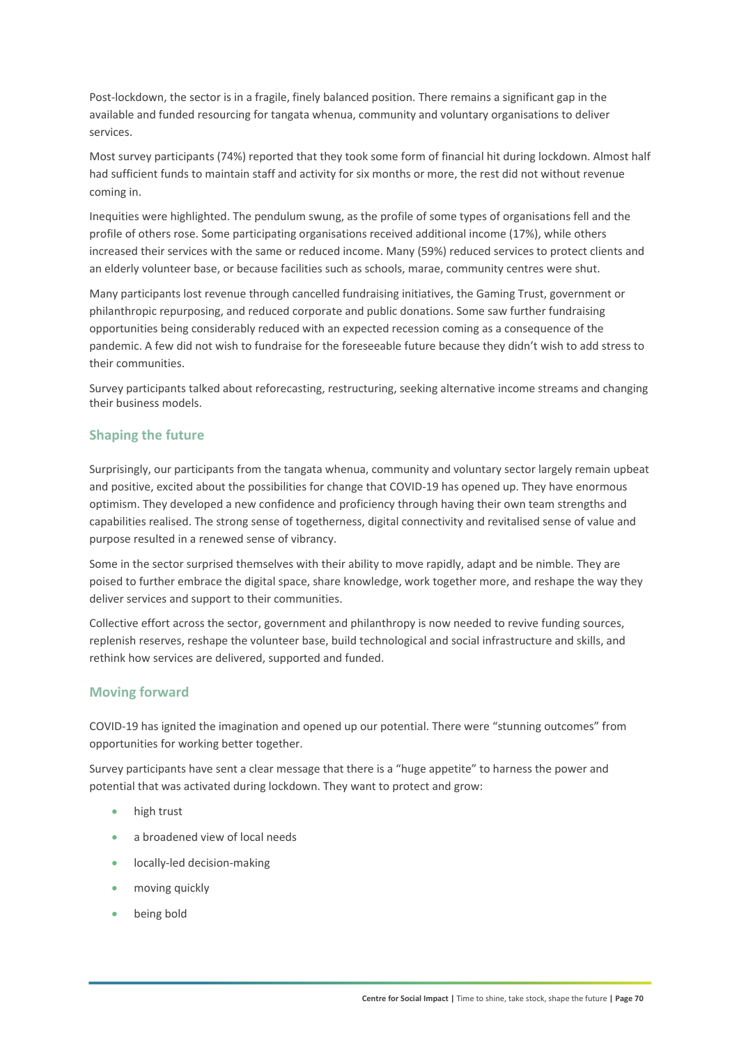Post-lockdown, the sector is in a fragile, finely balanced position. There remains a significant gap in the available and funded resourcing for tangata whenua, community and voluntary organisations to deliver services.

Most survey participants (74%) reported that they took some form of financial hit during lockdown. Almost half had sufficient funds to maintain staff and activity for six months or more, the rest did not without revenue coming in.

Inequities were highlighted. The pendulum swung, as the profile of some types of organisations fell and the profile of others rose. Some participating organisations received additional income (17%), while others increased their services with the same or reduced income. Many (59%) reduced services to protect clients and an elderly volunteer base, or because facilities such as schools, marae, community centres were shut.

Many participants lost revenue through cancelled fundraising initiatives, the Gaming Trust, government or philanthropic repurposing, and reduced corporate and public donations. Some saw further fundraising opportunities being considerably reduced with an expected recession coming as a consequence of the pandemic. A few did not wish to fundraise for the foreseeable future because they didn't wish to add stress to their communities.

Survey participants talked about reforecasting, restructuring, seeking alternative income streams and changing their business models.

## Shaping the future

Surprisingly, our participants from the tangata whenua, community and voluntary sector largely remain upbeat and positive, excited about the possibilities for change that COVID-19 has opened up. They have enormous optimism. They developed a new confidence and proficiency through having their own team strengths and capabilities realised. The strong sense of togetherness, digital connectivity and revitalised sense of value and purpose resulted in a renewed sense of vibrancy.

Some in the sector surprised themselves with their ability to move rapidly, adapt and be nimble. They are poised to further embrace the digital space, share knowledge, work together more, and reshape the way they deliver services and support to their communities.

Collective effort across the sector, government and philanthropy is now needed to revive funding sources, replenish reserves, reshape the volunteer base, build technological and social infrastructure and skills, and rethink how services are delivered, supported and funded.

## Moving forward

COVID-19 has ignited the imagination and opened up our potential. There were "stunning outcomes" from opportunities for working better together.

Survey participants have sent a clear message that there is a "huge appetite" to harness the power and potential that was activated during lockdown. They want to protect and grow:

- high trust
- a broadened view of local needs
- locally-led decision-making
- moving quickly
- being bold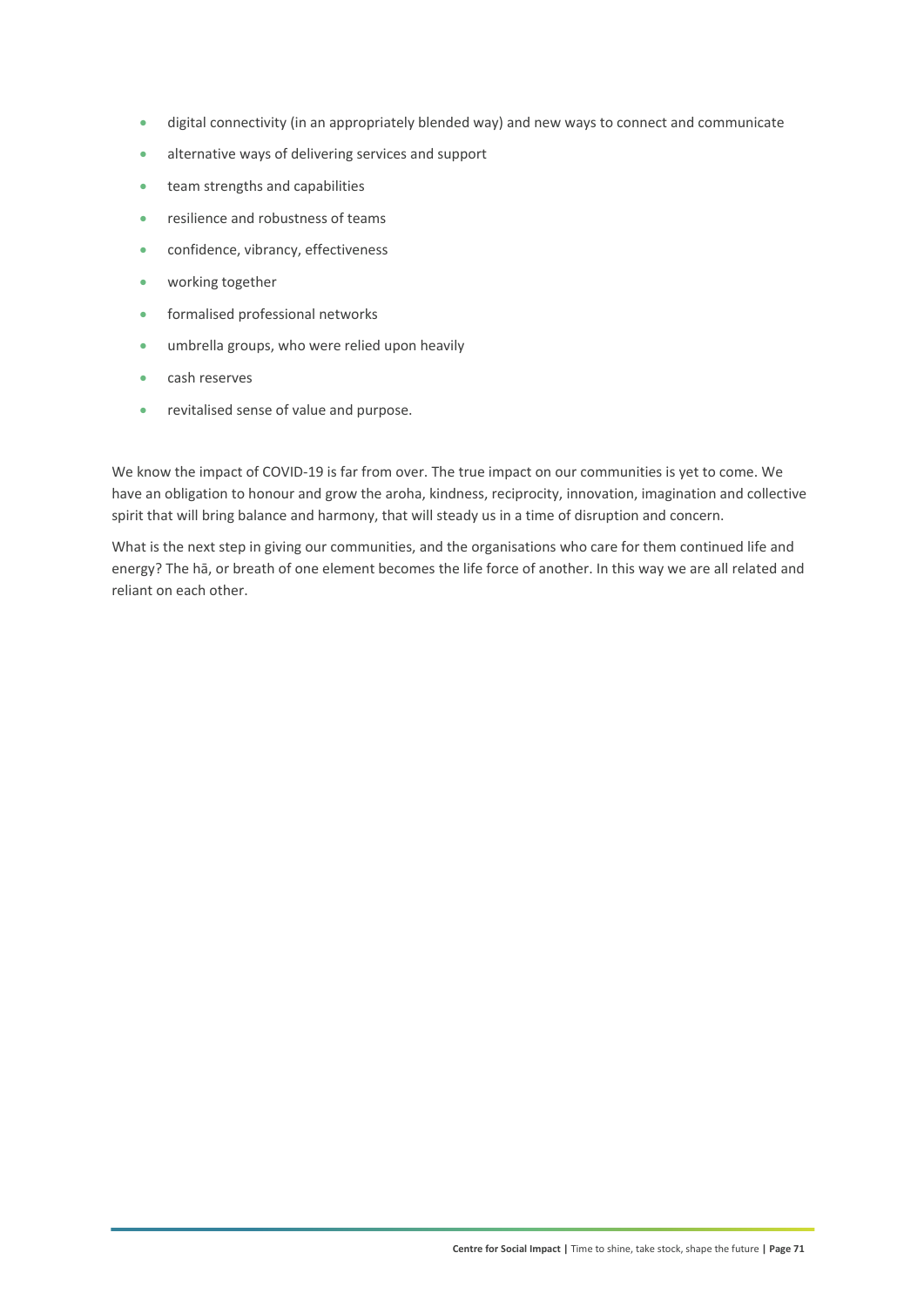- digital connectivity (in an appropriately blended way) and new ways to connect and communicate
- alternative ways of delivering services and support
- team strengths and capabilities
- resilience and robustness of teams
- confidence, vibrancy, effectiveness
- working together
- formalised professional networks
- umbrella groups, who were relied upon heavily
- cash reserves
- revitalised sense of value and purpose.

We know the impact of COVID-19 is far from over. The true impact on our communities is yet to come. We have an obligation to honour and grow the aroha, kindness, reciprocity, innovation, imagination and collective spirit that will bring balance and harmony, that will steady us in a time of disruption and concern.

What is the next step in giving our communities, and the organisations who care for them continued life and energy? The hā, or breath of one element becomes the life force of another. In this way we are all related and reliant on each other.